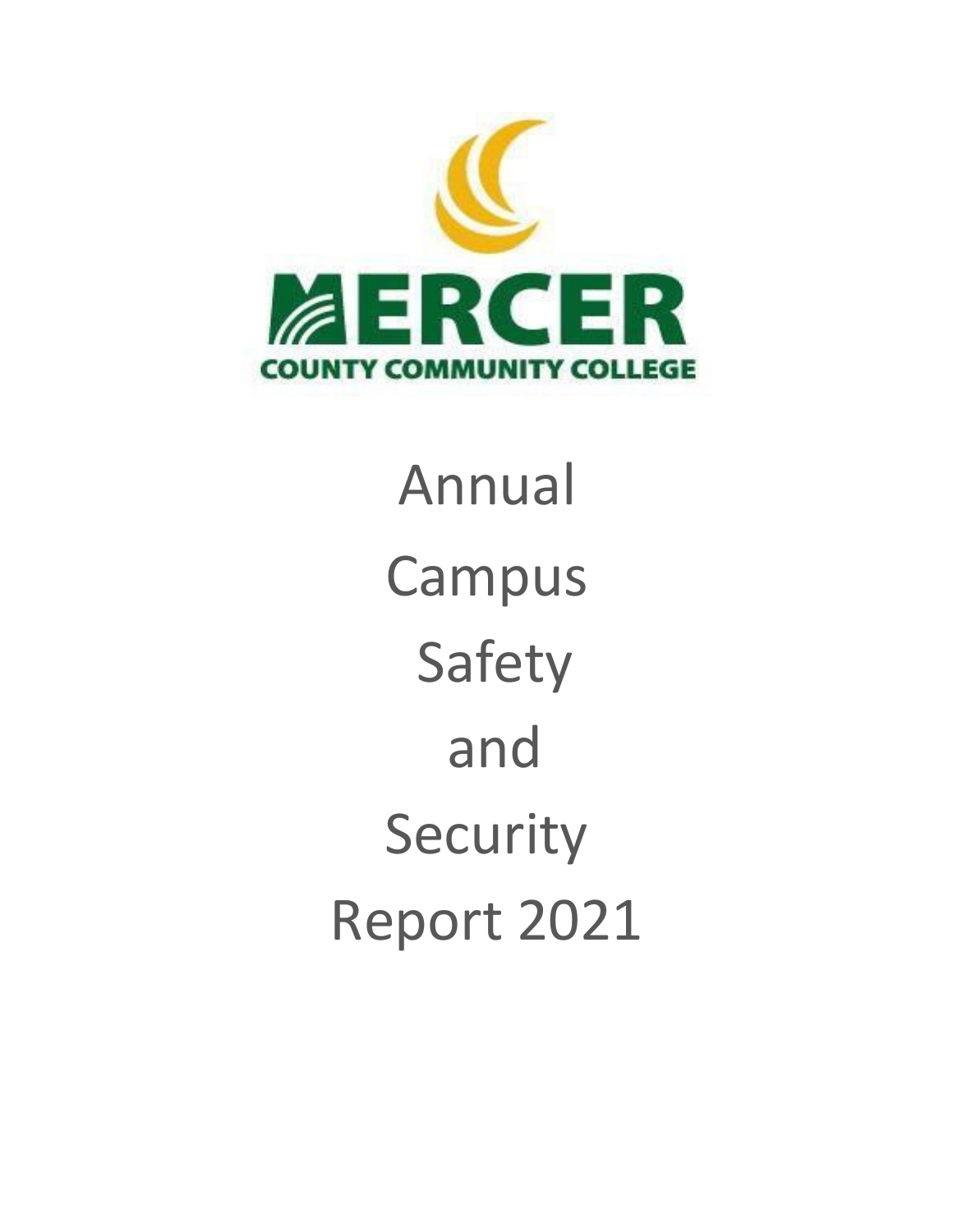MERCER

COUNTY COMMUNITY COLLEGE

# Annual Campus Safety and Security Report 2021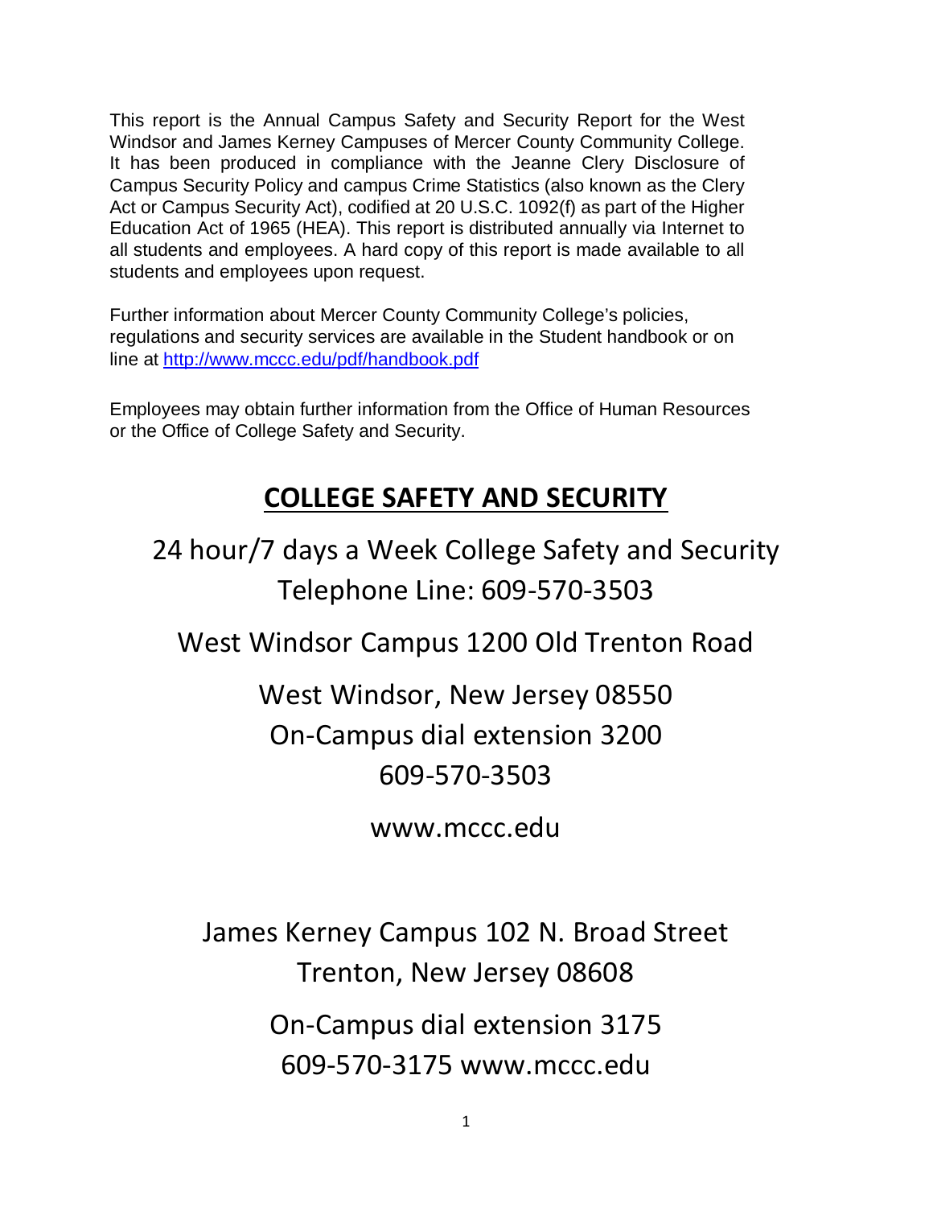This report is the Annual Campus Safety and Security Report for the West Windsor and James Kerney Campuses of Mercer County Community College. It has been produced in compliance with the Jeanne Clery Disclosure of Campus Security Policy and campus Crime Statistics (also known as the Clery Act or Campus Security Act), codified at 20 U.S.C. 1092(f) as part of the Higher Education Act of 1965 (HEA). This report is distributed annually via Internet to all students and employees. A hard copy of this report is made available to all students and employees upon request.

Further information about Mercer County Community College's policies, regulations and security services are available in the Student handbook or on line at [http://www.mccc.edu/pdf/handbook.pdf](http://www.mccc.edu/pdf/handbook.pdf)

Employees may obtain further information from the Office of Human Resources or the Office of College Safety and Security.

# COLLEGE SAFETY AND SECURITY

24 hour/7 days a Week College Safety and Security Telephone Line: 609-570-3503

West Windsor Campus 1200 Old Trenton Road

West Windsor, New Jersey 08550

On-Campus dial extension 3200

609-570-3503

www.mccc.edu

James Kerney Campus 102 N. Broad Street

Trenton, New Jersey 08608

On-Campus dial extension 3175

609-570-3175 www.mccc.edu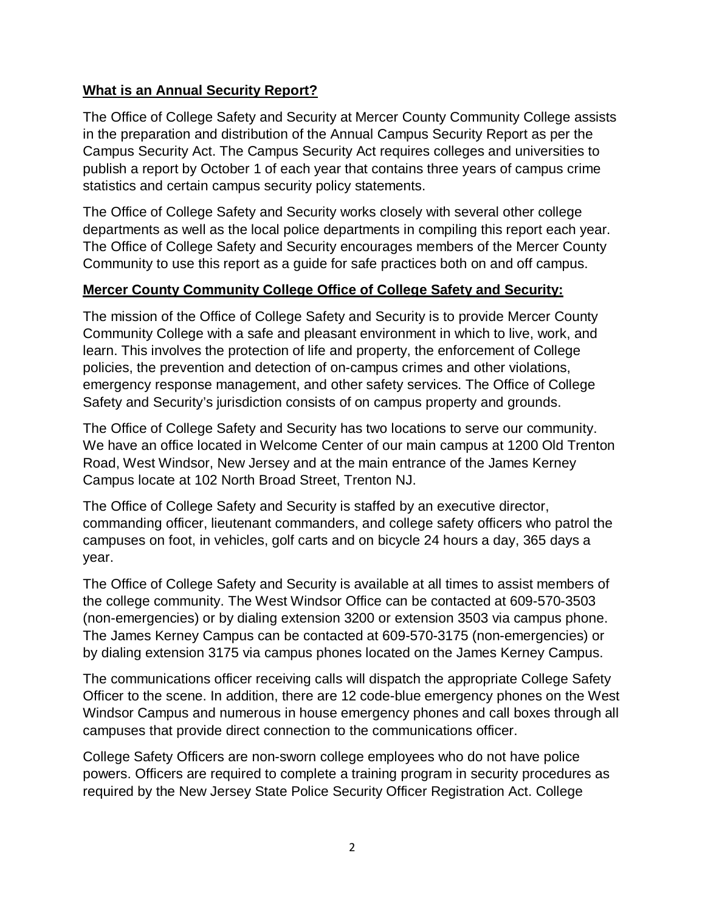## **What is an Annual Security Report?**

The Office of College Safety and Security at Mercer County Community College assists in the preparation and distribution of the Annual Campus Security Report as per the Campus Security Act. The Campus Security Act requires colleges and universities to publish a report by October 1 of each year that contains three years of campus crime statistics and certain campus security policy statements.

The Office of College Safety and Security works closely with several other college departments as well as the local police departments in compiling this report each year. The Office of College Safety and Security encourages members of the Mercer County Community to use this report as a guide for safe practices both on and off campus.

## **Mercer County Community College Office of College Safety and Security:**

The mission of the Office of College Safety and Security is to provide Mercer County Community College with a safe and pleasant environment in which to live, work, and learn. This involves the protection of life and property, the enforcement of College policies, the prevention and detection of on-campus crimes and other violations, emergency response management, and other safety services. The Office of College Safety and Security's jurisdiction consists of on campus property and grounds.

The Office of College Safety and Security has two locations to serve our community. We have an office located in Welcome Center of our main campus at 1200 Old Trenton Road, West Windsor, New Jersey and at the main entrance of the James Kerney Campus locate at 102 North Broad Street, Trenton NJ.

The Office of College Safety and Security is staffed by an executive director, commanding officer, lieutenant commanders, and college safety officers who patrol the campuses on foot, in vehicles, golf carts and on bicycle 24 hours a day, 365 days a year.

The Office of College Safety and Security is available at all times to assist members of the college community. The West Windsor Office can be contacted at 609-570-3503 (non-emergencies) or by dialing extension 3200 or extension 3503 via campus phone. The James Kerney Campus can be contacted at 609-570-3175 (non-emergencies) or by dialing extension 3175 via campus phones located on the James Kerney Campus.

The communications officer receiving calls will dispatch the appropriate College Safety Officer to the scene. In addition, there are 12 code-blue emergency phones on the West Windsor Campus and numerous in house emergency phones and call boxes through all campuses that provide direct connection to the communications officer.

College Safety Officers are non-sworn college employees who do not have police powers. Officers are required to complete a training program in security procedures as required by the New Jersey State Police Security Officer Registration Act. College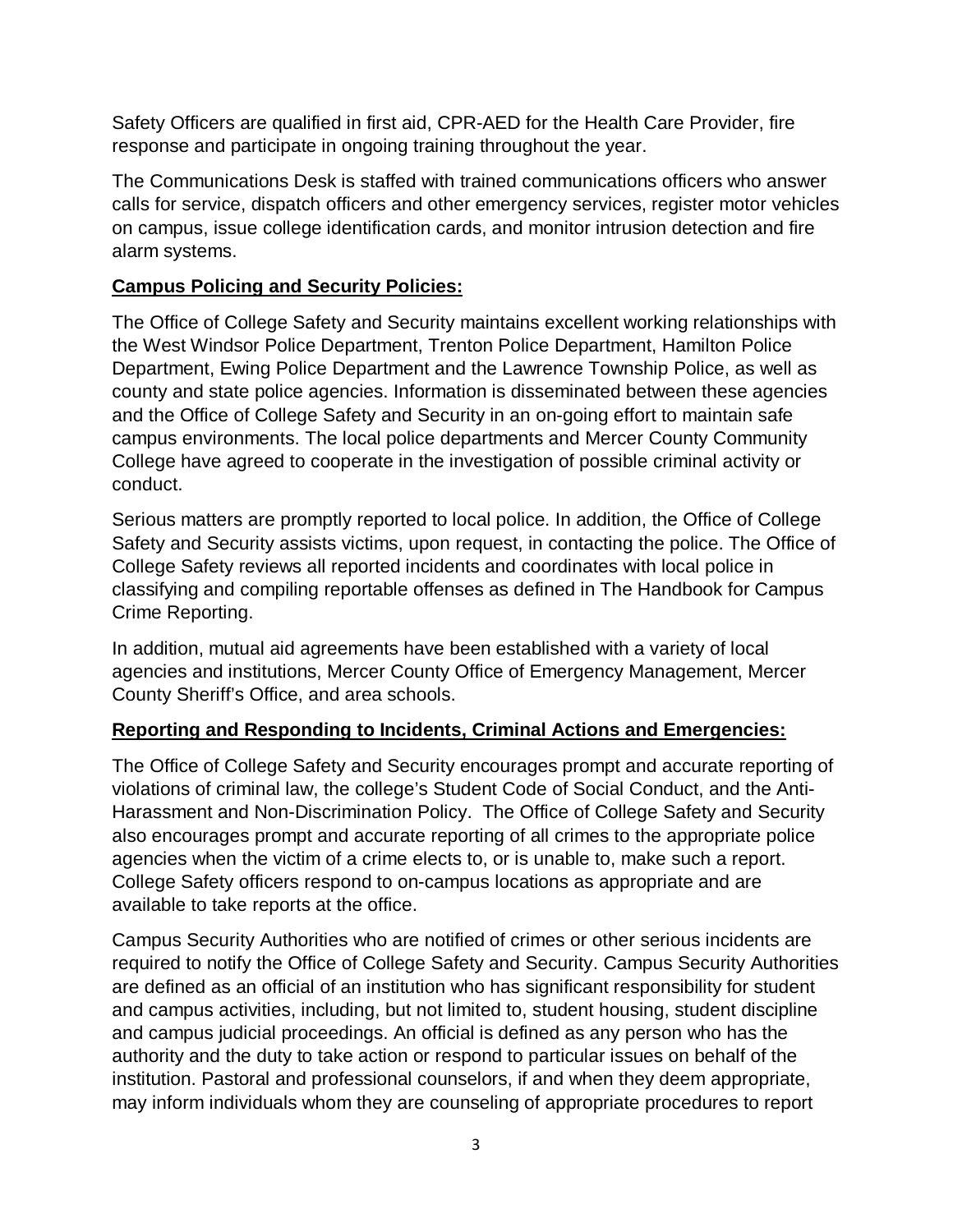Safety Officers are qualified in first aid, CPR-AED for the Health Care Provider, fire response and participate in ongoing training throughout the year.

The Communications Desk is staffed with trained communications officers who answer calls for service, dispatch officers and other emergency services, register motor vehicles on campus, issue college identification cards, and monitor intrusion detection and fire alarm systems.

**Campus Policing and Security Policies:**

The Office of College Safety and Security maintains excellent working relationships with the West Windsor Police Department, Trenton Police Department, Hamilton Police Department, Ewing Police Department and the Lawrence Township Police, as well as county and state police agencies. Information is disseminated between these agencies and the Office of College Safety and Security in an on-going effort to maintain safe campus environments. The local police departments and Mercer County Community College have agreed to cooperate in the investigation of possible criminal activity or conduct.

Serious matters are promptly reported to local police. In addition, the Office of College Safety and Security assists victims, upon request, in contacting the police. The Office of College Safety reviews all reported incidents and coordinates with local police in classifying and compiling reportable offenses as defined in The Handbook for Campus Crime Reporting.

In addition, mutual aid agreements have been established with a variety of local agencies and institutions, Mercer County Office of Emergency Management, Mercer County Sheriff's Office, and area schools.

**Reporting and Responding to Incidents, Criminal Actions and Emergencies:**

The Office of College Safety and Security encourages prompt and accurate reporting of violations of criminal law, the college's Student Code of Social Conduct, and the Anti-Harassment and Non-Discrimination Policy. The Office of College Safety and Security also encourages prompt and accurate reporting of all crimes to the appropriate police agencies when the victim of a crime elects to, or is unable to, make such a report. College Safety officers respond to on-campus locations as appropriate and are available to take reports at the office.

Campus Security Authorities who are notified of crimes or other serious incidents are required to notify the Office of College Safety and Security. Campus Security Authorities are defined as an official of an institution who has significant responsibility for student and campus activities, including, but not limited to, student housing, student discipline and campus judicial proceedings. An official is defined as any person who has the authority and the duty to take action or respond to particular issues on behalf of the institution. Pastoral and professional counselors, if and when they deem appropriate, may inform individuals whom they are counseling of appropriate procedures to report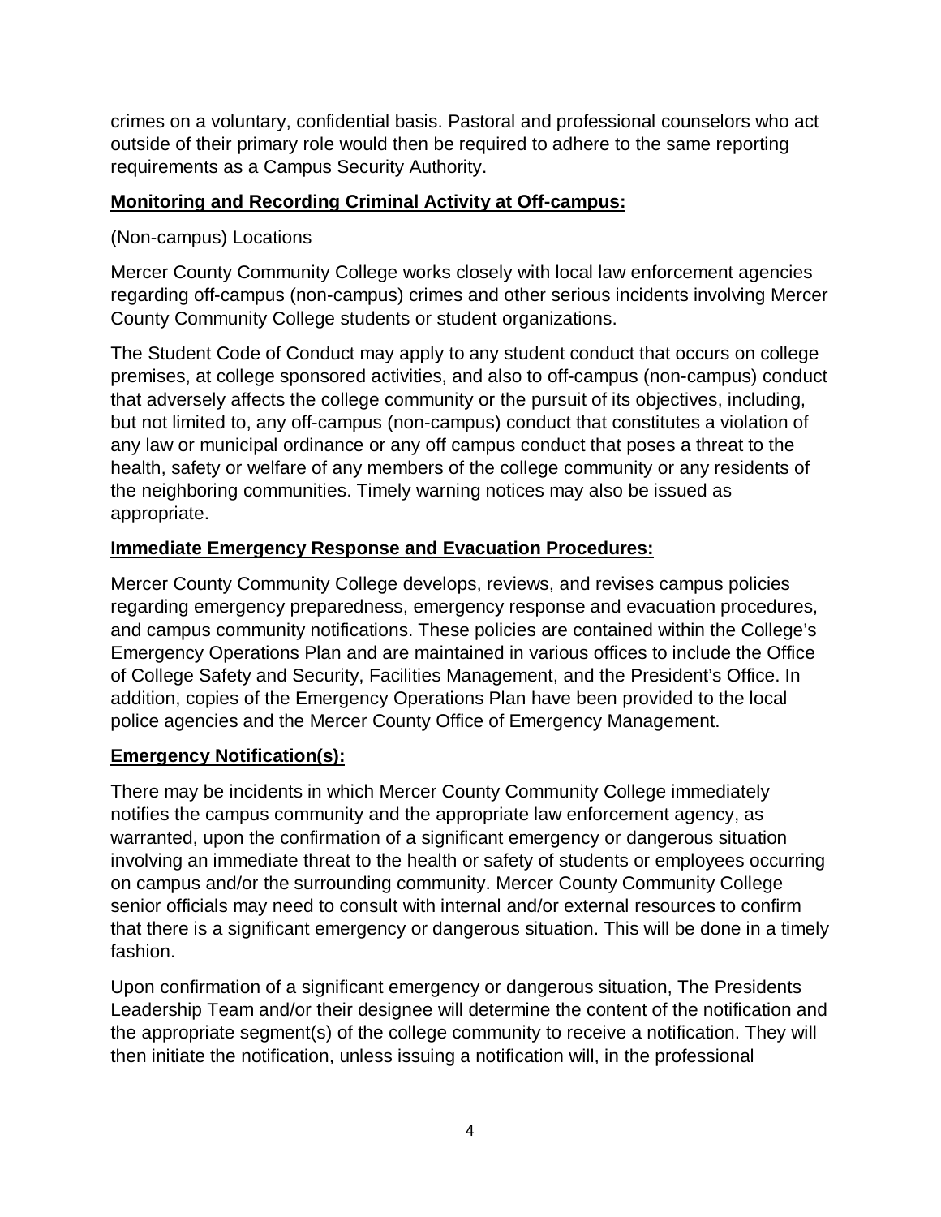crimes on a voluntary, confidential basis. Pastoral and professional counselors who act outside of their primary role would then be required to adhere to the same reporting requirements as a Campus Security Authority.

**Monitoring and Recording Criminal Activity at Off-campus:**

(Non-campus) Locations

Mercer County Community College works closely with local law enforcement agencies regarding off-campus (non-campus) crimes and other serious incidents involving Mercer County Community College students or student organizations.

The Student Code of Conduct may apply to any student conduct that occurs on college premises, at college sponsored activities, and also to off-campus (non-campus) conduct that adversely affects the college community or the pursuit of its objectives, including, but not limited to, any off-campus (non-campus) conduct that constitutes a violation of any law or municipal ordinance or any off campus conduct that poses a threat to the health, safety or welfare of any members of the college community or any residents of the neighboring communities. Timely warning notices may also be issued as appropriate.

**Immediate Emergency Response and Evacuation Procedures:**

Mercer County Community College develops, reviews, and revises campus policies regarding emergency preparedness, emergency response and evacuation procedures, and campus community notifications. These policies are contained within the College's Emergency Operations Plan and are maintained in various offices to include the Office of College Safety and Security, Facilities Management, and the President's Office. In addition, copies of the Emergency Operations Plan have been provided to the local police agencies and the Mercer County Office of Emergency Management.

**Emergency Notification(s):**

There may be incidents in which Mercer County Community College immediately notifies the campus community and the appropriate law enforcement agency, as warranted, upon the confirmation of a significant emergency or dangerous situation involving an immediate threat to the health or safety of students or employees occurring on campus and/or the surrounding community. Mercer County Community College senior officials may need to consult with internal and/or external resources to confirm that there is a significant emergency or dangerous situation. This will be done in a timely fashion.

Upon confirmation of a significant emergency or dangerous situation, The Presidents Leadership Team and/or their designee will determine the content of the notification and the appropriate segment(s) of the college community to receive a notification. They will then initiate the notification, unless issuing a notification will, in the professional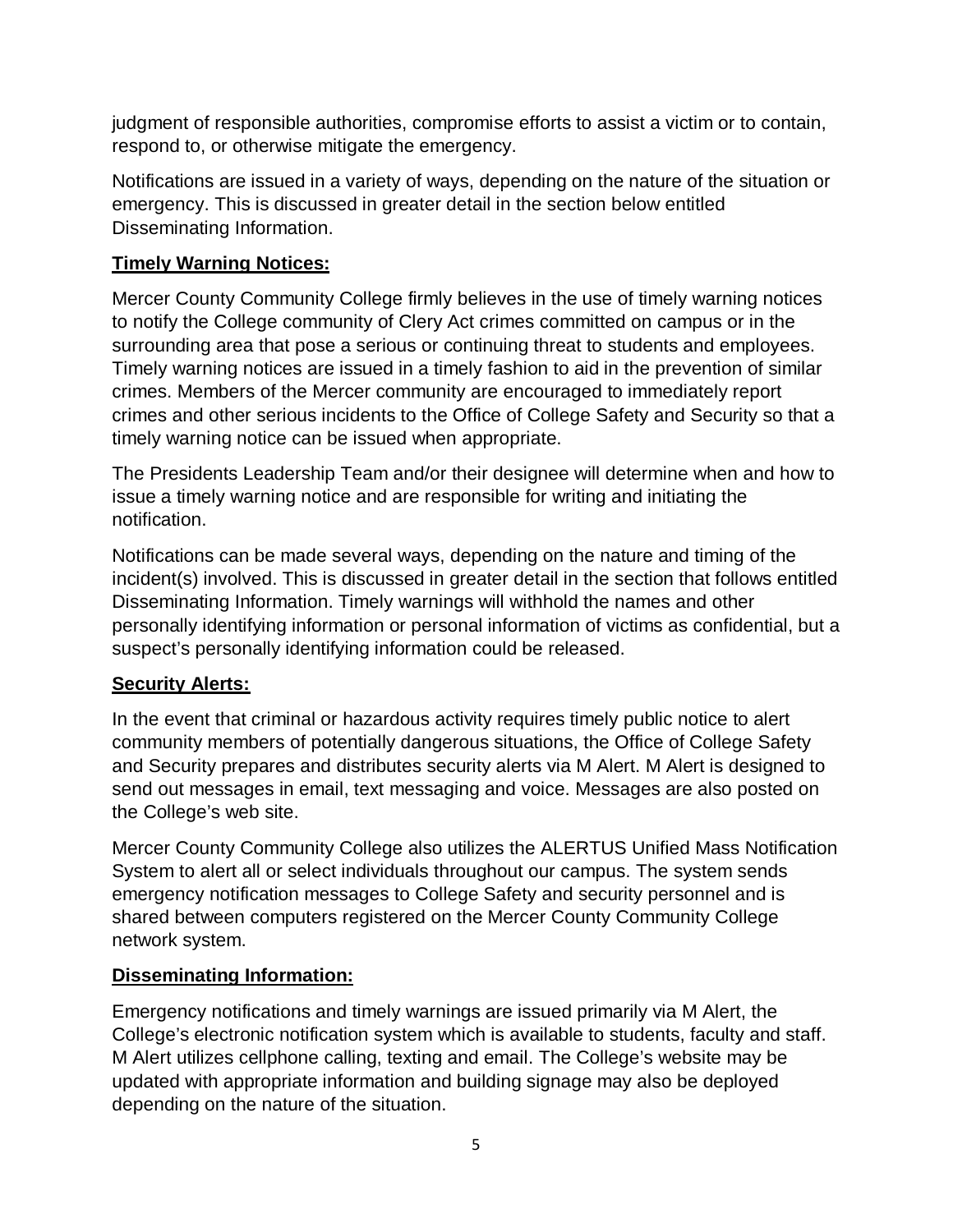judgment of responsible authorities, compromise efforts to assist a victim or to contain, respond to, or otherwise mitigate the emergency.

Notifications are issued in a variety of ways, depending on the nature of the situation or emergency. This is discussed in greater detail in the section below entitled Disseminating Information.

**Timely Warning Notices:**

Mercer County Community College firmly believes in the use of timely warning notices to notify the College community of Clery Act crimes committed on campus or in the surrounding area that pose a serious or continuing threat to students and employees. Timely warning notices are issued in a timely fashion to aid in the prevention of similar crimes. Members of the Mercer community are encouraged to immediately report crimes and other serious incidents to the Office of College Safety and Security so that a timely warning notice can be issued when appropriate.

The Presidents Leadership Team and/or their designee will determine when and how to issue a timely warning notice and are responsible for writing and initiating the notification.

Notifications can be made several ways, depending on the nature and timing of the incident(s) involved. This is discussed in greater detail in the section that follows entitled Disseminating Information. Timely warnings will withhold the names and other personally identifying information or personal information of victims as confidential, but a suspect's personally identifying information could be released.

**Security Alerts:**

In the event that criminal or hazardous activity requires timely public notice to alert community members of potentially dangerous situations, the Office of College Safety and Security prepares and distributes security alerts via M Alert. M Alert is designed to send out messages in email, text messaging and voice. Messages are also posted on the College's web site.

Mercer County Community College also utilizes the ALERTUS Unified Mass Notification System to alert all or select individuals throughout our campus. The system sends emergency notification messages to College Safety and security personnel and is shared between computers registered on the Mercer County Community College network system.

**Disseminating Information:**

Emergency notifications and timely warnings are issued primarily via M Alert, the College's electronic notification system which is available to students, faculty and staff. M Alert utilizes cellphone calling, texting and email. The College's website may be updated with appropriate information and building signage may also be deployed depending on the nature of the situation.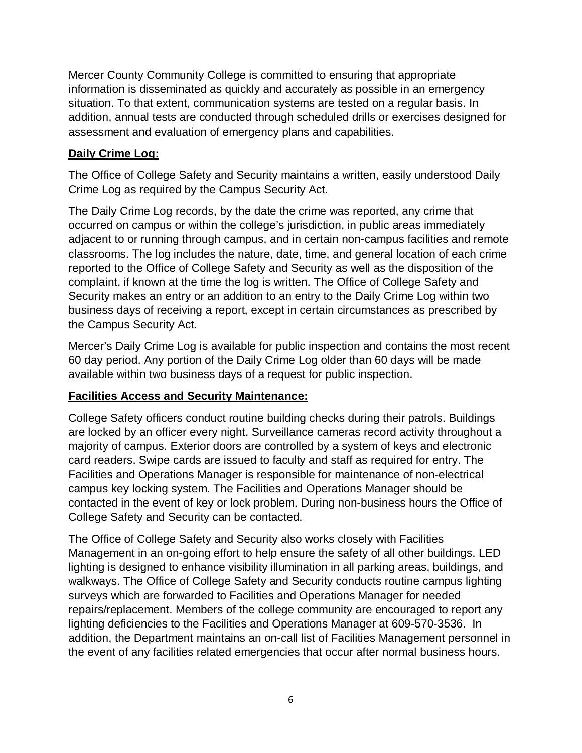Mercer County Community College is committed to ensuring that appropriate information is disseminated as quickly and accurately as possible in an emergency situation. To that extent, communication systems are tested on a regular basis. In addition, annual tests are conducted through scheduled drills or exercises designed for assessment and evaluation of emergency plans and capabilities.

## Daily Crime Log:

The Office of College Safety and Security maintains a written, easily understood Daily Crime Log as required by the Campus Security Act.

The Daily Crime Log records, by the date the crime was reported, any crime that occurred on campus or within the college's jurisdiction, in public areas immediately adjacent to or running through campus, and in certain non-campus facilities and remote classrooms. The log includes the nature, date, time, and general location of each crime reported to the Office of College Safety and Security as well as the disposition of the complaint, if known at the time the log is written. The Office of College Safety and Security makes an entry or an addition to an entry to the Daily Crime Log within two business days of receiving a report, except in certain circumstances as prescribed by the Campus Security Act.

Mercer's Daily Crime Log is available for public inspection and contains the most recent 60 day period. Any portion of the Daily Crime Log older than 60 days will be made available within two business days of a request for public inspection.

## Facilities Access and Security Maintenance:

College Safety officers conduct routine building checks during their patrols. Buildings are locked by an officer every night. Surveillance cameras record activity throughout a majority of campus. Exterior doors are controlled by a system of keys and electronic card readers. Swipe cards are issued to faculty and staff as required for entry. The Facilities and Operations Manager is responsible for maintenance of non-electrical campus key locking system. The Facilities and Operations Manager should be contacted in the event of key or lock problem. During non-business hours the Office of College Safety and Security can be contacted.

The Office of College Safety and Security also works closely with Facilities Management in an on-going effort to help ensure the safety of all other buildings. LED lighting is designed to enhance visibility illumination in all parking areas, buildings, and walkways. The Office of College Safety and Security conducts routine campus lighting surveys which are forwarded to Facilities and Operations Manager for needed repairs/replacement. Members of the college community are encouraged to report any lighting deficiencies to the Facilities and Operations Manager at 609-570-3536. In addition, the Department maintains an on-call list of Facilities Management personnel in the event of any facilities related emergencies that occur after normal business hours.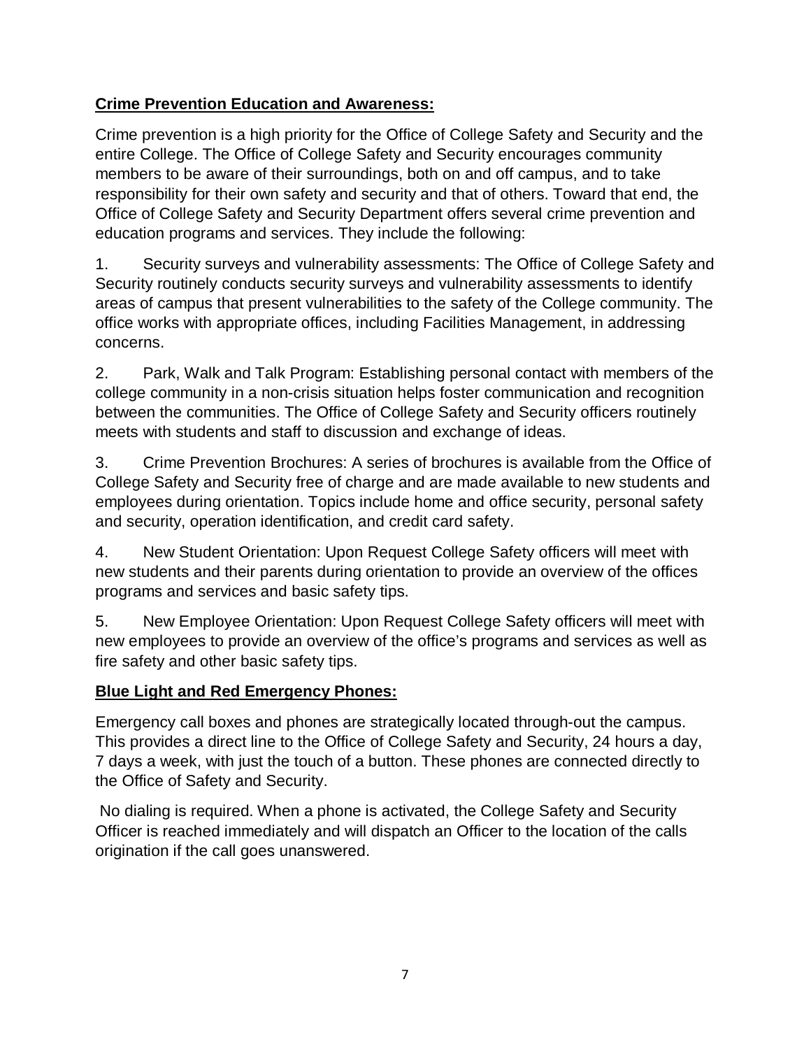## **Crime Prevention Education and Awareness:**

Crime prevention is a high priority for the Office of College Safety and Security and the entire College. The Office of College Safety and Security encourages community members to be aware of their surroundings, both on and off campus, and to take responsibility for their own safety and security and that of others. Toward that end, the Office of College Safety and Security Department offers several crime prevention and education programs and services. They include the following:

1. Security surveys and vulnerability assessments: The Office of College Safety and Security routinely conducts security surveys and vulnerability assessments to identify areas of campus that present vulnerabilities to the safety of the College community. The office works with appropriate offices, including Facilities Management, in addressing concerns.

2. Park, Walk and Talk Program: Establishing personal contact with members of the college community in a non-crisis situation helps foster communication and recognition between the communities. The Office of College Safety and Security officers routinely meets with students and staff to discussion and exchange of ideas.

3. Crime Prevention Brochures: A series of brochures is available from the Office of College Safety and Security free of charge and are made available to new students and employees during orientation. Topics include home and office security, personal safety and security, operation identification, and credit card safety.

4. New Student Orientation: Upon Request College Safety officers will meet with new students and their parents during orientation to provide an overview of the offices programs and services and basic safety tips.

5. New Employee Orientation: Upon Request College Safety officers will meet with new employees to provide an overview of the office's programs and services as well as fire safety and other basic safety tips.

## **Blue Light and Red Emergency Phones:**

Emergency call boxes and phones are strategically located through-out the campus. This provides a direct line to the Office of College Safety and Security, 24 hours a day, 7 days a week, with just the touch of a button. These phones are connected directly to the Office of Safety and Security.

No dialing is required. When a phone is activated, the College Safety and Security Officer is reached immediately and will dispatch an Officer to the location of the calls origination if the call goes unanswered.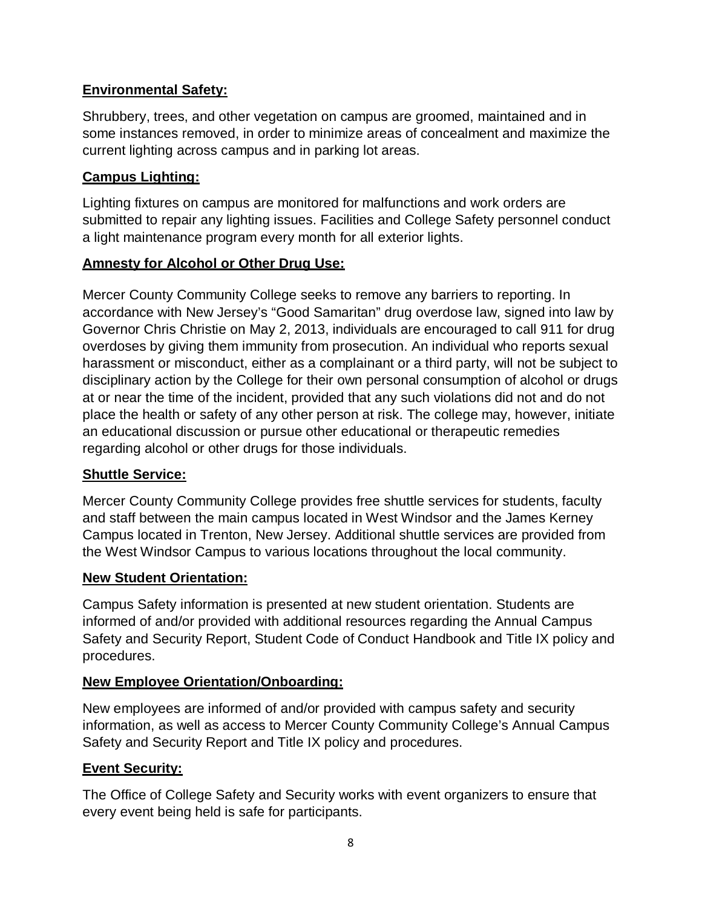**Environmental Safety:**

Shrubbery, trees, and other vegetation on campus are groomed, maintained and in some instances removed, in order to minimize areas of concealment and maximize the current lighting across campus and in parking lot areas.

**Campus Lighting:**

Lighting fixtures on campus are monitored for malfunctions and work orders are submitted to repair any lighting issues. Facilities and College Safety personnel conduct a light maintenance program every month for all exterior lights.

**Amnesty for Alcohol or Other Drug Use:**

Mercer County Community College seeks to remove any barriers to reporting. In accordance with New Jersey's "Good Samaritan" drug overdose law, signed into law by Governor Chris Christie on May 2, 2013, individuals are encouraged to call 911 for drug overdoses by giving them immunity from prosecution. An individual who reports sexual harassment or misconduct, either as a complainant or a third party, will not be subject to disciplinary action by the College for their own personal consumption of alcohol or drugs at or near the time of the incident, provided that any such violations did not and do not place the health or safety of any other person at risk. The college may, however, initiate an educational discussion or pursue other educational or therapeutic remedies regarding alcohol or other drugs for those individuals.

**Shuttle Service:**

Mercer County Community College provides free shuttle services for students, faculty and staff between the main campus located in West Windsor and the James Kerney Campus located in Trenton, New Jersey. Additional shuttle services are provided from the West Windsor Campus to various locations throughout the local community.

**New Student Orientation:**

Campus Safety information is presented at new student orientation. Students are informed of and/or provided with additional resources regarding the Annual Campus Safety and Security Report, Student Code of Conduct Handbook and Title IX policy and procedures.

**New Employee Orientation/Onboarding:**

New employees are informed of and/or provided with campus safety and security information, as well as access to Mercer County Community College's Annual Campus Safety and Security Report and Title IX policy and procedures.

**Event Security:**

The Office of College Safety and Security works with event organizers to ensure that every event being held is safe for participants.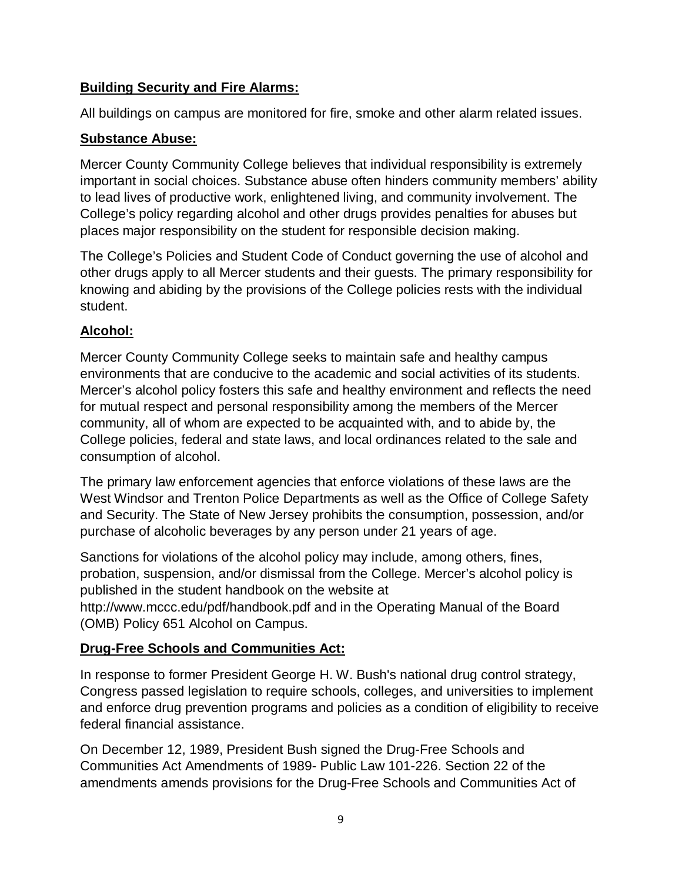**Building Security and Fire Alarms:**

All buildings on campus are monitored for fire, smoke and other alarm related issues.

**Substance Abuse:**

Mercer County Community College believes that individual responsibility is extremely important in social choices. Substance abuse often hinders community members' ability to lead lives of productive work, enlightened living, and community involvement. The College's policy regarding alcohol and other drugs provides penalties for abuses but places major responsibility on the student for responsible decision making.

The College's Policies and Student Code of Conduct governing the use of alcohol and other drugs apply to all Mercer students and their guests. The primary responsibility for knowing and abiding by the provisions of the College policies rests with the individual student.

**Alcohol:**

Mercer County Community College seeks to maintain safe and healthy campus environments that are conducive to the academic and social activities of its students. Mercer's alcohol policy fosters this safe and healthy environment and reflects the need for mutual respect and personal responsibility among the members of the Mercer community, all of whom are expected to be acquainted with, and to abide by, the College policies, federal and state laws, and local ordinances related to the sale and consumption of alcohol.

The primary law enforcement agencies that enforce violations of these laws are the West Windsor and Trenton Police Departments as well as the Office of College Safety and Security. The State of New Jersey prohibits the consumption, possession, and/or purchase of alcoholic beverages by any person under 21 years of age.

Sanctions for violations of the alcohol policy may include, among others, fines, probation, suspension, and/or dismissal from the College. Mercer's alcohol policy is published in the student handbook on the website at http://www.mccc.edu/pdf/handbook.pdf and in the Operating Manual of the Board (OMB) Policy 651 Alcohol on Campus.

**Drug-Free Schools and Communities Act:**

In response to former President George H. W. Bush's national drug control strategy, Congress passed legislation to require schools, colleges, and universities to implement and enforce drug prevention programs and policies as a condition of eligibility to receive federal financial assistance.

On December 12, 1989, President Bush signed the Drug-Free Schools and Communities Act Amendments of 1989- Public Law 101-226. Section 22 of the amendments amends provisions for the Drug-Free Schools and Communities Act of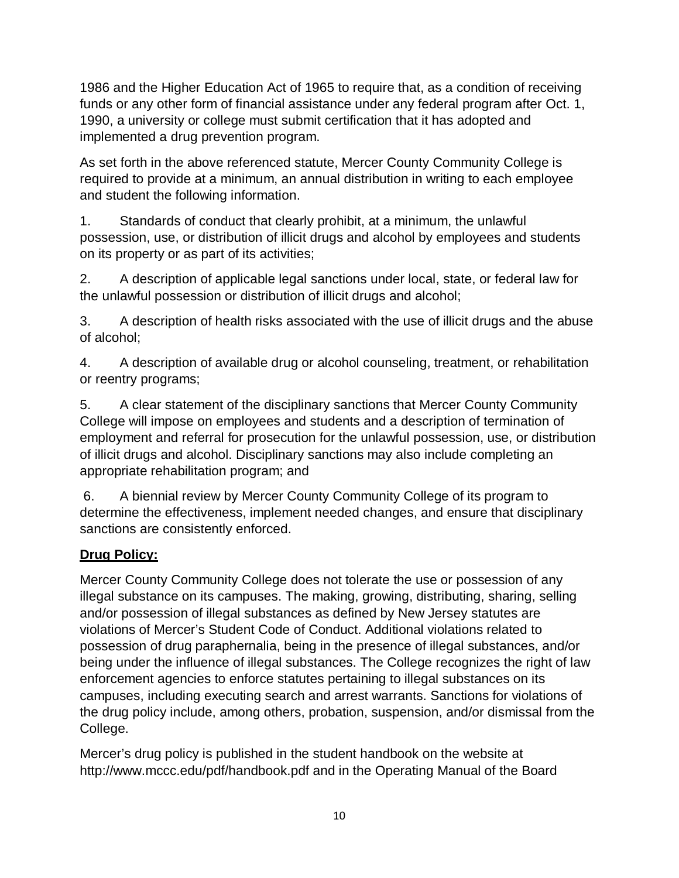1986 and the Higher Education Act of 1965 to require that, as a condition of receiving funds or any other form of financial assistance under any federal program after Oct. 1, 1990, a university or college must submit certification that it has adopted and implemented a drug prevention program.

As set forth in the above referenced statute, Mercer County Community College is required to provide at a minimum, an annual distribution in writing to each employee and student the following information.

1. Standards of conduct that clearly prohibit, at a minimum, the unlawful possession, use, or distribution of illicit drugs and alcohol by employees and students on its property or as part of its activities;

2. A description of applicable legal sanctions under local, state, or federal law for the unlawful possession or distribution of illicit drugs and alcohol;

3. A description of health risks associated with the use of illicit drugs and the abuse of alcohol;

4. A description of available drug or alcohol counseling, treatment, or rehabilitation or reentry programs;

5. A clear statement of the disciplinary sanctions that Mercer County Community College will impose on employees and students and a description of termination of employment and referral for prosecution for the unlawful possession, use, or distribution of illicit drugs and alcohol. Disciplinary sanctions may also include completing an appropriate rehabilitation program; and

6. A biennial review by Mercer County Community College of its program to determine the effectiveness, implement needed changes, and ensure that disciplinary sanctions are consistently enforced.

**Drug Policy:**

Mercer County Community College does not tolerate the use or possession of any illegal substance on its campuses. The making, growing, distributing, sharing, selling and/or possession of illegal substances as defined by New Jersey statutes are violations of Mercer's Student Code of Conduct. Additional violations related to possession of drug paraphernalia, being in the presence of illegal substances, and/or being under the influence of illegal substances. The College recognizes the right of law enforcement agencies to enforce statutes pertaining to illegal substances on its campuses, including executing search and arrest warrants. Sanctions for violations of the drug policy include, among others, probation, suspension, and/or dismissal from the College.

Mercer's drug policy is published in the student handbook on the website at http://www.mccc.edu/pdf/handbook.pdf and in the Operating Manual of the Board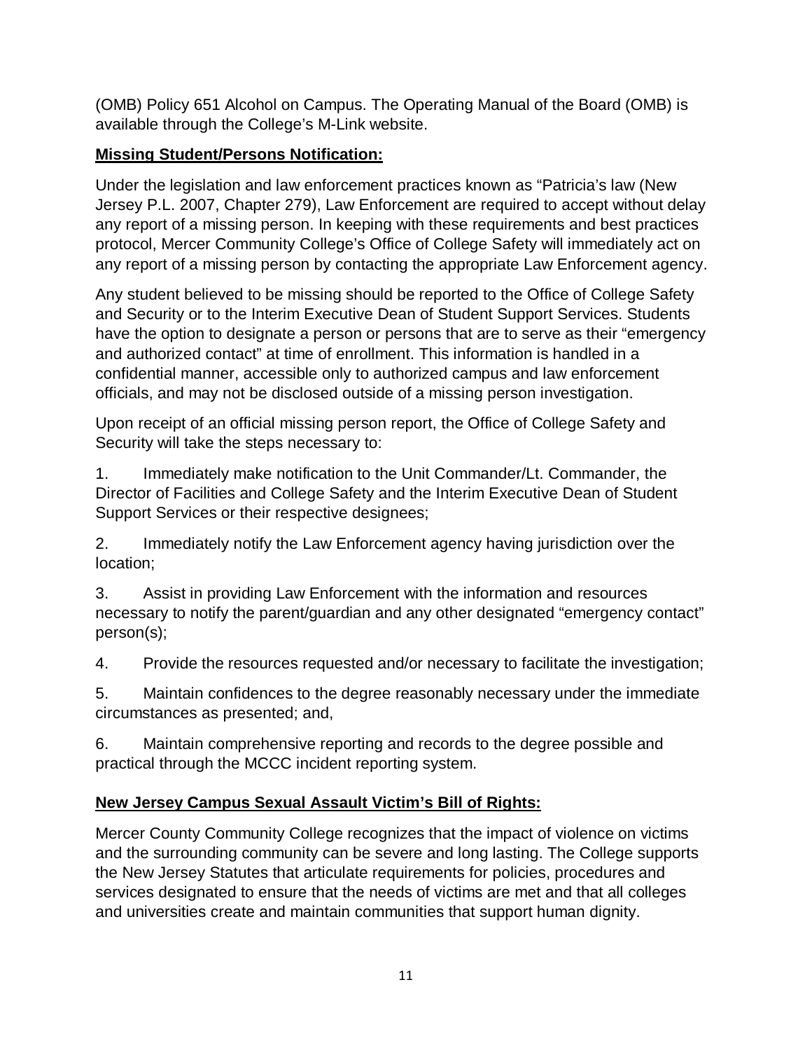(OMB) Policy 651 Alcohol on Campus. The Operating Manual of the Board (OMB) is available through the College's M-Link website.

**Missing Student/Persons Notification:**

Under the legislation and law enforcement practices known as "Patricia's law (New Jersey P.L. 2007, Chapter 279), Law Enforcement are required to accept without delay any report of a missing person. In keeping with these requirements and best practices protocol, Mercer Community College's Office of College Safety will immediately act on any report of a missing person by contacting the appropriate Law Enforcement agency.

Any student believed to be missing should be reported to the Office of College Safety and Security or to the Interim Executive Dean of Student Support Services. Students have the option to designate a person or persons that are to serve as their "emergency and authorized contact" at time of enrollment. This information is handled in a confidential manner, accessible only to authorized campus and law enforcement officials, and may not be disclosed outside of a missing person investigation.

Upon receipt of an official missing person report, the Office of College Safety and Security will take the steps necessary to:

1. Immediately make notification to the Unit Commander/Lt. Commander, the Director of Facilities and College Safety and the Interim Executive Dean of Student Support Services or their respective designees;
2. Immediately notify the Law Enforcement agency having jurisdiction over the location;
3. Assist in providing Law Enforcement with the information and resources necessary to notify the parent/guardian and any other designated "emergency contact" person(s);
4. Provide the resources requested and/or necessary to facilitate the investigation;
5. Maintain confidences to the degree reasonably necessary under the immediate circumstances as presented; and,
6. Maintain comprehensive reporting and records to the degree possible and practical through the MCCC incident reporting system.

**New Jersey Campus Sexual Assault Victim's Bill of Rights:**

Mercer County Community College recognizes that the impact of violence on victims and the surrounding community can be severe and long lasting. The College supports the New Jersey Statutes that articulate requirements for policies, procedures and services designated to ensure that the needs of victims are met and that all colleges and universities create and maintain communities that support human dignity.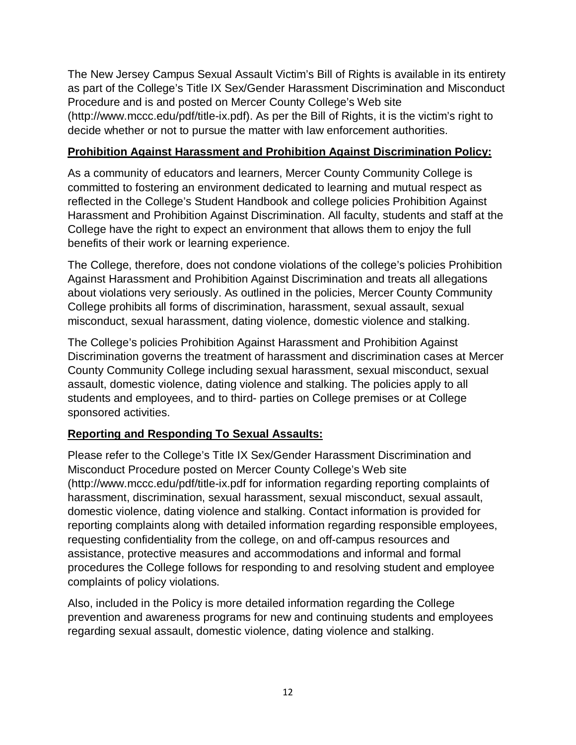The New Jersey Campus Sexual Assault Victim's Bill of Rights is available in its entirety as part of the College's Title IX Sex/Gender Harassment Discrimination and Misconduct Procedure and is and posted on Mercer County College's Web site (http://www.mccc.edu/pdf/title-ix.pdf). As per the Bill of Rights, it is the victim's right to decide whether or not to pursue the matter with law enforcement authorities.

**Prohibition Against Harassment and Prohibition Against Discrimination Policy:**

As a community of educators and learners, Mercer County Community College is committed to fostering an environment dedicated to learning and mutual respect as reflected in the College's Student Handbook and college policies Prohibition Against Harassment and Prohibition Against Discrimination. All faculty, students and staff at the College have the right to expect an environment that allows them to enjoy the full benefits of their work or learning experience.

The College, therefore, does not condone violations of the college's policies Prohibition Against Harassment and Prohibition Against Discrimination and treats all allegations about violations very seriously. As outlined in the policies, Mercer County Community College prohibits all forms of discrimination, harassment, sexual assault, sexual misconduct, sexual harassment, dating violence, domestic violence and stalking.

The College's policies Prohibition Against Harassment and Prohibition Against Discrimination governs the treatment of harassment and discrimination cases at Mercer County Community College including sexual harassment, sexual misconduct, sexual assault, domestic violence, dating violence and stalking. The policies apply to all students and employees, and to third- parties on College premises or at College sponsored activities.

**Reporting and Responding To Sexual Assaults:**

Please refer to the College's Title IX Sex/Gender Harassment Discrimination and Misconduct Procedure posted on Mercer County College's Web site (http://www.mccc.edu/pdf/title-ix.pdf for information regarding reporting complaints of harassment, discrimination, sexual harassment, sexual misconduct, sexual assault, domestic violence, dating violence and stalking. Contact information is provided for reporting complaints along with detailed information regarding responsible employees, requesting confidentiality from the college, on and off-campus resources and assistance, protective measures and accommodations and informal and formal procedures the College follows for responding to and resolving student and employee complaints of policy violations.

Also, included in the Policy is more detailed information regarding the College prevention and awareness programs for new and continuing students and employees regarding sexual assault, domestic violence, dating violence and stalking.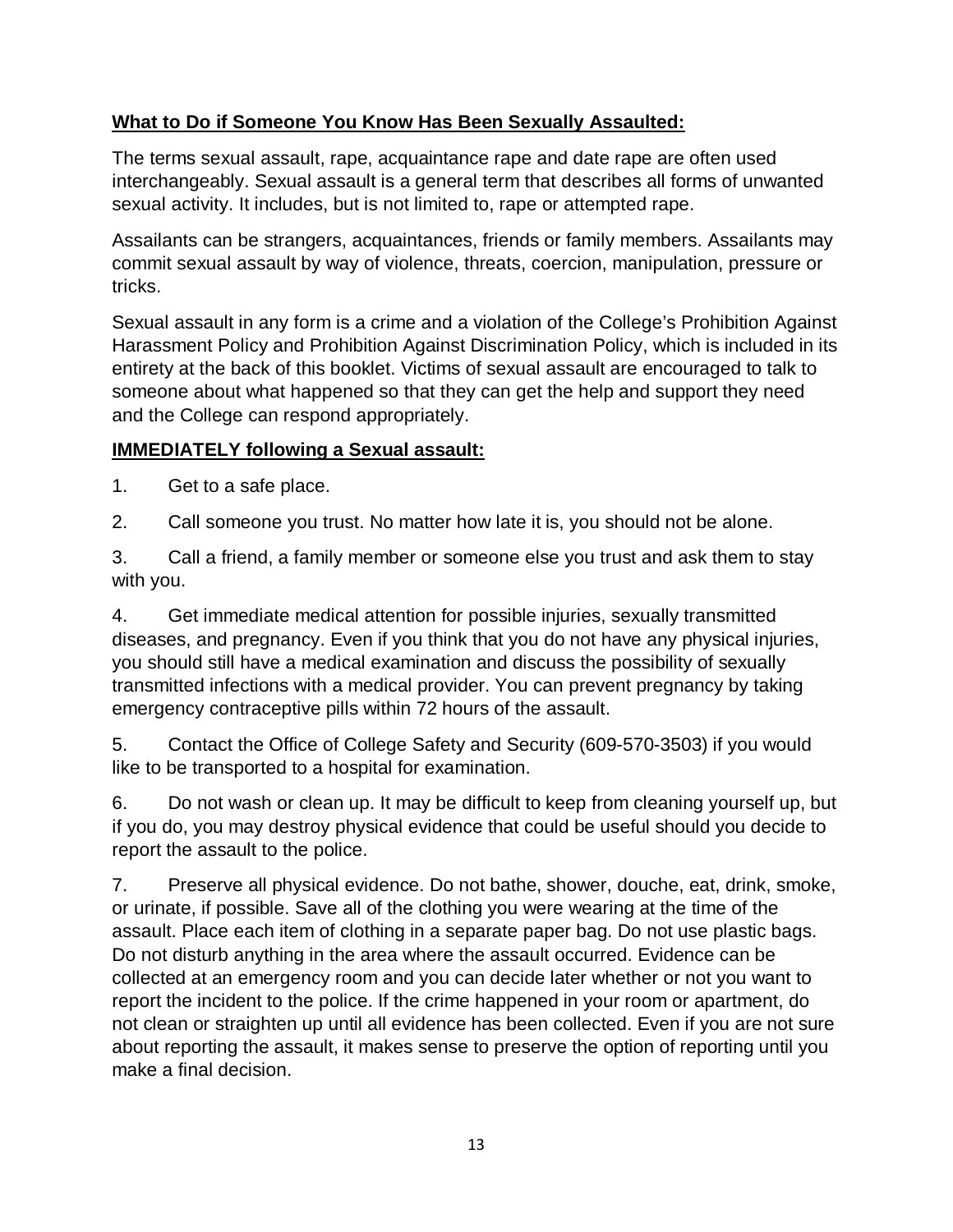**What to Do if Someone You Know Has Been Sexually Assaulted:**

The terms sexual assault, rape, acquaintance rape and date rape are often used interchangeably. Sexual assault is a general term that describes all forms of unwanted sexual activity. It includes, but is not limited to, rape or attempted rape.

Assailants can be strangers, acquaintances, friends or family members. Assailants may commit sexual assault by way of violence, threats, coercion, manipulation, pressure or tricks.

Sexual assault in any form is a crime and a violation of the College's Prohibition Against Harassment Policy and Prohibition Against Discrimination Policy, which is included in its entirety at the back of this booklet. Victims of sexual assault are encouraged to talk to someone about what happened so that they can get the help and support they need and the College can respond appropriately.

**IMMEDIATELY following a Sexual assault:**

1. Get to a safe place.

2. Call someone you trust. No matter how late it is, you should not be alone.

3. Call a friend, a family member or someone else you trust and ask them to stay with you.

4. Get immediate medical attention for possible injuries, sexually transmitted diseases, and pregnancy. Even if you think that you do not have any physical injuries, you should still have a medical examination and discuss the possibility of sexually transmitted infections with a medical provider. You can prevent pregnancy by taking emergency contraceptive pills within 72 hours of the assault.

5. Contact the Office of College Safety and Security (609-570-3503) if you would like to be transported to a hospital for examination.

6. Do not wash or clean up. It may be difficult to keep from cleaning yourself up, but if you do, you may destroy physical evidence that could be useful should you decide to report the assault to the police.

7. Preserve all physical evidence. Do not bathe, shower, douche, eat, drink, smoke, or urinate, if possible. Save all of the clothing you were wearing at the time of the assault. Place each item of clothing in a separate paper bag. Do not use plastic bags. Do not disturb anything in the area where the assault occurred. Evidence can be collected at an emergency room and you can decide later whether or not you want to report the incident to the police. If the crime happened in your room or apartment, do not clean or straighten up until all evidence has been collected. Even if you are not sure about reporting the assault, it makes sense to preserve the option of reporting until you make a final decision.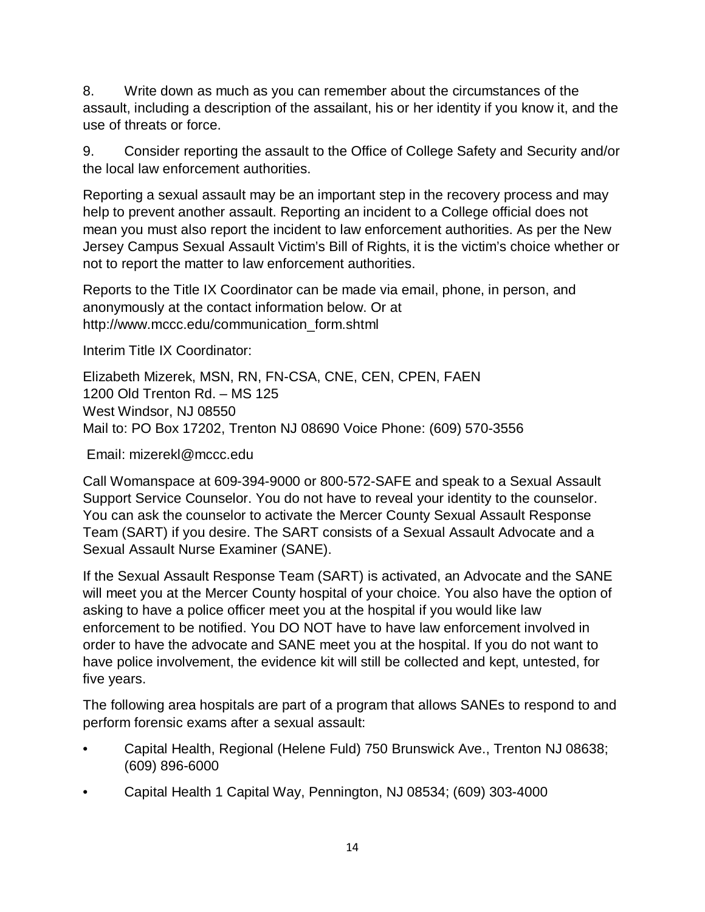8. Write down as much as you can remember about the circumstances of the assault, including a description of the assailant, his or her identity if you know it, and the use of threats or force.

9. Consider reporting the assault to the Office of College Safety and Security and/or the local law enforcement authorities.

Reporting a sexual assault may be an important step in the recovery process and may help to prevent another assault. Reporting an incident to a College official does not mean you must also report the incident to law enforcement authorities. As per the New Jersey Campus Sexual Assault Victim's Bill of Rights, it is the victim's choice whether or not to report the matter to law enforcement authorities.

Reports to the Title IX Coordinator can be made via email, phone, in person, and anonymously at the contact information below. Or at http://www.mccc.edu/communication_form.shtml

Interim Title IX Coordinator:

Elizabeth Mizerek, MSN, RN, FN-CSA, CNE, CEN, CPEN, FAEN
1200 Old Trenton Rd. – MS 125
West Windsor, NJ 08550
Mail to: PO Box 17202, Trenton NJ 08690 Voice Phone: (609) 570-3556

Email: mizerekl@mccc.edu

Call Womanspace at 609-394-9000 or 800-572-SAFE and speak to a Sexual Assault Support Service Counselor. You do not have to reveal your identity to the counselor. You can ask the counselor to activate the Mercer County Sexual Assault Response Team (SART) if you desire. The SART consists of a Sexual Assault Advocate and a Sexual Assault Nurse Examiner (SANE).

If the Sexual Assault Response Team (SART) is activated, an Advocate and the SANE will meet you at the Mercer County hospital of your choice. You also have the option of asking to have a police officer meet you at the hospital if you would like law enforcement to be notified. You DO NOT have to have law enforcement involved in order to have the advocate and SANE meet you at the hospital. If you do not want to have police involvement, the evidence kit will still be collected and kept, untested, for five years.

The following area hospitals are part of a program that allows SANEs to respond to and perform forensic exams after a sexual assault:

- Capital Health, Regional (Helene Fuld) 750 Brunswick Ave., Trenton NJ 08638; (609) 896-6000
- Capital Health 1 Capital Way, Pennington, NJ 08534; (609) 303-4000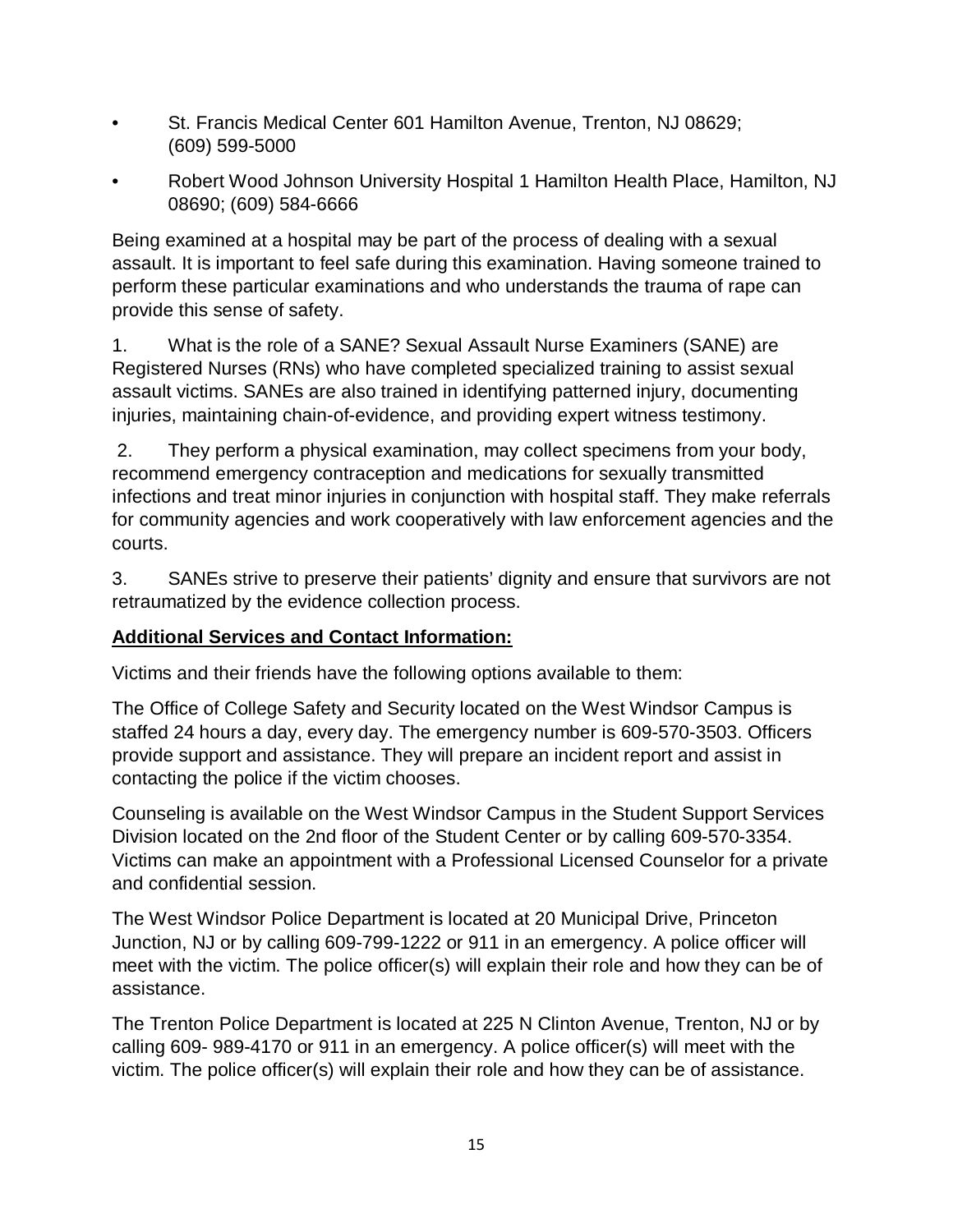- St. Francis Medical Center 601 Hamilton Avenue, Trenton, NJ 08629; (609) 599-5000
- Robert Wood Johnson University Hospital 1 Hamilton Health Place, Hamilton, NJ 08690; (609) 584-6666

Being examined at a hospital may be part of the process of dealing with a sexual assault. It is important to feel safe during this examination. Having someone trained to perform these particular examinations and who understands the trauma of rape can provide this sense of safety.

1. What is the role of a SANE? Sexual Assault Nurse Examiners (SANE) are Registered Nurses (RNs) who have completed specialized training to assist sexual assault victims. SANEs are also trained in identifying patterned injury, documenting injuries, maintaining chain-of-evidence, and providing expert witness testimony.

2. They perform a physical examination, may collect specimens from your body, recommend emergency contraception and medications for sexually transmitted infections and treat minor injuries in conjunction with hospital staff. They make referrals for community agencies and work cooperatively with law enforcement agencies and the courts.

3. SANEs strive to preserve their patients' dignity and ensure that survivors are not retraumatized by the evidence collection process.

**Additional Services and Contact Information:**

Victims and their friends have the following options available to them:

The Office of College Safety and Security located on the West Windsor Campus is staffed 24 hours a day, every day. The emergency number is 609-570-3503. Officers provide support and assistance. They will prepare an incident report and assist in contacting the police if the victim chooses.

Counseling is available on the West Windsor Campus in the Student Support Services Division located on the 2nd floor of the Student Center or by calling 609-570-3354. Victims can make an appointment with a Professional Licensed Counselor for a private and confidential session.

The West Windsor Police Department is located at 20 Municipal Drive, Princeton Junction, NJ or by calling 609-799-1222 or 911 in an emergency. A police officer will meet with the victim. The police officer(s) will explain their role and how they can be of assistance.

The Trenton Police Department is located at 225 N Clinton Avenue, Trenton, NJ or by calling 609- 989-4170 or 911 in an emergency. A police officer(s) will meet with the victim. The police officer(s) will explain their role and how they can be of assistance.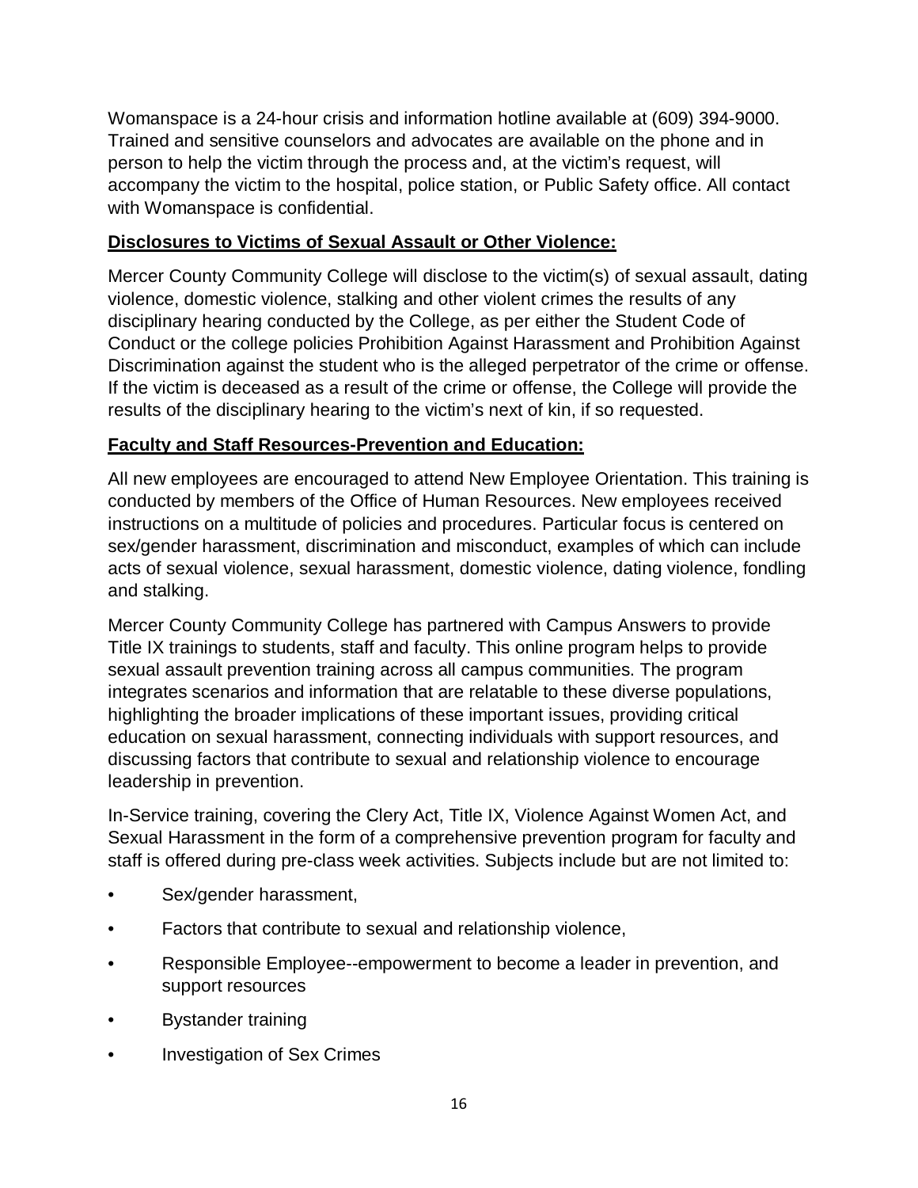Womanspace is a 24-hour crisis and information hotline available at (609) 394-9000. Trained and sensitive counselors and advocates are available on the phone and in person to help the victim through the process and, at the victim's request, will accompany the victim to the hospital, police station, or Public Safety office. All contact with Womanspace is confidential.

**Disclosures to Victims of Sexual Assault or Other Violence:**

Mercer County Community College will disclose to the victim(s) of sexual assault, dating violence, domestic violence, stalking and other violent crimes the results of any disciplinary hearing conducted by the College, as per either the Student Code of Conduct or the college policies Prohibition Against Harassment and Prohibition Against Discrimination against the student who is the alleged perpetrator of the crime or offense. If the victim is deceased as a result of the crime or offense, the College will provide the results of the disciplinary hearing to the victim's next of kin, if so requested.

**Faculty and Staff Resources-Prevention and Education:**

All new employees are encouraged to attend New Employee Orientation. This training is conducted by members of the Office of Human Resources. New employees received instructions on a multitude of policies and procedures. Particular focus is centered on sex/gender harassment, discrimination and misconduct, examples of which can include acts of sexual violence, sexual harassment, domestic violence, dating violence, fondling and stalking.

Mercer County Community College has partnered with Campus Answers to provide Title IX trainings to students, staff and faculty. This online program helps to provide sexual assault prevention training across all campus communities. The program integrates scenarios and information that are relatable to these diverse populations, highlighting the broader implications of these important issues, providing critical education on sexual harassment, connecting individuals with support resources, and discussing factors that contribute to sexual and relationship violence to encourage leadership in prevention.

In-Service training, covering the Clery Act, Title IX, Violence Against Women Act, and Sexual Harassment in the form of a comprehensive prevention program for faculty and staff is offered during pre-class week activities. Subjects include but are not limited to:

- Sex/gender harassment,
- Factors that contribute to sexual and relationship violence,
- Responsible Employee--empowerment to become a leader in prevention, and support resources
- Bystander training
- Investigation of Sex Crimes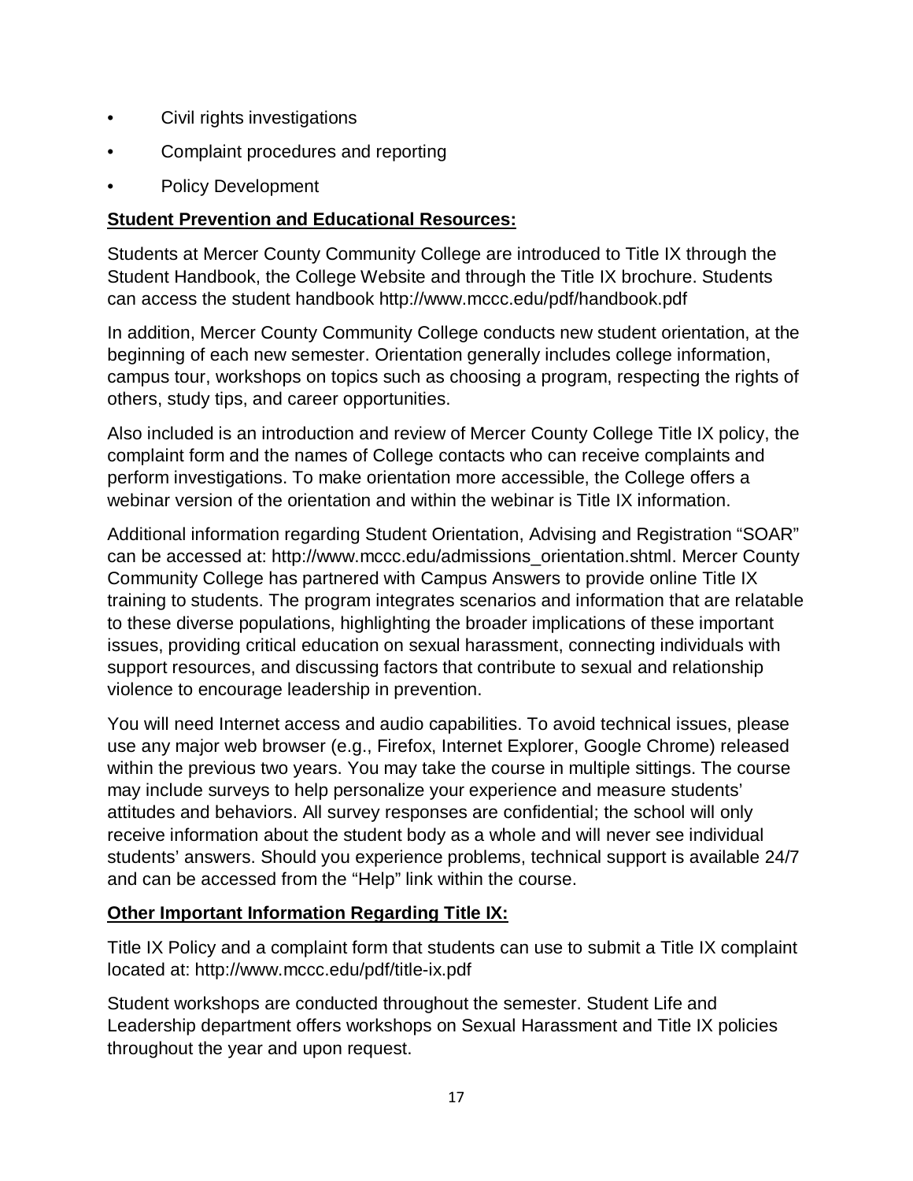- Civil rights investigations
- Complaint procedures and reporting
- Policy Development

**Student Prevention and Educational Resources:**

Students at Mercer County Community College are introduced to Title IX through the Student Handbook, the College Website and through the Title IX brochure. Students can access the student handbook http://www.mccc.edu/pdf/handbook.pdf

In addition, Mercer County Community College conducts new student orientation, at the beginning of each new semester. Orientation generally includes college information, campus tour, workshops on topics such as choosing a program, respecting the rights of others, study tips, and career opportunities.

Also included is an introduction and review of Mercer County College Title IX policy, the complaint form and the names of College contacts who can receive complaints and perform investigations. To make orientation more accessible, the College offers a webinar version of the orientation and within the webinar is Title IX information.

Additional information regarding Student Orientation, Advising and Registration "SOAR" can be accessed at: http://www.mccc.edu/admissions_orientation.shtml. Mercer County Community College has partnered with Campus Answers to provide online Title IX training to students. The program integrates scenarios and information that are relatable to these diverse populations, highlighting the broader implications of these important issues, providing critical education on sexual harassment, connecting individuals with support resources, and discussing factors that contribute to sexual and relationship violence to encourage leadership in prevention.

You will need Internet access and audio capabilities. To avoid technical issues, please use any major web browser (e.g., Firefox, Internet Explorer, Google Chrome) released within the previous two years. You may take the course in multiple sittings. The course may include surveys to help personalize your experience and measure students' attitudes and behaviors. All survey responses are confidential; the school will only receive information about the student body as a whole and will never see individual students' answers. Should you experience problems, technical support is available 24/7 and can be accessed from the "Help" link within the course.

**Other Important Information Regarding Title IX:**

Title IX Policy and a complaint form that students can use to submit a Title IX complaint located at: http://www.mccc.edu/pdf/title-ix.pdf

Student workshops are conducted throughout the semester. Student Life and Leadership department offers workshops on Sexual Harassment and Title IX policies throughout the year and upon request.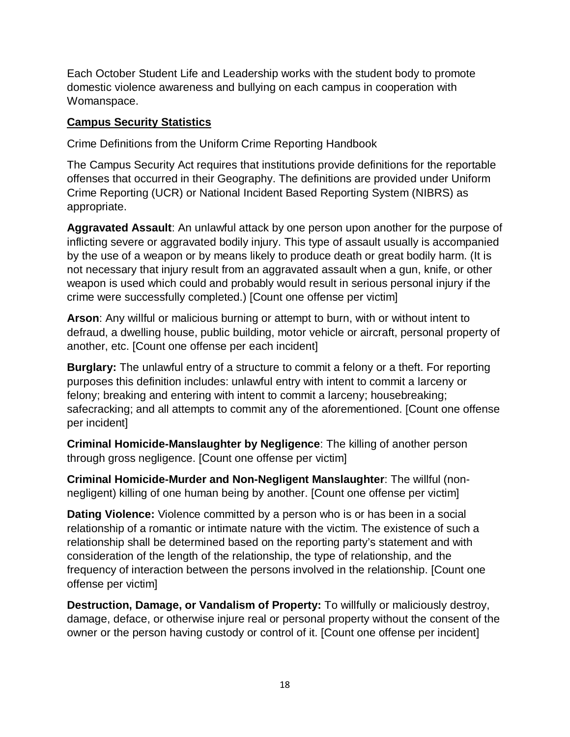Each October Student Life and Leadership works with the student body to promote domestic violence awareness and bullying on each campus in cooperation with Womanspace.

## Campus Security Statistics

Crime Definitions from the Uniform Crime Reporting Handbook

The Campus Security Act requires that institutions provide definitions for the reportable offenses that occurred in their Geography. The definitions are provided under Uniform Crime Reporting (UCR) or National Incident Based Reporting System (NIBRS) as appropriate.

**Aggravated Assault**: An unlawful attack by one person upon another for the purpose of inflicting severe or aggravated bodily injury. This type of assault usually is accompanied by the use of a weapon or by means likely to produce death or great bodily harm. (It is not necessary that injury result from an aggravated assault when a gun, knife, or other weapon is used which could and probably would result in serious personal injury if the crime were successfully completed.) [Count one offense per victim]

**Arson**: Any willful or malicious burning or attempt to burn, with or without intent to defraud, a dwelling house, public building, motor vehicle or aircraft, personal property of another, etc. [Count one offense per each incident]

**Burglary:** The unlawful entry of a structure to commit a felony or a theft. For reporting purposes this definition includes: unlawful entry with intent to commit a larceny or felony; breaking and entering with intent to commit a larceny; housebreaking; safecracking; and all attempts to commit any of the aforementioned. [Count one offense per incident]

**Criminal Homicide-Manslaughter by Negligence**: The killing of another person through gross negligence. [Count one offense per victim]

**Criminal Homicide-Murder and Non-Negligent Manslaughter**: The willful (non-negligent) killing of one human being by another. [Count one offense per victim]

**Dating Violence:** Violence committed by a person who is or has been in a social relationship of a romantic or intimate nature with the victim. The existence of such a relationship shall be determined based on the reporting party's statement and with consideration of the length of the relationship, the type of relationship, and the frequency of interaction between the persons involved in the relationship. [Count one offense per victim]

**Destruction, Damage, or Vandalism of Property:** To willfully or maliciously destroy, damage, deface, or otherwise injure real or personal property without the consent of the owner or the person having custody or control of it. [Count one offense per incident]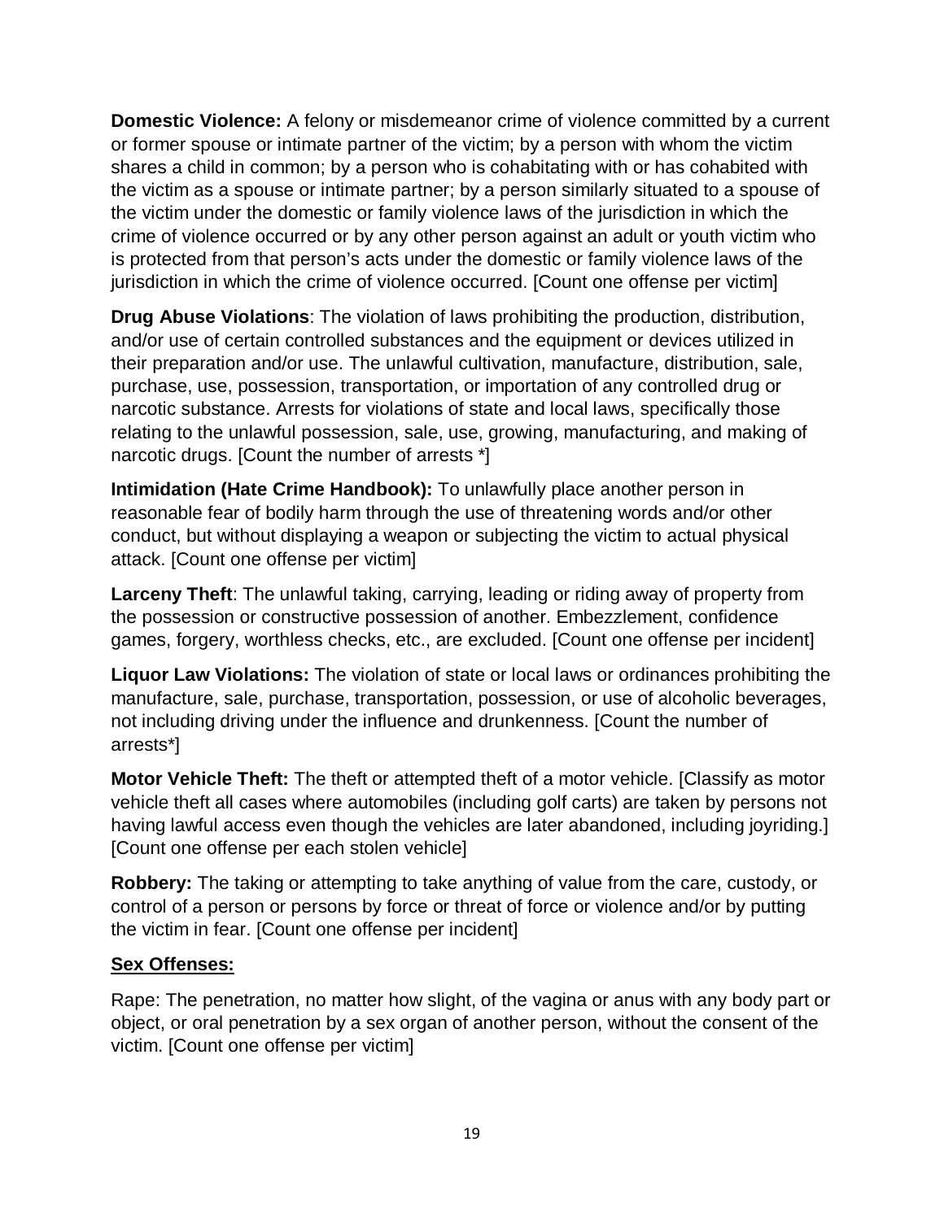**Domestic Violence:** A felony or misdemeanor crime of violence committed by a current or former spouse or intimate partner of the victim; by a person with whom the victim shares a child in common; by a person who is cohabitating with or has cohabited with the victim as a spouse or intimate partner; by a person similarly situated to a spouse of the victim under the domestic or family violence laws of the jurisdiction in which the crime of violence occurred or by any other person against an adult or youth victim who is protected from that person's acts under the domestic or family violence laws of the jurisdiction in which the crime of violence occurred. [Count one offense per victim]

**Drug Abuse Violations**: The violation of laws prohibiting the production, distribution, and/or use of certain controlled substances and the equipment or devices utilized in their preparation and/or use. The unlawful cultivation, manufacture, distribution, sale, purchase, use, possession, transportation, or importation of any controlled drug or narcotic substance. Arrests for violations of state and local laws, specifically those relating to the unlawful possession, sale, use, growing, manufacturing, and making of narcotic drugs. [Count the number of arrests *]

**Intimidation (Hate Crime Handbook):** To unlawfully place another person in reasonable fear of bodily harm through the use of threatening words and/or other conduct, but without displaying a weapon or subjecting the victim to actual physical attack. [Count one offense per victim]

**Larceny Theft**: The unlawful taking, carrying, leading or riding away of property from the possession or constructive possession of another. Embezzlement, confidence games, forgery, worthless checks, etc., are excluded. [Count one offense per incident]

**Liquor Law Violations:** The violation of state or local laws or ordinances prohibiting the manufacture, sale, purchase, transportation, possession, or use of alcoholic beverages, not including driving under the influence and drunkenness. [Count the number of arrests*]

**Motor Vehicle Theft:** The theft or attempted theft of a motor vehicle. [Classify as motor vehicle theft all cases where automobiles (including golf carts) are taken by persons not having lawful access even though the vehicles are later abandoned, including joyriding.] [Count one offense per each stolen vehicle]

**Robbery:** The taking or attempting to take anything of value from the care, custody, or control of a person or persons by force or threat of force or violence and/or by putting the victim in fear. [Count one offense per incident]

**<u>Sex Offenses:</u>**

Rape: The penetration, no matter how slight, of the vagina or anus with any body part or object, or oral penetration by a sex organ of another person, without the consent of the victim. [Count one offense per victim]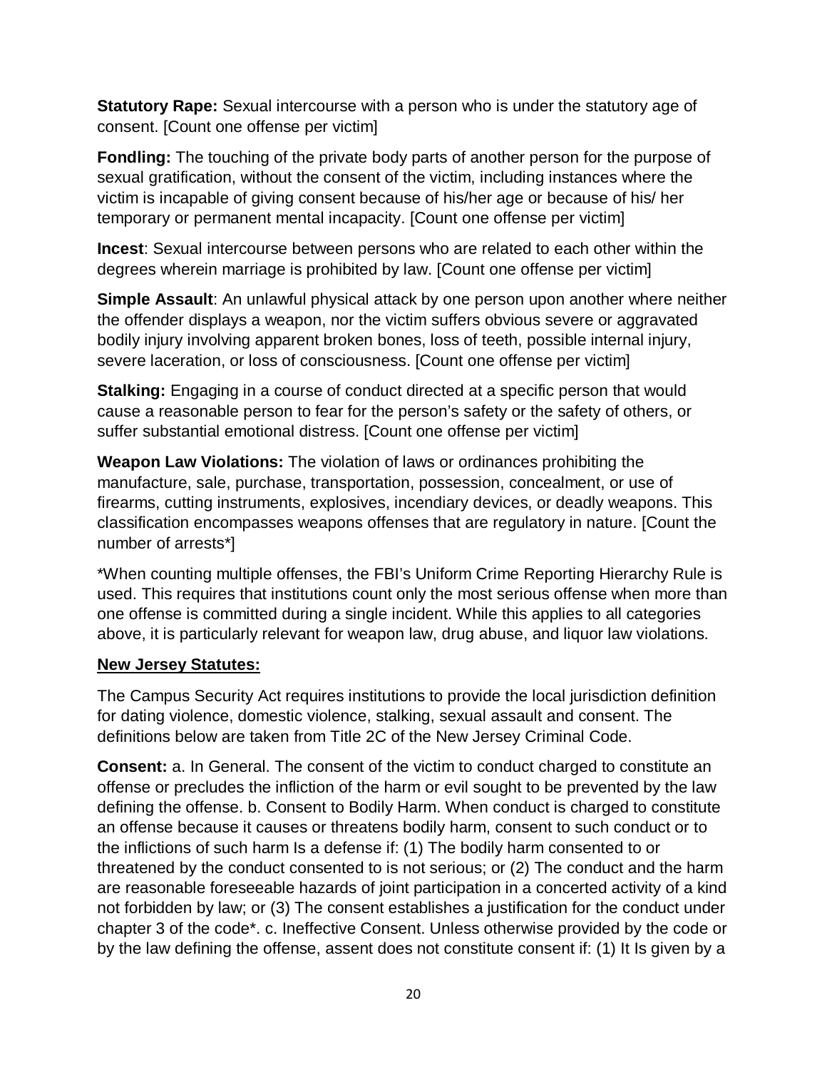**Statutory Rape:** Sexual intercourse with a person who is under the statutory age of consent. [Count one offense per victim]

**Fondling:** The touching of the private body parts of another person for the purpose of sexual gratification, without the consent of the victim, including instances where the victim is incapable of giving consent because of his/her age or because of his/ her temporary or permanent mental incapacity. [Count one offense per victim]

**Incest**: Sexual intercourse between persons who are related to each other within the degrees wherein marriage is prohibited by law. [Count one offense per victim]

**Simple Assault**: An unlawful physical attack by one person upon another where neither the offender displays a weapon, nor the victim suffers obvious severe or aggravated bodily injury involving apparent broken bones, loss of teeth, possible internal injury, severe laceration, or loss of consciousness. [Count one offense per victim]

**Stalking:** Engaging in a course of conduct directed at a specific person that would cause a reasonable person to fear for the person's safety or the safety of others, or suffer substantial emotional distress. [Count one offense per victim]

**Weapon Law Violations:** The violation of laws or ordinances prohibiting the manufacture, sale, purchase, transportation, possession, concealment, or use of firearms, cutting instruments, explosives, incendiary devices, or deadly weapons. This classification encompasses weapons offenses that are regulatory in nature. [Count the number of arrests*]

*When counting multiple offenses, the FBI's Uniform Crime Reporting Hierarchy Rule is used. This requires that institutions count only the most serious offense when more than one offense is committed during a single incident. While this applies to all categories above, it is particularly relevant for weapon law, drug abuse, and liquor law violations.

**New Jersey Statutes:**

The Campus Security Act requires institutions to provide the local jurisdiction definition for dating violence, domestic violence, stalking, sexual assault and consent. The definitions below are taken from Title 2C of the New Jersey Criminal Code.

**Consent:** a. In General. The consent of the victim to conduct charged to constitute an offense or precludes the infliction of the harm or evil sought to be prevented by the law defining the offense. b. Consent to Bodily Harm. When conduct is charged to constitute an offense because it causes or threatens bodily harm, consent to such conduct or to the inflictions of such harm Is a defense if: (1) The bodily harm consented to or threatened by the conduct consented to is not serious; or (2) The conduct and the harm are reasonable foreseeable hazards of joint participation in a concerted activity of a kind not forbidden by law; or (3) The consent establishes a justification for the conduct under chapter 3 of the code*. c. Ineffective Consent. Unless otherwise provided by the code or by the law defining the offense, assent does not constitute consent if: (1) It Is given by a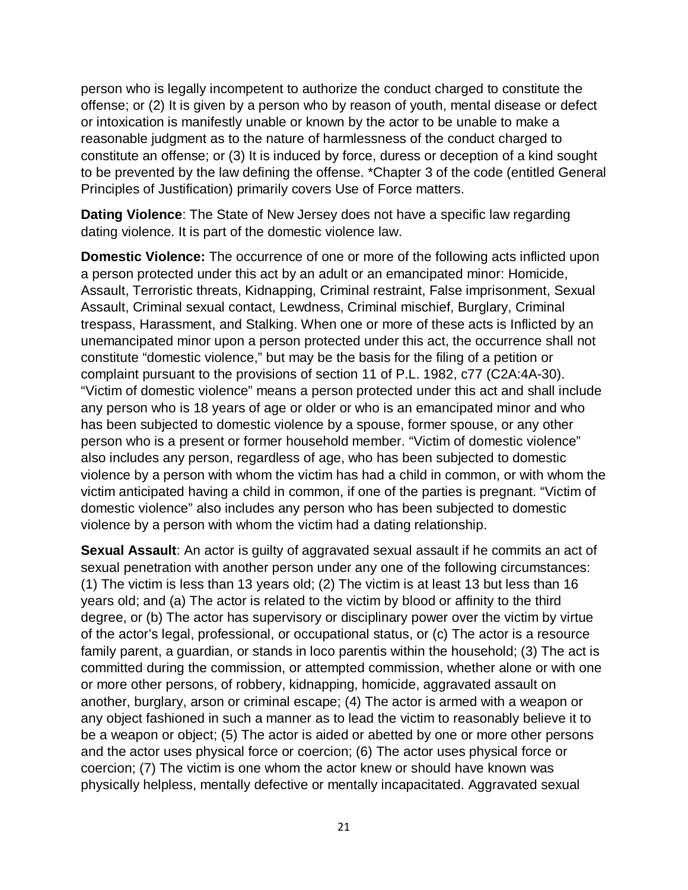person who is legally incompetent to authorize the conduct charged to constitute the offense; or (2) It is given by a person who by reason of youth, mental disease or defect or intoxication is manifestly unable or known by the actor to be unable to make a reasonable judgment as to the nature of harmlessness of the conduct charged to constitute an offense; or (3) It is induced by force, duress or deception of a kind sought to be prevented by the law defining the offense. *Chapter 3 of the code (entitled General Principles of Justification) primarily covers Use of Force matters.

**Dating Violence**: The State of New Jersey does not have a specific law regarding dating violence. It is part of the domestic violence law.

**Domestic Violence:** The occurrence of one or more of the following acts inflicted upon a person protected under this act by an adult or an emancipated minor: Homicide, Assault, Terroristic threats, Kidnapping, Criminal restraint, False imprisonment, Sexual Assault, Criminal sexual contact, Lewdness, Criminal mischief, Burglary, Criminal trespass, Harassment, and Stalking. When one or more of these acts is Inflicted by an unemancipated minor upon a person protected under this act, the occurrence shall not constitute "domestic violence," but may be the basis for the filing of a petition or complaint pursuant to the provisions of section 11 of P.L. 1982, c77 (C2A:4A-30). "Victim of domestic violence" means a person protected under this act and shall include any person who is 18 years of age or older or who is an emancipated minor and who has been subjected to domestic violence by a spouse, former spouse, or any other person who is a present or former household member. "Victim of domestic violence" also includes any person, regardless of age, who has been subjected to domestic violence by a person with whom the victim has had a child in common, or with whom the victim anticipated having a child in common, if one of the parties is pregnant. "Victim of domestic violence" also includes any person who has been subjected to domestic violence by a person with whom the victim had a dating relationship.

**Sexual Assault**: An actor is guilty of aggravated sexual assault if he commits an act of sexual penetration with another person under any one of the following circumstances: (1) The victim is less than 13 years old; (2) The victim is at least 13 but less than 16 years old; and (a) The actor is related to the victim by blood or affinity to the third degree, or (b) The actor has supervisory or disciplinary power over the victim by virtue of the actor's legal, professional, or occupational status, or (c) The actor is a resource family parent, a guardian, or stands in loco parentis within the household; (3) The act is committed during the commission, or attempted commission, whether alone or with one or more other persons, of robbery, kidnapping, homicide, aggravated assault on another, burglary, arson or criminal escape; (4) The actor is armed with a weapon or any object fashioned in such a manner as to lead the victim to reasonably believe it to be a weapon or object; (5) The actor is aided or abetted by one or more other persons and the actor uses physical force or coercion; (6) The actor uses physical force or coercion; (7) The victim is one whom the actor knew or should have known was physically helpless, mentally defective or mentally incapacitated. Aggravated sexual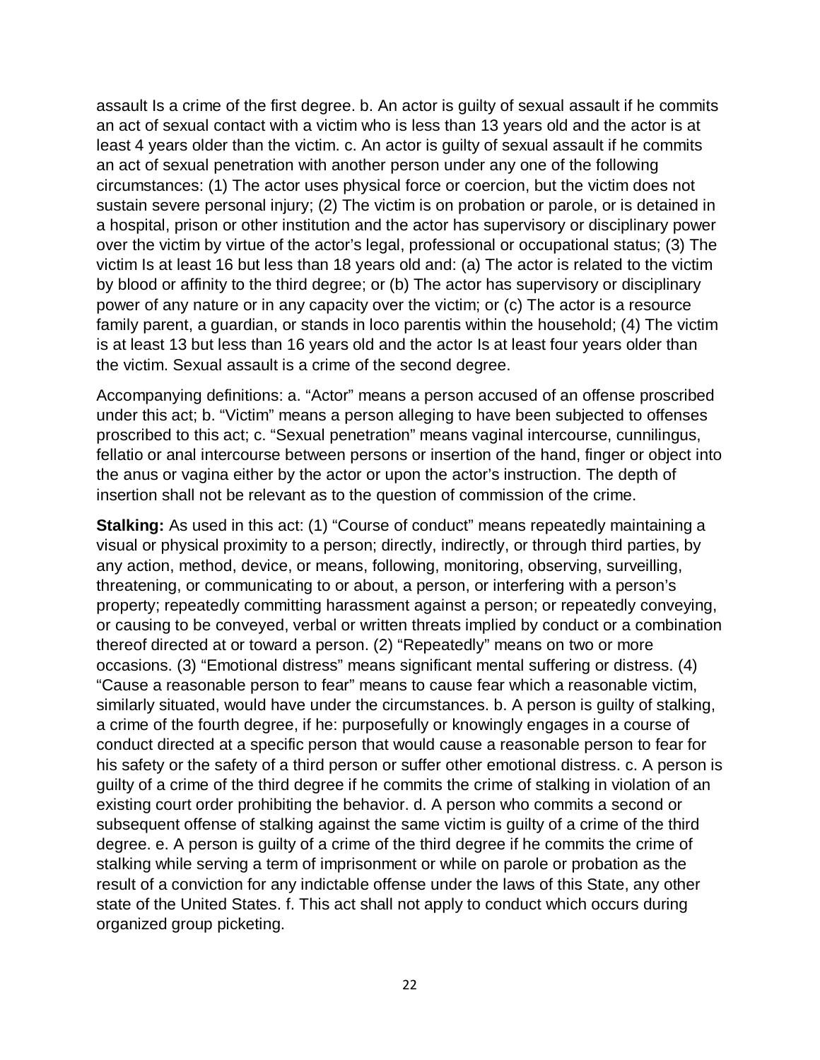assault Is a crime of the first degree. b. An actor is guilty of sexual assault if he commits an act of sexual contact with a victim who is less than 13 years old and the actor is at least 4 years older than the victim. c. An actor is guilty of sexual assault if he commits an act of sexual penetration with another person under any one of the following circumstances: (1) The actor uses physical force or coercion, but the victim does not sustain severe personal injury; (2) The victim is on probation or parole, or is detained in a hospital, prison or other institution and the actor has supervisory or disciplinary power over the victim by virtue of the actor's legal, professional or occupational status; (3) The victim Is at least 16 but less than 18 years old and: (a) The actor is related to the victim by blood or affinity to the third degree; or (b) The actor has supervisory or disciplinary power of any nature or in any capacity over the victim; or (c) The actor is a resource family parent, a guardian, or stands in loco parentis within the household; (4) The victim is at least 13 but less than 16 years old and the actor Is at least four years older than the victim. Sexual assault is a crime of the second degree.

Accompanying definitions: a. "Actor" means a person accused of an offense proscribed under this act; b. "Victim" means a person alleging to have been subjected to offenses proscribed to this act; c. "Sexual penetration" means vaginal intercourse, cunnilingus, fellatio or anal intercourse between persons or insertion of the hand, finger or object into the anus or vagina either by the actor or upon the actor's instruction. The depth of insertion shall not be relevant as to the question of commission of the crime.

**Stalking:** As used in this act: (1) "Course of conduct" means repeatedly maintaining a visual or physical proximity to a person; directly, indirectly, or through third parties, by any action, method, device, or means, following, monitoring, observing, surveilling, threatening, or communicating to or about, a person, or interfering with a person's property; repeatedly committing harassment against a person; or repeatedly conveying, or causing to be conveyed, verbal or written threats implied by conduct or a combination thereof directed at or toward a person. (2) "Repeatedly" means on two or more occasions. (3) "Emotional distress" means significant mental suffering or distress. (4) "Cause a reasonable person to fear" means to cause fear which a reasonable victim, similarly situated, would have under the circumstances. b. A person is guilty of stalking, a crime of the fourth degree, if he: purposefully or knowingly engages in a course of conduct directed at a specific person that would cause a reasonable person to fear for his safety or the safety of a third person or suffer other emotional distress. c. A person is guilty of a crime of the third degree if he commits the crime of stalking in violation of an existing court order prohibiting the behavior. d. A person who commits a second or subsequent offense of stalking against the same victim is guilty of a crime of the third degree. e. A person is guilty of a crime of the third degree if he commits the crime of stalking while serving a term of imprisonment or while on parole or probation as the result of a conviction for any indictable offense under the laws of this State, any other state of the United States. f. This act shall not apply to conduct which occurs during organized group picketing.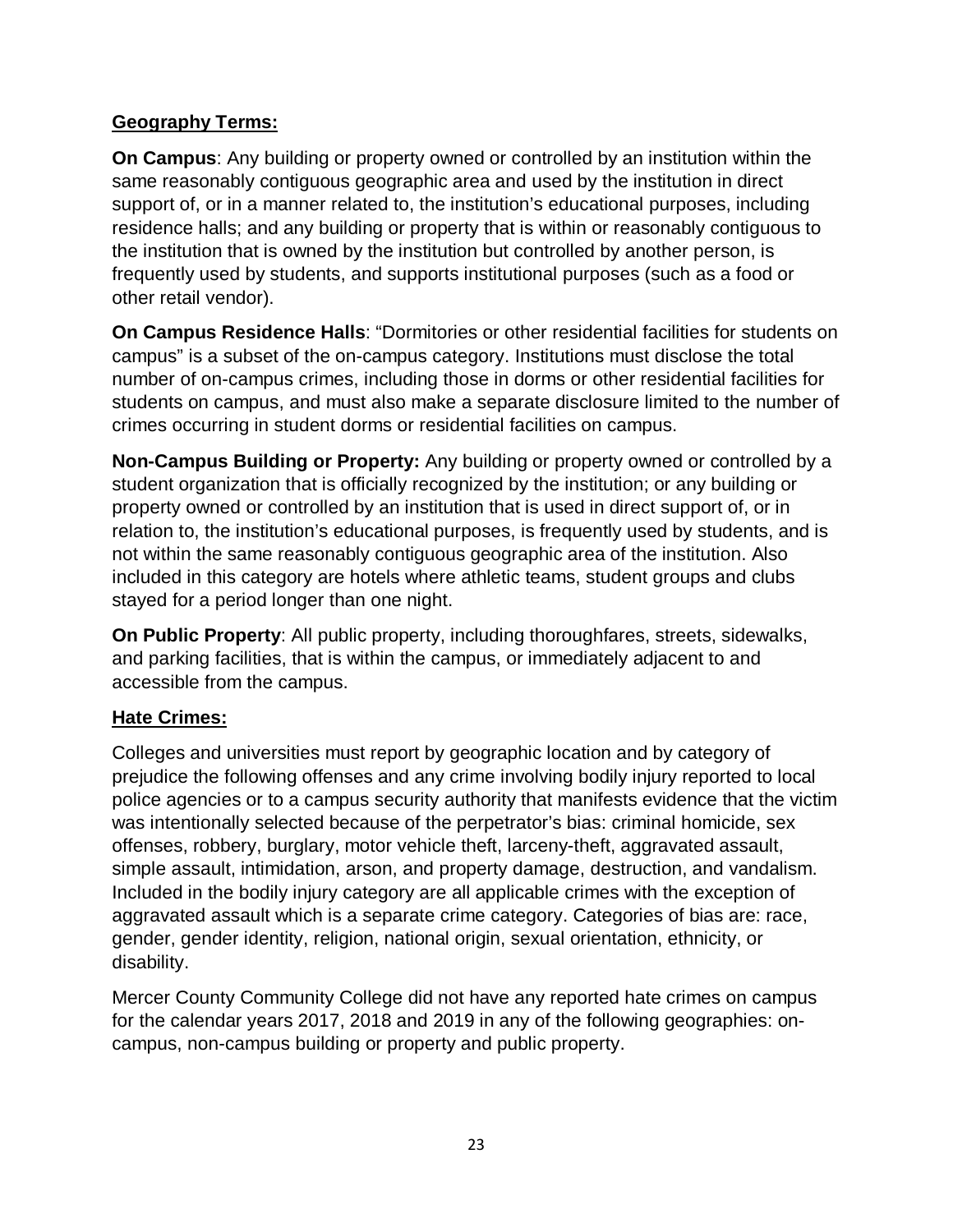**Geography Terms:**

**On Campus**: Any building or property owned or controlled by an institution within the same reasonably contiguous geographic area and used by the institution in direct support of, or in a manner related to, the institution's educational purposes, including residence halls; and any building or property that is within or reasonably contiguous to the institution that is owned by the institution but controlled by another person, is frequently used by students, and supports institutional purposes (such as a food or other retail vendor).

**On Campus Residence Halls**: "Dormitories or other residential facilities for students on campus" is a subset of the on-campus category. Institutions must disclose the total number of on-campus crimes, including those in dorms or other residential facilities for students on campus, and must also make a separate disclosure limited to the number of crimes occurring in student dorms or residential facilities on campus.

**Non-Campus Building or Property:** Any building or property owned or controlled by a student organization that is officially recognized by the institution; or any building or property owned or controlled by an institution that is used in direct support of, or in relation to, the institution's educational purposes, is frequently used by students, and is not within the same reasonably contiguous geographic area of the institution. Also included in this category are hotels where athletic teams, student groups and clubs stayed for a period longer than one night.

**On Public Property**: All public property, including thoroughfares, streets, sidewalks, and parking facilities, that is within the campus, or immediately adjacent to and accessible from the campus.

**Hate Crimes:**

Colleges and universities must report by geographic location and by category of prejudice the following offenses and any crime involving bodily injury reported to local police agencies or to a campus security authority that manifests evidence that the victim was intentionally selected because of the perpetrator's bias: criminal homicide, sex offenses, robbery, burglary, motor vehicle theft, larceny-theft, aggravated assault, simple assault, intimidation, arson, and property damage, destruction, and vandalism. Included in the bodily injury category are all applicable crimes with the exception of aggravated assault which is a separate crime category. Categories of bias are: race, gender, gender identity, religion, national origin, sexual orientation, ethnicity, or disability.

Mercer County Community College did not have any reported hate crimes on campus for the calendar years 2017, 2018 and 2019 in any of the following geographies: on-campus, non-campus building or property and public property.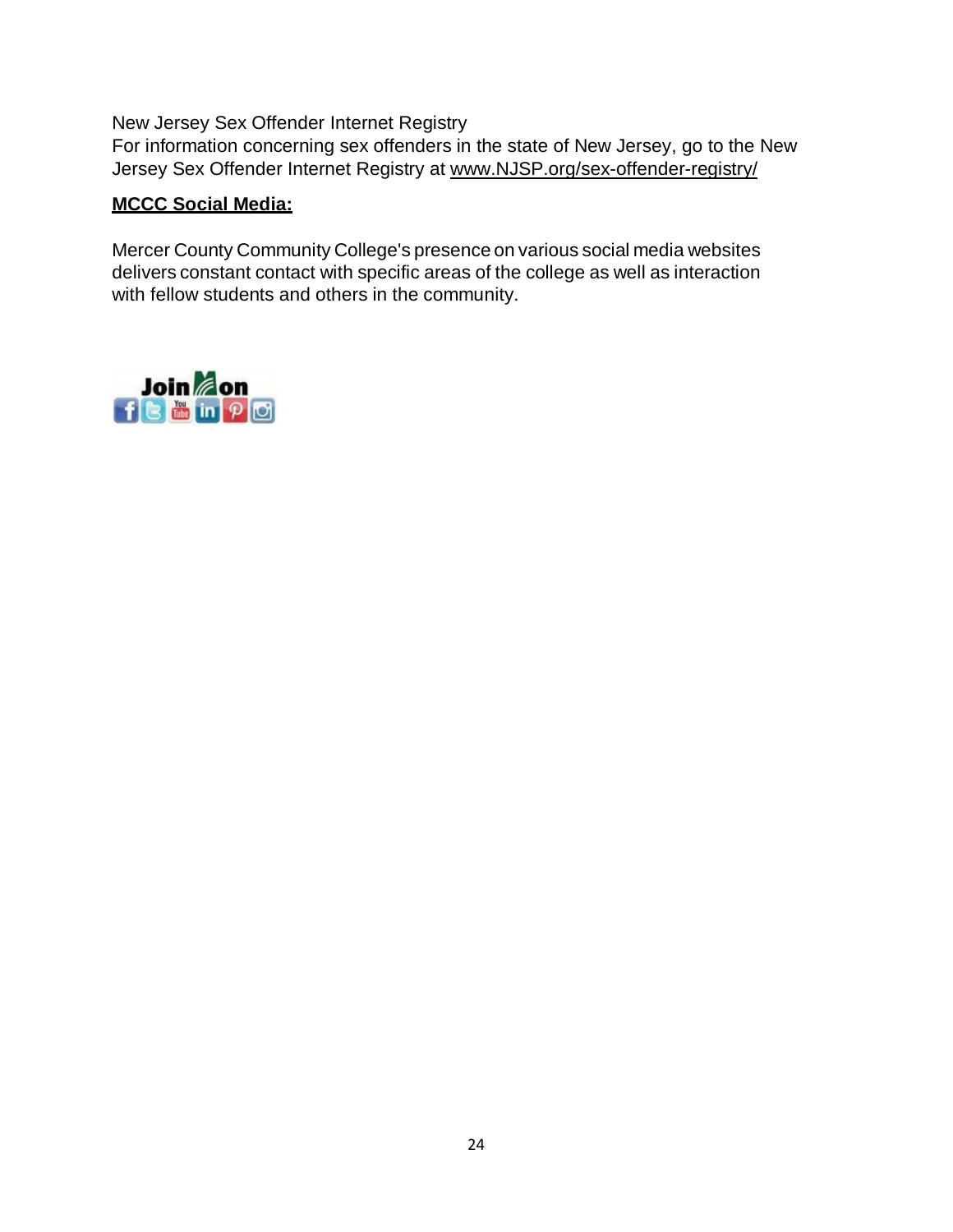New Jersey Sex Offender Internet Registry
For information concerning sex offenders in the state of New Jersey, go to the New Jersey Sex Offender Internet Registry at www.NJSP.org/sex-offender-registry/

**MCCC Social Media:**

Mercer County Community College's presence on various social media websites delivers constant contact with specific areas of the college as well as interaction with fellow students and others in the community.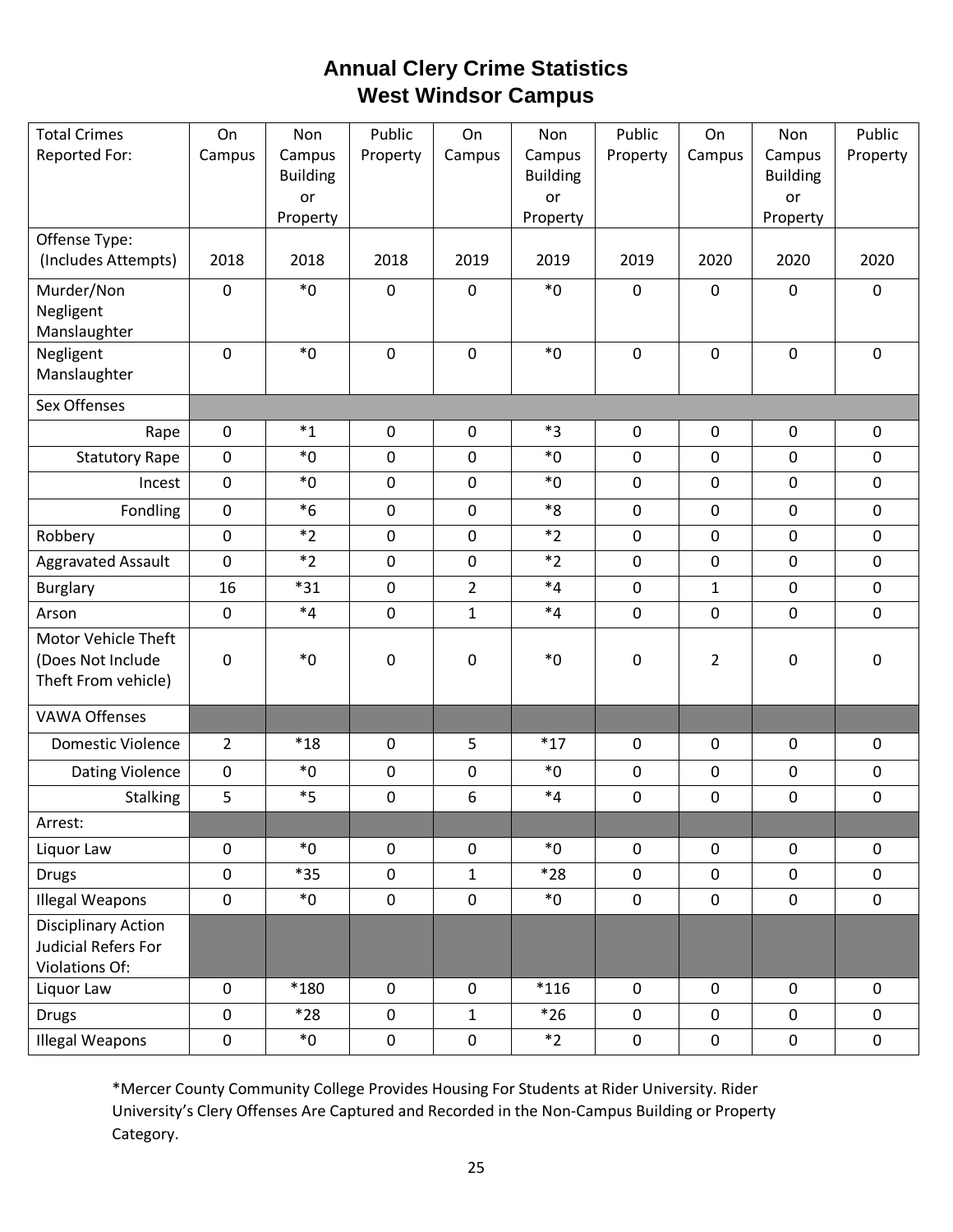# Annual Clery Crime Statistics
## West Windsor Campus

| Total Crimes Reported For: | On Campus | Non Campus Building or Property | Public Property | On Campus | Non Campus Building or Property | Public Property | On Campus | Non Campus Building or Property | Public Property |
|---|---|---|---|---|---|---|---|---|---|
| Offense Type: (Includes Attempts) | 2018 | 2018 | 2018 | 2019 | 2019 | 2019 | 2020 | 2020 | 2020 |
| Murder/Non Negligent Manslaughter | 0 | *0 | 0 | 0 | *0 | 0 | 0 | 0 | 0 |
| Negligent Manslaughter | 0 | *0 | 0 | 0 | *0 | 0 | 0 | 0 | 0 |
| Sex Offenses | | | | | | | | | |
| Rape | 0 | *1 | 0 | 0 | *3 | 0 | 0 | 0 | 0 |
| Statutory Rape | 0 | *0 | 0 | 0 | *0 | 0 | 0 | 0 | 0 |
| Incest | 0 | *0 | 0 | 0 | *0 | 0 | 0 | 0 | 0 |
| Fondling | 0 | *6 | 0 | 0 | *8 | 0 | 0 | 0 | 0 |
| Robbery | 0 | *2 | 0 | 0 | *2 | 0 | 0 | 0 | 0 |
| Aggravated Assault | 0 | *2 | 0 | 0 | *2 | 0 | 0 | 0 | 0 |
| Burglary | 16 | *31 | 0 | 2 | *4 | 0 | 1 | 0 | 0 |
| Arson | 0 | *4 | 0 | 1 | *4 | 0 | 0 | 0 | 0 |
| Motor Vehicle Theft (Does Not Include Theft From vehicle) | 0 | *0 | 0 | 0 | *0 | 0 | 2 | 0 | 0 |
| VAWA Offenses | | | | | | | | | |
| Domestic Violence | 2 | *18 | 0 | 5 | *17 | 0 | 0 | 0 | 0 |
| Dating Violence | 0 | *0 | 0 | 0 | *0 | 0 | 0 | 0 | 0 |
| Stalking | 5 | *5 | 0 | 6 | *4 | 0 | 0 | 0 | 0 |
| Arrest: | | | | | | | | | |
| Liquor Law | 0 | *0 | 0 | 0 | *0 | 0 | 0 | 0 | 0 |
| Drugs | 0 | *35 | 0 | 1 | *28 | 0 | 0 | 0 | 0 |
| Illegal Weapons | 0 | *0 | 0 | 0 | *0 | 0 | 0 | 0 | 0 |
| Disciplinary Action Judicial Refers For Violations Of: | | | | | | | | | |
| Liquor Law | 0 | *180 | 0 | 0 | *116 | 0 | 0 | 0 | 0 |
| Drugs | 0 | *28 | 0 | 1 | *26 | 0 | 0 | 0 | 0 |
| Illegal Weapons | 0 | *0 | 0 | 0 | *2 | 0 | 0 | 0 | 0 |

*Mercer County Community College Provides Housing For Students at Rider University. Rider University's Clery Offenses Are Captured and Recorded in the Non-Campus Building or Property Category.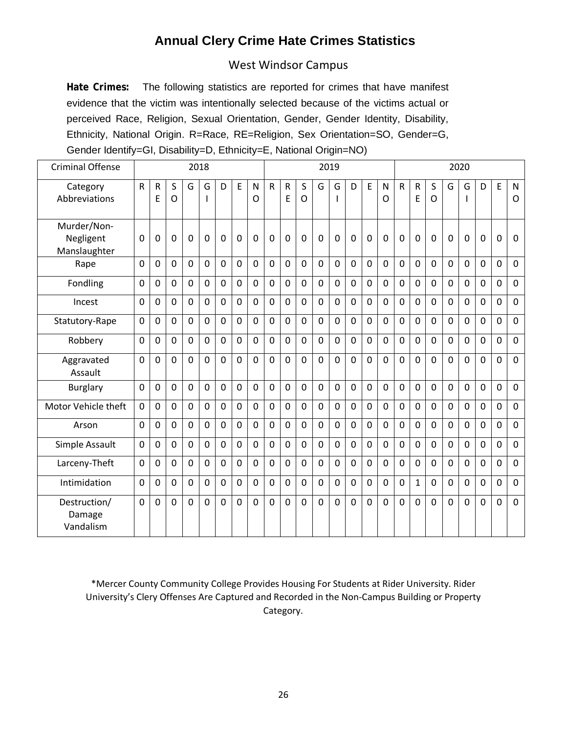# Annual Clery Crime Hate Crimes Statistics

## West Windsor Campus

**Hate Crimes:** The following statistics are reported for crimes that have manifest evidence that the victim was intentionally selected because of the victims actual or perceived Race, Religion, Sexual Orientation, Gender, Gender Identity, Disability, Ethnicity, National Origin. R=Race, RE=Religion, Sex Orientation=SO, Gender=G, Gender Identify=GI, Disability=D, Ethnicity=E, National Origin=NO)

| Criminal Offense | 2018 | | | | | | | | 2019 | | | | | | | | 2020 | | | | | | | |
|---|---|---|---|---|---|---|---|---|---|---|---|---|---|---|---|---|---|---|---|---|---|---|---|---|
| Category Abbreviations | R | RE | SO | G | GI | D | E | NO | R | RE | SO | G | GI | D | E | NO | R | RE | SO | G | GI | D | E | NO |
| Murder/Non-Negligent Manslaughter | 0 | 0 | 0 | 0 | 0 | 0 | 0 | 0 | 0 | 0 | 0 | 0 | 0 | 0 | 0 | 0 | 0 | 0 | 0 | 0 | 0 | 0 | 0 | 0 |
| Rape | 0 | 0 | 0 | 0 | 0 | 0 | 0 | 0 | 0 | 0 | 0 | 0 | 0 | 0 | 0 | 0 | 0 | 0 | 0 | 0 | 0 | 0 | 0 | 0 |
| Fondling | 0 | 0 | 0 | 0 | 0 | 0 | 0 | 0 | 0 | 0 | 0 | 0 | 0 | 0 | 0 | 0 | 0 | 0 | 0 | 0 | 0 | 0 | 0 | 0 |
| Incest | 0 | 0 | 0 | 0 | 0 | 0 | 0 | 0 | 0 | 0 | 0 | 0 | 0 | 0 | 0 | 0 | 0 | 0 | 0 | 0 | 0 | 0 | 0 | 0 |
| Statutory-Rape | 0 | 0 | 0 | 0 | 0 | 0 | 0 | 0 | 0 | 0 | 0 | 0 | 0 | 0 | 0 | 0 | 0 | 0 | 0 | 0 | 0 | 0 | 0 | 0 |
| Robbery | 0 | 0 | 0 | 0 | 0 | 0 | 0 | 0 | 0 | 0 | 0 | 0 | 0 | 0 | 0 | 0 | 0 | 0 | 0 | 0 | 0 | 0 | 0 | 0 |
| Aggravated Assault | 0 | 0 | 0 | 0 | 0 | 0 | 0 | 0 | 0 | 0 | 0 | 0 | 0 | 0 | 0 | 0 | 0 | 0 | 0 | 0 | 0 | 0 | 0 | 0 |
| Burglary | 0 | 0 | 0 | 0 | 0 | 0 | 0 | 0 | 0 | 0 | 0 | 0 | 0 | 0 | 0 | 0 | 0 | 0 | 0 | 0 | 0 | 0 | 0 | 0 |
| Motor Vehicle theft | 0 | 0 | 0 | 0 | 0 | 0 | 0 | 0 | 0 | 0 | 0 | 0 | 0 | 0 | 0 | 0 | 0 | 0 | 0 | 0 | 0 | 0 | 0 | 0 |
| Arson | 0 | 0 | 0 | 0 | 0 | 0 | 0 | 0 | 0 | 0 | 0 | 0 | 0 | 0 | 0 | 0 | 0 | 0 | 0 | 0 | 0 | 0 | 0 | 0 |
| Simple Assault | 0 | 0 | 0 | 0 | 0 | 0 | 0 | 0 | 0 | 0 | 0 | 0 | 0 | 0 | 0 | 0 | 0 | 0 | 0 | 0 | 0 | 0 | 0 | 0 |
| Larceny-Theft | 0 | 0 | 0 | 0 | 0 | 0 | 0 | 0 | 0 | 0 | 0 | 0 | 0 | 0 | 0 | 0 | 0 | 0 | 0 | 0 | 0 | 0 | 0 | 0 |
| Intimidation | 0 | 0 | 0 | 0 | 0 | 0 | 0 | 0 | 0 | 0 | 0 | 0 | 0 | 0 | 0 | 0 | 0 | 1 | 0 | 0 | 0 | 0 | 0 | 0 |
| Destruction/ Damage Vandalism | 0 | 0 | 0 | 0 | 0 | 0 | 0 | 0 | 0 | 0 | 0 | 0 | 0 | 0 | 0 | 0 | 0 | 0 | 0 | 0 | 0 | 0 | 0 | 0 |

*Mercer County Community College Provides Housing For Students at Rider University. Rider University's Clery Offenses Are Captured and Recorded in the Non-Campus Building or Property Category.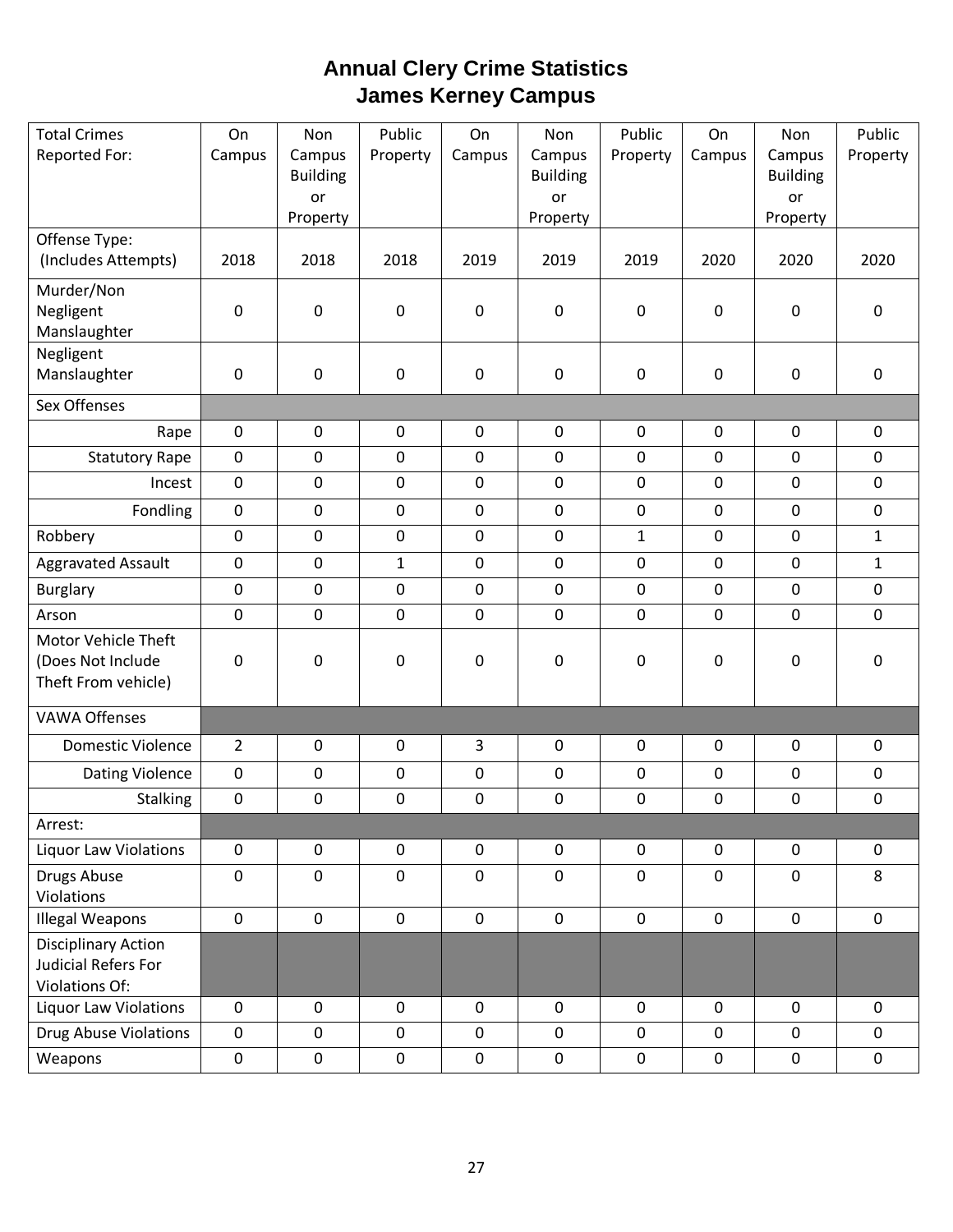# Annual Clery Crime Statistics
## James Kerney Campus

| Total Crimes Reported For: | On Campus | Non Campus Building or Property | Public Property | On Campus | Non Campus Building or Property | Public Property | On Campus | Non Campus Building or Property | Public Property |
|---|---|---|---|---|---|---|---|---|---|
| Offense Type: (Includes Attempts) | 2018 | 2018 | 2018 | 2019 | 2019 | 2019 | 2020 | 2020 | 2020 |
| Murder/Non Negligent Manslaughter | 0 | 0 | 0 | 0 | 0 | 0 | 0 | 0 | 0 |
| Negligent Manslaughter | 0 | 0 | 0 | 0 | 0 | 0 | 0 | 0 | 0 |
| Sex Offenses | | | | | | | | | |
| Rape | 0 | 0 | 0 | 0 | 0 | 0 | 0 | 0 | 0 |
| Statutory Rape | 0 | 0 | 0 | 0 | 0 | 0 | 0 | 0 | 0 |
| Incest | 0 | 0 | 0 | 0 | 0 | 0 | 0 | 0 | 0 |
| Fondling | 0 | 0 | 0 | 0 | 0 | 0 | 0 | 0 | 0 |
| Robbery | 0 | 0 | 0 | 0 | 0 | 1 | 0 | 0 | 1 |
| Aggravated Assault | 0 | 0 | 1 | 0 | 0 | 0 | 0 | 0 | 1 |
| Burglary | 0 | 0 | 0 | 0 | 0 | 0 | 0 | 0 | 0 |
| Arson | 0 | 0 | 0 | 0 | 0 | 0 | 0 | 0 | 0 |
| Motor Vehicle Theft (Does Not Include Theft From vehicle) | 0 | 0 | 0 | 0 | 0 | 0 | 0 | 0 | 0 |
| VAWA Offenses | | | | | | | | | |
| Domestic Violence | 2 | 0 | 0 | 3 | 0 | 0 | 0 | 0 | 0 |
| Dating Violence | 0 | 0 | 0 | 0 | 0 | 0 | 0 | 0 | 0 |
| Stalking | 0 | 0 | 0 | 0 | 0 | 0 | 0 | 0 | 0 |
| Arrest: | | | | | | | | | |
| Liquor Law Violations | 0 | 0 | 0 | 0 | 0 | 0 | 0 | 0 | 0 |
| Drugs Abuse Violations | 0 | 0 | 0 | 0 | 0 | 0 | 0 | 0 | 8 |
| Illegal Weapons | 0 | 0 | 0 | 0 | 0 | 0 | 0 | 0 | 0 |
| Disciplinary Action Judicial Refers For Violations Of: | | | | | | | | | |
| Liquor Law Violations | 0 | 0 | 0 | 0 | 0 | 0 | 0 | 0 | 0 |
| Drug Abuse Violations | 0 | 0 | 0 | 0 | 0 | 0 | 0 | 0 | 0 |
| Weapons | 0 | 0 | 0 | 0 | 0 | 0 | 0 | 0 | 0 |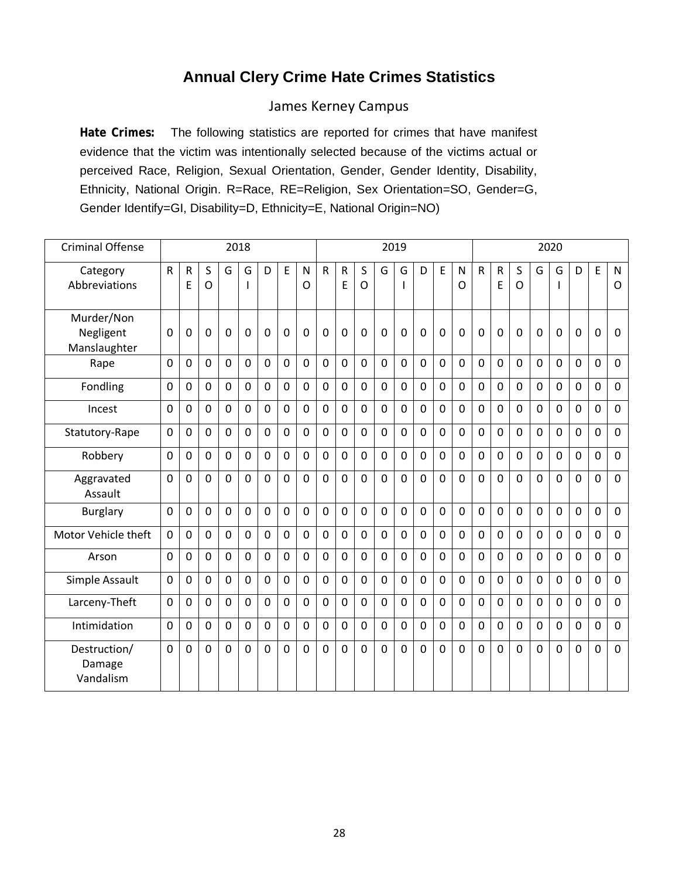# Annual Clery Crime Hate Crimes Statistics

James Kerney Campus

**Hate Crimes:** The following statistics are reported for crimes that have manifest evidence that the victim was intentionally selected because of the victims actual or perceived Race, Religion, Sexual Orientation, Gender, Gender Identity, Disability, Ethnicity, National Origin. R=Race, RE=Religion, Sex Orientation=SO, Gender=G, Gender Identify=GI, Disability=D, Ethnicity=E, National Origin=NO)

| Criminal Offense | 2018 | | | | | | | | 2019 | | | | | | | | 2020 | | | | | | | |
|---|---|---|---|---|---|---|---|---|---|---|---|---|---|---|---|---|---|---|---|---|---|---|---|---|
| Category Abbreviations | R | RE | SO | G | GI | D | E | NO | R | RE | SO | G | GI | D | E | NO | R | RE | SO | G | GI | D | E | NO |
| Murder/Non Negligent Manslaughter | 0 | 0 | 0 | 0 | 0 | 0 | 0 | 0 | 0 | 0 | 0 | 0 | 0 | 0 | 0 | 0 | 0 | 0 | 0 | 0 | 0 | 0 | 0 | 0 |
| Rape | 0 | 0 | 0 | 0 | 0 | 0 | 0 | 0 | 0 | 0 | 0 | 0 | 0 | 0 | 0 | 0 | 0 | 0 | 0 | 0 | 0 | 0 | 0 | 0 |
| Fondling | 0 | 0 | 0 | 0 | 0 | 0 | 0 | 0 | 0 | 0 | 0 | 0 | 0 | 0 | 0 | 0 | 0 | 0 | 0 | 0 | 0 | 0 | 0 | 0 |
| Incest | 0 | 0 | 0 | 0 | 0 | 0 | 0 | 0 | 0 | 0 | 0 | 0 | 0 | 0 | 0 | 0 | 0 | 0 | 0 | 0 | 0 | 0 | 0 | 0 |
| Statutory-Rape | 0 | 0 | 0 | 0 | 0 | 0 | 0 | 0 | 0 | 0 | 0 | 0 | 0 | 0 | 0 | 0 | 0 | 0 | 0 | 0 | 0 | 0 | 0 | 0 |
| Robbery | 0 | 0 | 0 | 0 | 0 | 0 | 0 | 0 | 0 | 0 | 0 | 0 | 0 | 0 | 0 | 0 | 0 | 0 | 0 | 0 | 0 | 0 | 0 | 0 |
| Aggravated Assault | 0 | 0 | 0 | 0 | 0 | 0 | 0 | 0 | 0 | 0 | 0 | 0 | 0 | 0 | 0 | 0 | 0 | 0 | 0 | 0 | 0 | 0 | 0 | 0 |
| Burglary | 0 | 0 | 0 | 0 | 0 | 0 | 0 | 0 | 0 | 0 | 0 | 0 | 0 | 0 | 0 | 0 | 0 | 0 | 0 | 0 | 0 | 0 | 0 | 0 |
| Motor Vehicle theft | 0 | 0 | 0 | 0 | 0 | 0 | 0 | 0 | 0 | 0 | 0 | 0 | 0 | 0 | 0 | 0 | 0 | 0 | 0 | 0 | 0 | 0 | 0 | 0 |
| Arson | 0 | 0 | 0 | 0 | 0 | 0 | 0 | 0 | 0 | 0 | 0 | 0 | 0 | 0 | 0 | 0 | 0 | 0 | 0 | 0 | 0 | 0 | 0 | 0 |
| Simple Assault | 0 | 0 | 0 | 0 | 0 | 0 | 0 | 0 | 0 | 0 | 0 | 0 | 0 | 0 | 0 | 0 | 0 | 0 | 0 | 0 | 0 | 0 | 0 | 0 |
| Larceny-Theft | 0 | 0 | 0 | 0 | 0 | 0 | 0 | 0 | 0 | 0 | 0 | 0 | 0 | 0 | 0 | 0 | 0 | 0 | 0 | 0 | 0 | 0 | 0 | 0 |
| Intimidation | 0 | 0 | 0 | 0 | 0 | 0 | 0 | 0 | 0 | 0 | 0 | 0 | 0 | 0 | 0 | 0 | 0 | 0 | 0 | 0 | 0 | 0 | 0 | 0 |
| Destruction/ Damage Vandalism | 0 | 0 | 0 | 0 | 0 | 0 | 0 | 0 | 0 | 0 | 0 | 0 | 0 | 0 | 0 | 0 | 0 | 0 | 0 | 0 | 0 | 0 | 0 | 0 |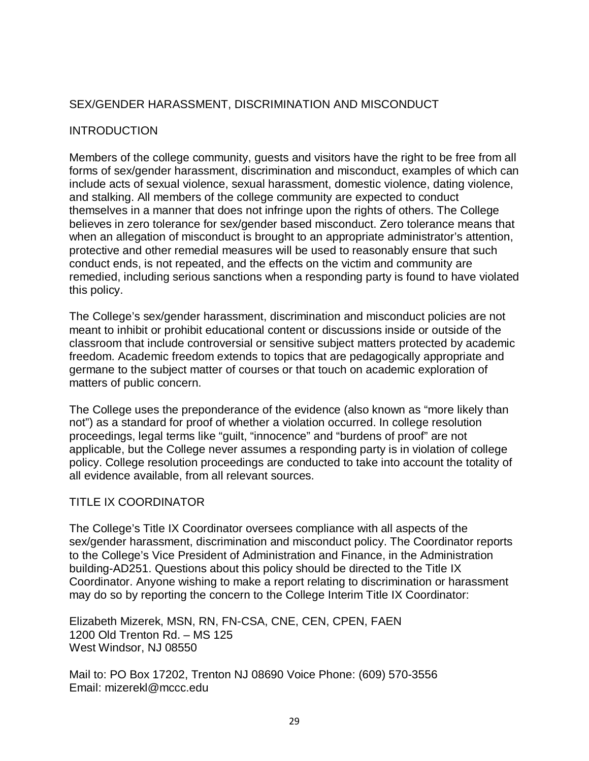## SEX/GENDER HARASSMENT, DISCRIMINATION AND MISCONDUCT

### INTRODUCTION

Members of the college community, guests and visitors have the right to be free from all forms of sex/gender harassment, discrimination and misconduct, examples of which can include acts of sexual violence, sexual harassment, domestic violence, dating violence, and stalking. All members of the college community are expected to conduct themselves in a manner that does not infringe upon the rights of others. The College believes in zero tolerance for sex/gender based misconduct. Zero tolerance means that when an allegation of misconduct is brought to an appropriate administrator's attention, protective and other remedial measures will be used to reasonably ensure that such conduct ends, is not repeated, and the effects on the victim and community are remedied, including serious sanctions when a responding party is found to have violated this policy.

The College's sex/gender harassment, discrimination and misconduct policies are not meant to inhibit or prohibit educational content or discussions inside or outside of the classroom that include controversial or sensitive subject matters protected by academic freedom. Academic freedom extends to topics that are pedagogically appropriate and germane to the subject matter of courses or that touch on academic exploration of matters of public concern.

The College uses the preponderance of the evidence (also known as "more likely than not") as a standard for proof of whether a violation occurred. In college resolution proceedings, legal terms like "guilt, "innocence" and "burdens of proof" are not applicable, but the College never assumes a responding party is in violation of college policy. College resolution proceedings are conducted to take into account the totality of all evidence available, from all relevant sources.

### TITLE IX COORDINATOR

The College's Title IX Coordinator oversees compliance with all aspects of the sex/gender harassment, discrimination and misconduct policy. The Coordinator reports to the College's Vice President of Administration and Finance, in the Administration building-AD251. Questions about this policy should be directed to the Title IX Coordinator. Anyone wishing to make a report relating to discrimination or harassment may do so by reporting the concern to the College Interim Title IX Coordinator:

Elizabeth Mizerek, MSN, RN, FN-CSA, CNE, CEN, CPEN, FAEN
1200 Old Trenton Rd. – MS 125
West Windsor, NJ 08550

Mail to: PO Box 17202, Trenton NJ 08690 Voice Phone: (609) 570-3556
Email: mizerekl@mccc.edu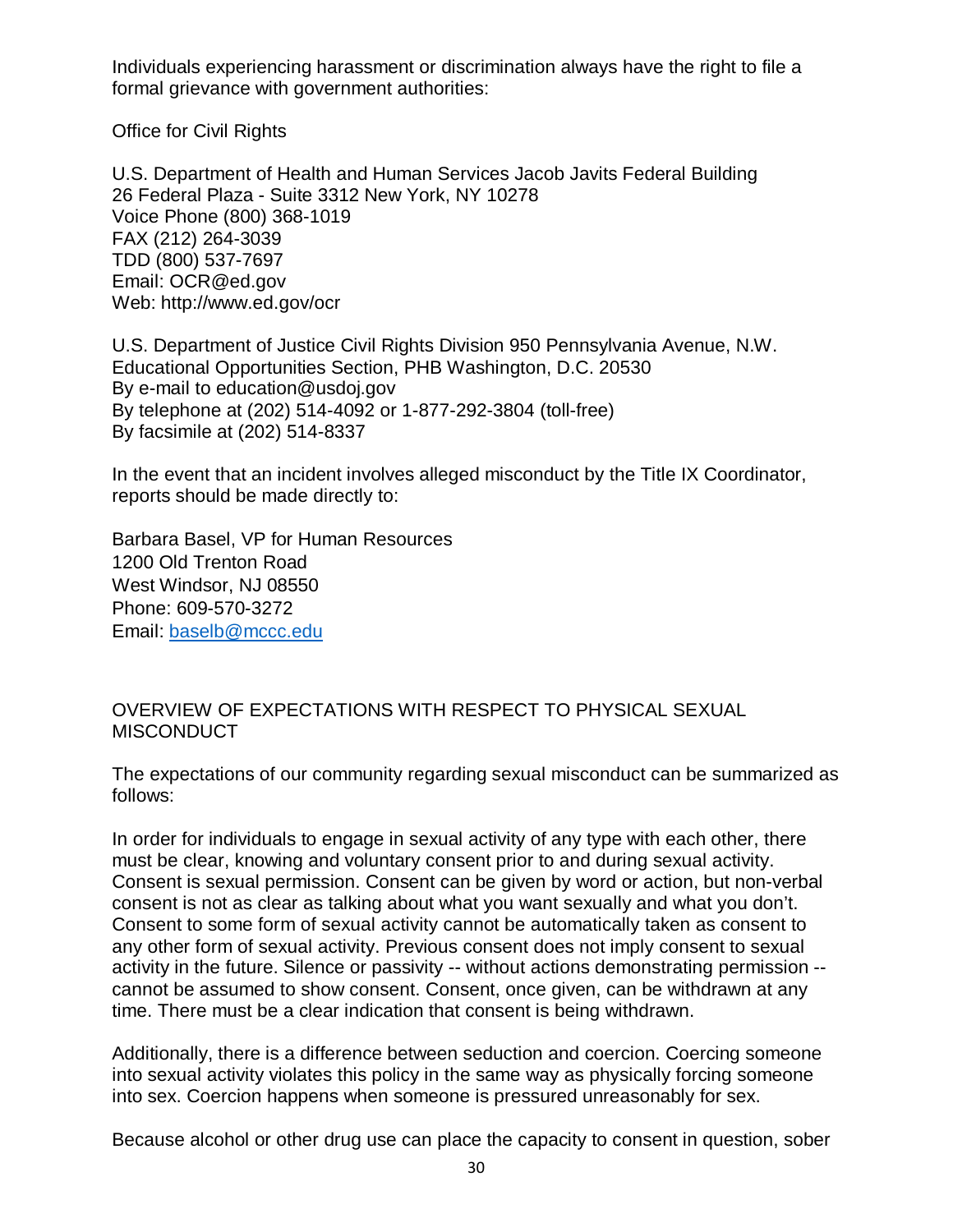Individuals experiencing harassment or discrimination always have the right to file a formal grievance with government authorities:

Office for Civil Rights

U.S. Department of Health and Human Services Jacob Javits Federal Building
26 Federal Plaza - Suite 3312 New York, NY 10278
Voice Phone (800) 368-1019
FAX (212) 264-3039
TDD (800) 537-7697
Email: OCR@ed.gov
Web: http://www.ed.gov/ocr

U.S. Department of Justice Civil Rights Division 950 Pennsylvania Avenue, N.W.
Educational Opportunities Section, PHB Washington, D.C. 20530
By e-mail to education@usdoj.gov
By telephone at (202) 514-4092 or 1-877-292-3804 (toll-free)
By facsimile at (202) 514-8337

In the event that an incident involves alleged misconduct by the Title IX Coordinator, reports should be made directly to:

Barbara Basel, VP for Human Resources
1200 Old Trenton Road
West Windsor, NJ 08550
Phone: 609-570-3272
Email: [baselb@mccc.edu](mailto:baselb@mccc.edu)

## OVERVIEW OF EXPECTATIONS WITH RESPECT TO PHYSICAL SEXUAL MISCONDUCT

The expectations of our community regarding sexual misconduct can be summarized as follows:

In order for individuals to engage in sexual activity of any type with each other, there must be clear, knowing and voluntary consent prior to and during sexual activity. Consent is sexual permission. Consent can be given by word or action, but non-verbal consent is not as clear as talking about what you want sexually and what you don't. Consent to some form of sexual activity cannot be automatically taken as consent to any other form of sexual activity. Previous consent does not imply consent to sexual activity in the future. Silence or passivity -- without actions demonstrating permission -- cannot be assumed to show consent. Consent, once given, can be withdrawn at any time. There must be a clear indication that consent is being withdrawn.

Additionally, there is a difference between seduction and coercion. Coercing someone into sexual activity violates this policy in the same way as physically forcing someone into sex. Coercion happens when someone is pressured unreasonably for sex.

Because alcohol or other drug use can place the capacity to consent in question, sober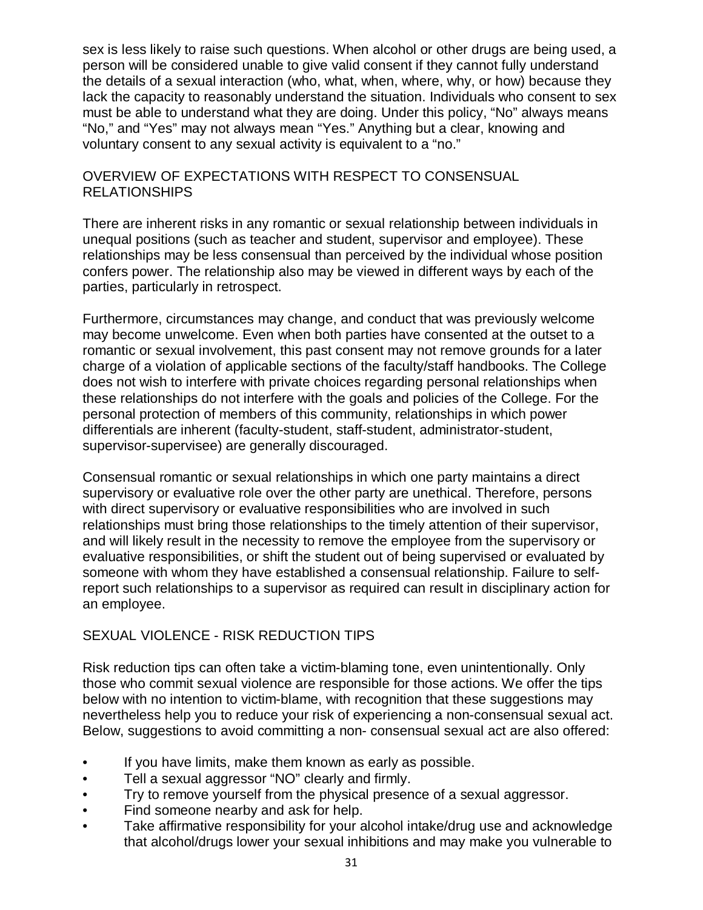sex is less likely to raise such questions. When alcohol or other drugs are being used, a person will be considered unable to give valid consent if they cannot fully understand the details of a sexual interaction (who, what, when, where, why, or how) because they lack the capacity to reasonably understand the situation. Individuals who consent to sex must be able to understand what they are doing. Under this policy, "No" always means "No," and "Yes" may not always mean "Yes." Anything but a clear, knowing and voluntary consent to any sexual activity is equivalent to a "no."

## OVERVIEW OF EXPECTATIONS WITH RESPECT TO CONSENSUAL RELATIONSHIPS

There are inherent risks in any romantic or sexual relationship between individuals in unequal positions (such as teacher and student, supervisor and employee). These relationships may be less consensual than perceived by the individual whose position confers power. The relationship also may be viewed in different ways by each of the parties, particularly in retrospect.

Furthermore, circumstances may change, and conduct that was previously welcome may become unwelcome. Even when both parties have consented at the outset to a romantic or sexual involvement, this past consent may not remove grounds for a later charge of a violation of applicable sections of the faculty/staff handbooks. The College does not wish to interfere with private choices regarding personal relationships when these relationships do not interfere with the goals and policies of the College. For the personal protection of members of this community, relationships in which power differentials are inherent (faculty-student, staff-student, administrator-student, supervisor-supervisee) are generally discouraged.

Consensual romantic or sexual relationships in which one party maintains a direct supervisory or evaluative role over the other party are unethical. Therefore, persons with direct supervisory or evaluative responsibilities who are involved in such relationships must bring those relationships to the timely attention of their supervisor, and will likely result in the necessity to remove the employee from the supervisory or evaluative responsibilities, or shift the student out of being supervised or evaluated by someone with whom they have established a consensual relationship. Failure to self-report such relationships to a supervisor as required can result in disciplinary action for an employee.

## SEXUAL VIOLENCE - RISK REDUCTION TIPS

Risk reduction tips can often take a victim-blaming tone, even unintentionally. Only those who commit sexual violence are responsible for those actions. We offer the tips below with no intention to victim-blame, with recognition that these suggestions may nevertheless help you to reduce your risk of experiencing a non-consensual sexual act. Below, suggestions to avoid committing a non- consensual sexual act are also offered:

- If you have limits, make them known as early as possible.
- Tell a sexual aggressor "NO" clearly and firmly.
- Try to remove yourself from the physical presence of a sexual aggressor.
- Find someone nearby and ask for help.
- Take affirmative responsibility for your alcohol intake/drug use and acknowledge that alcohol/drugs lower your sexual inhibitions and may make you vulnerable to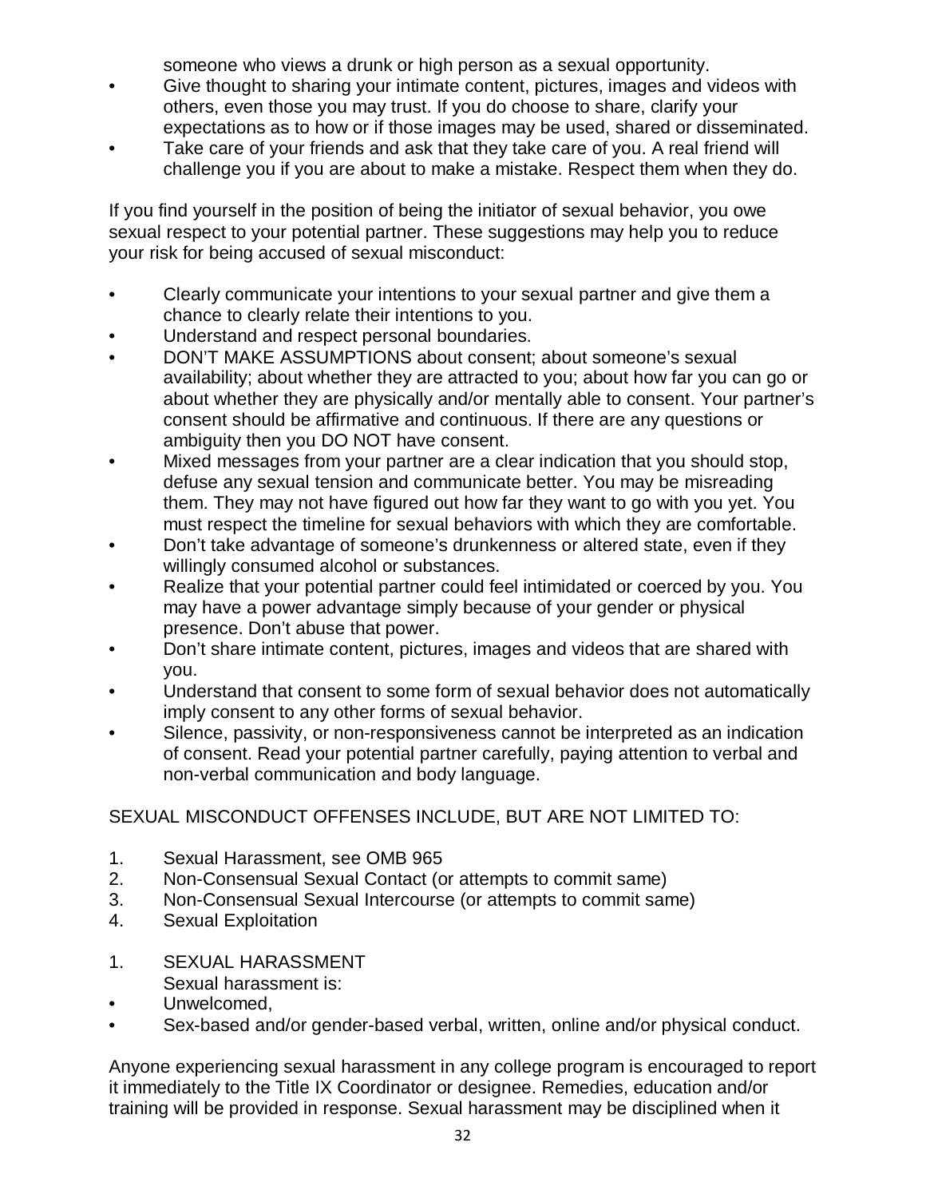someone who views a drunk or high person as a sexual opportunity.

- Give thought to sharing your intimate content, pictures, images and videos with others, even those you may trust. If you do choose to share, clarify your expectations as to how or if those images may be used, shared or disseminated.
- Take care of your friends and ask that they take care of you. A real friend will challenge you if you are about to make a mistake. Respect them when they do.

If you find yourself in the position of being the initiator of sexual behavior, you owe sexual respect to your potential partner. These suggestions may help you to reduce your risk for being accused of sexual misconduct:

- Clearly communicate your intentions to your sexual partner and give them a chance to clearly relate their intentions to you.
- Understand and respect personal boundaries.
- DON'T MAKE ASSUMPTIONS about consent; about someone's sexual availability; about whether they are attracted to you; about how far you can go or about whether they are physically and/or mentally able to consent. Your partner's consent should be affirmative and continuous. If there are any questions or ambiguity then you DO NOT have consent.
- Mixed messages from your partner are a clear indication that you should stop, defuse any sexual tension and communicate better. You may be misreading them. They may not have figured out how far they want to go with you yet. You must respect the timeline for sexual behaviors with which they are comfortable.
- Don't take advantage of someone's drunkenness or altered state, even if they willingly consumed alcohol or substances.
- Realize that your potential partner could feel intimidated or coerced by you. You may have a power advantage simply because of your gender or physical presence. Don't abuse that power.
- Don't share intimate content, pictures, images and videos that are shared with you.
- Understand that consent to some form of sexual behavior does not automatically imply consent to any other forms of sexual behavior.
- Silence, passivity, or non-responsiveness cannot be interpreted as an indication of consent. Read your potential partner carefully, paying attention to verbal and non-verbal communication and body language.

SEXUAL MISCONDUCT OFFENSES INCLUDE, BUT ARE NOT LIMITED TO:

1. Sexual Harassment, see OMB 965
2. Non-Consensual Sexual Contact (or attempts to commit same)
3. Non-Consensual Sexual Intercourse (or attempts to commit same)
4. Sexual Exploitation

1. SEXUAL HARASSMENT
   Sexual harassment is:

- Unwelcomed,
- Sex-based and/or gender-based verbal, written, online and/or physical conduct.

Anyone experiencing sexual harassment in any college program is encouraged to report it immediately to the Title IX Coordinator or designee. Remedies, education and/or training will be provided in response. Sexual harassment may be disciplined when it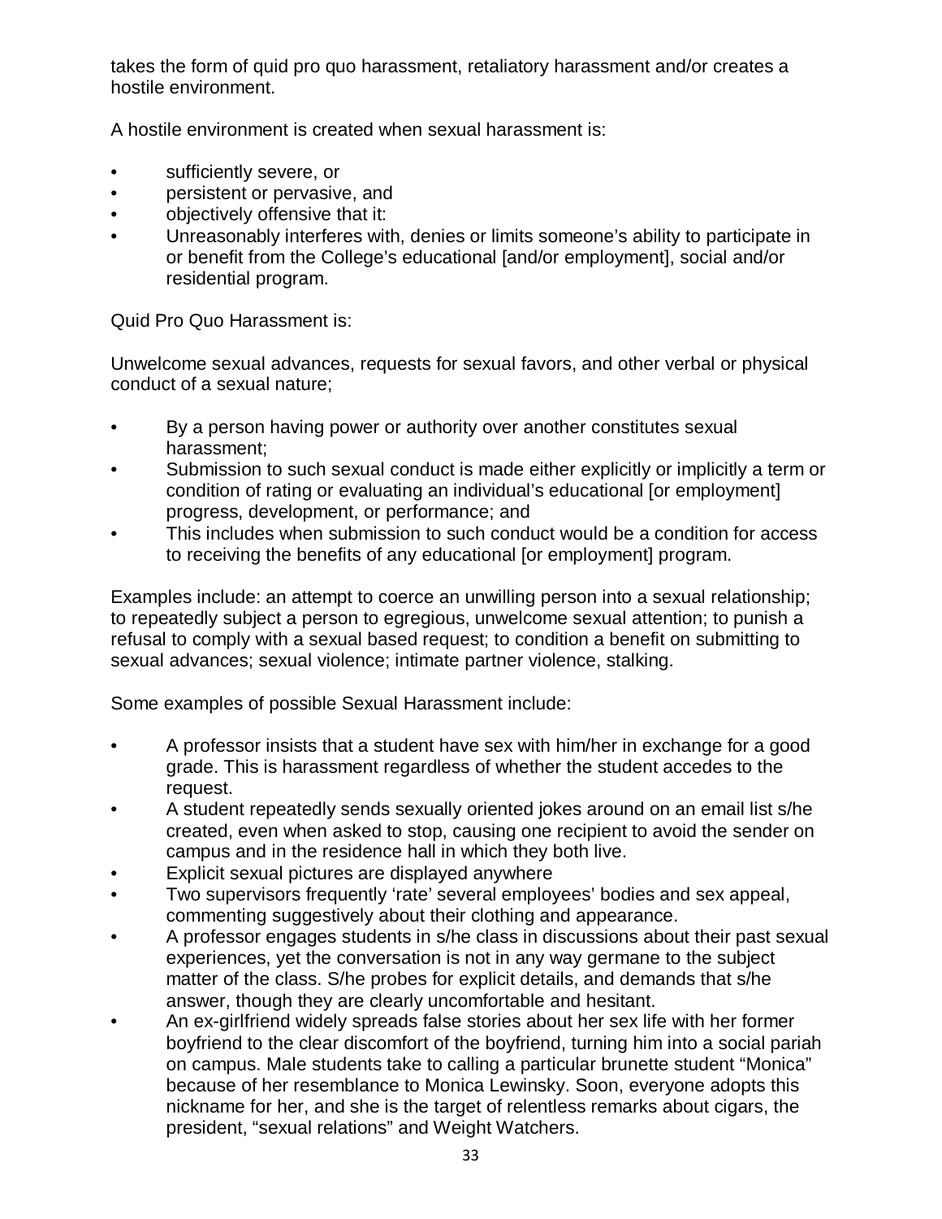takes the form of quid pro quo harassment, retaliatory harassment and/or creates a hostile environment.

A hostile environment is created when sexual harassment is:

- sufficiently severe, or
- persistent or pervasive, and
- objectively offensive that it:
- Unreasonably interferes with, denies or limits someone's ability to participate in or benefit from the College's educational [and/or employment], social and/or residential program.

Quid Pro Quo Harassment is:

Unwelcome sexual advances, requests for sexual favors, and other verbal or physical conduct of a sexual nature;

- By a person having power or authority over another constitutes sexual harassment;
- Submission to such sexual conduct is made either explicitly or implicitly a term or condition of rating or evaluating an individual's educational [or employment] progress, development, or performance; and
- This includes when submission to such conduct would be a condition for access to receiving the benefits of any educational [or employment] program.

Examples include: an attempt to coerce an unwilling person into a sexual relationship; to repeatedly subject a person to egregious, unwelcome sexual attention; to punish a refusal to comply with a sexual based request; to condition a benefit on submitting to sexual advances; sexual violence; intimate partner violence, stalking.

Some examples of possible Sexual Harassment include:

- A professor insists that a student have sex with him/her in exchange for a good grade. This is harassment regardless of whether the student accedes to the request.
- A student repeatedly sends sexually oriented jokes around on an email list s/he created, even when asked to stop, causing one recipient to avoid the sender on campus and in the residence hall in which they both live.
- Explicit sexual pictures are displayed anywhere
- Two supervisors frequently 'rate' several employees' bodies and sex appeal, commenting suggestively about their clothing and appearance.
- A professor engages students in s/he class in discussions about their past sexual experiences, yet the conversation is not in any way germane to the subject matter of the class. S/he probes for explicit details, and demands that s/he answer, though they are clearly uncomfortable and hesitant.
- An ex-girlfriend widely spreads false stories about her sex life with her former boyfriend to the clear discomfort of the boyfriend, turning him into a social pariah on campus. Male students take to calling a particular brunette student "Monica" because of her resemblance to Monica Lewinsky. Soon, everyone adopts this nickname for her, and she is the target of relentless remarks about cigars, the president, "sexual relations" and Weight Watchers.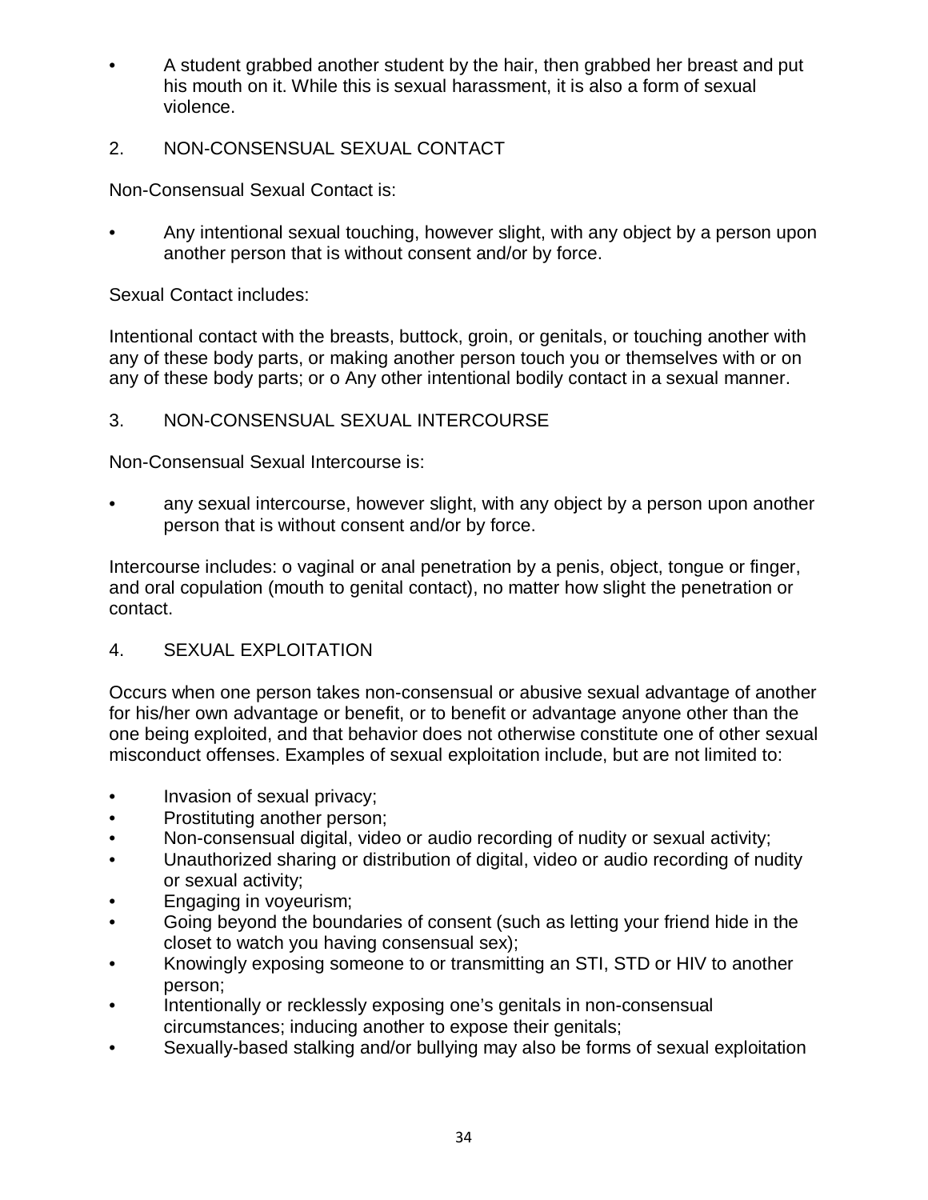- A student grabbed another student by the hair, then grabbed her breast and put his mouth on it. While this is sexual harassment, it is also a form of sexual violence.

2. NON-CONSENSUAL SEXUAL CONTACT

Non-Consensual Sexual Contact is:

- Any intentional sexual touching, however slight, with any object by a person upon another person that is without consent and/or by force.

Sexual Contact includes:

Intentional contact with the breasts, buttock, groin, or genitals, or touching another with any of these body parts, or making another person touch you or themselves with or on any of these body parts; or o Any other intentional bodily contact in a sexual manner.

3. NON-CONSENSUAL SEXUAL INTERCOURSE

Non-Consensual Sexual Intercourse is:

- any sexual intercourse, however slight, with any object by a person upon another person that is without consent and/or by force.

Intercourse includes: o vaginal or anal penetration by a penis, object, tongue or finger, and oral copulation (mouth to genital contact), no matter how slight the penetration or contact.

4. SEXUAL EXPLOITATION

Occurs when one person takes non-consensual or abusive sexual advantage of another for his/her own advantage or benefit, or to benefit or advantage anyone other than the one being exploited, and that behavior does not otherwise constitute one of other sexual misconduct offenses. Examples of sexual exploitation include, but are not limited to:

- Invasion of sexual privacy;
- Prostituting another person;
- Non-consensual digital, video or audio recording of nudity or sexual activity;
- Unauthorized sharing or distribution of digital, video or audio recording of nudity or sexual activity;
- Engaging in voyeurism;
- Going beyond the boundaries of consent (such as letting your friend hide in the closet to watch you having consensual sex);
- Knowingly exposing someone to or transmitting an STI, STD or HIV to another person;
- Intentionally or recklessly exposing one's genitals in non-consensual circumstances; inducing another to expose their genitals;
- Sexually-based stalking and/or bullying may also be forms of sexual exploitation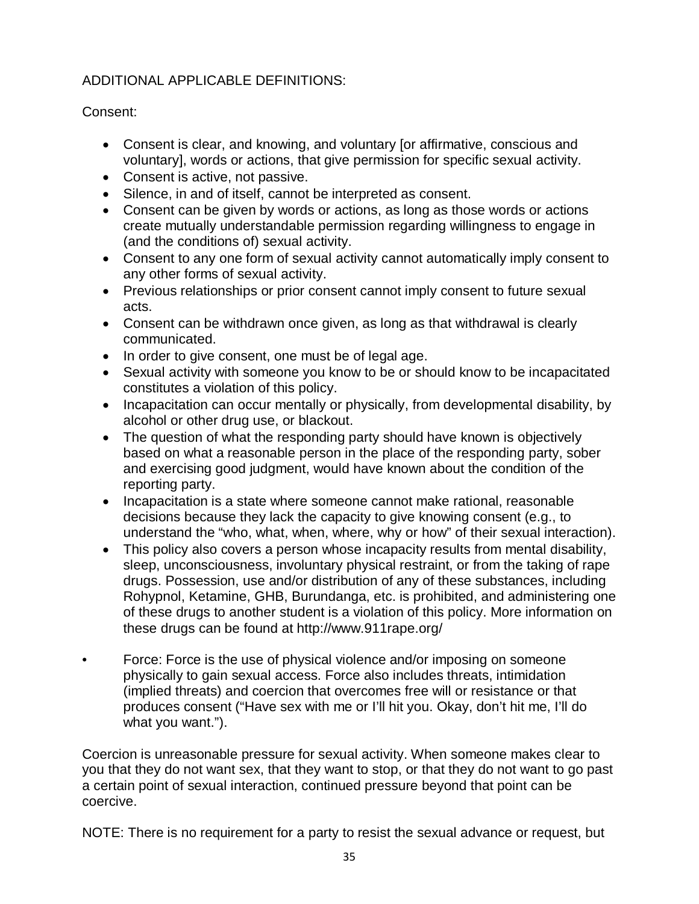ADDITIONAL APPLICABLE DEFINITIONS:

Consent:

- Consent is clear, and knowing, and voluntary [or affirmative, conscious and voluntary], words or actions, that give permission for specific sexual activity.
- Consent is active, not passive.
- Silence, in and of itself, cannot be interpreted as consent.
- Consent can be given by words or actions, as long as those words or actions create mutually understandable permission regarding willingness to engage in (and the conditions of) sexual activity.
- Consent to any one form of sexual activity cannot automatically imply consent to any other forms of sexual activity.
- Previous relationships or prior consent cannot imply consent to future sexual acts.
- Consent can be withdrawn once given, as long as that withdrawal is clearly communicated.
- In order to give consent, one must be of legal age.
- Sexual activity with someone you know to be or should know to be incapacitated constitutes a violation of this policy.
- Incapacitation can occur mentally or physically, from developmental disability, by alcohol or other drug use, or blackout.
- The question of what the responding party should have known is objectively based on what a reasonable person in the place of the responding party, sober and exercising good judgment, would have known about the condition of the reporting party.
- Incapacitation is a state where someone cannot make rational, reasonable decisions because they lack the capacity to give knowing consent (e.g., to understand the "who, what, when, where, why or how" of their sexual interaction).
- This policy also covers a person whose incapacity results from mental disability, sleep, unconsciousness, involuntary physical restraint, or from the taking of rape drugs. Possession, use and/or distribution of any of these substances, including Rohypnol, Ketamine, GHB, Burundanga, etc. is prohibited, and administering one of these drugs to another student is a violation of this policy. More information on these drugs can be found at http://www.911rape.org/

- Force: Force is the use of physical violence and/or imposing on someone physically to gain sexual access. Force also includes threats, intimidation (implied threats) and coercion that overcomes free will or resistance or that produces consent ("Have sex with me or I'll hit you. Okay, don't hit me, I'll do what you want.").

Coercion is unreasonable pressure for sexual activity. When someone makes clear to you that they do not want sex, that they want to stop, or that they do not want to go past a certain point of sexual interaction, continued pressure beyond that point can be coercive.

NOTE: There is no requirement for a party to resist the sexual advance or request, but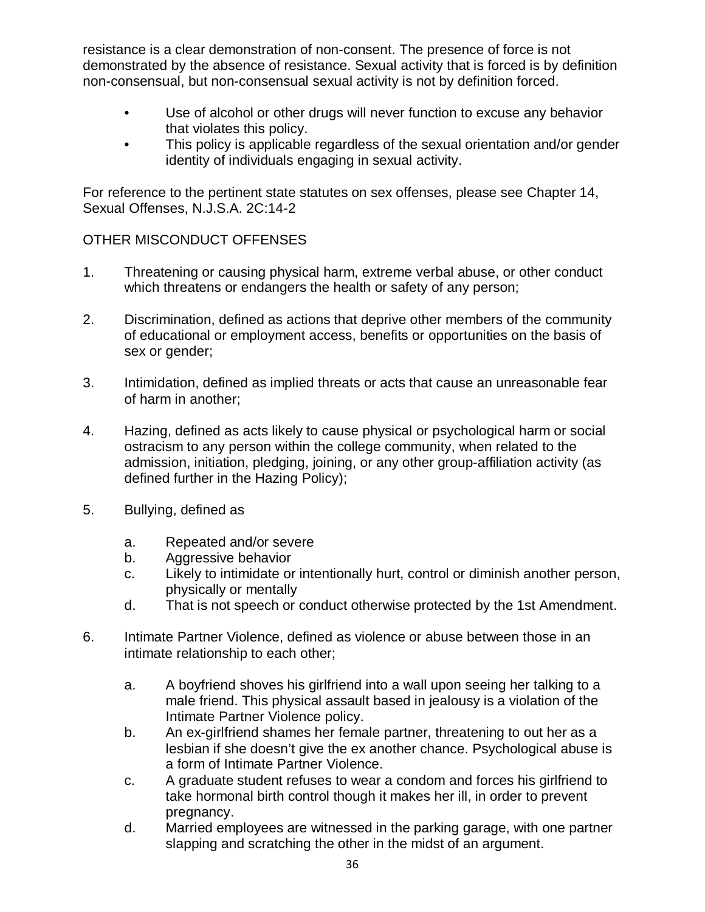resistance is a clear demonstration of non-consent. The presence of force is not demonstrated by the absence of resistance. Sexual activity that is forced is by definition non-consensual, but non-consensual sexual activity is not by definition forced.

- Use of alcohol or other drugs will never function to excuse any behavior that violates this policy.
- This policy is applicable regardless of the sexual orientation and/or gender identity of individuals engaging in sexual activity.

For reference to the pertinent state statutes on sex offenses, please see Chapter 14, Sexual Offenses, N.J.S.A. 2C:14-2

OTHER MISCONDUCT OFFENSES

1. Threatening or causing physical harm, extreme verbal abuse, or other conduct which threatens or endangers the health or safety of any person;

2. Discrimination, defined as actions that deprive other members of the community of educational or employment access, benefits or opportunities on the basis of sex or gender;

3. Intimidation, defined as implied threats or acts that cause an unreasonable fear of harm in another;

4. Hazing, defined as acts likely to cause physical or psychological harm or social ostracism to any person within the college community, when related to the admission, initiation, pledging, joining, or any other group-affiliation activity (as defined further in the Hazing Policy);

5. Bullying, defined as

    a. Repeated and/or severe
    b. Aggressive behavior
    c. Likely to intimidate or intentionally hurt, control or diminish another person, physically or mentally
    d. That is not speech or conduct otherwise protected by the 1st Amendment.

6. Intimate Partner Violence, defined as violence or abuse between those in an intimate relationship to each other;

    a. A boyfriend shoves his girlfriend into a wall upon seeing her talking to a male friend. This physical assault based in jealousy is a violation of the Intimate Partner Violence policy.
    b. An ex-girlfriend shames her female partner, threatening to out her as a lesbian if she doesn't give the ex another chance. Psychological abuse is a form of Intimate Partner Violence.
    c. A graduate student refuses to wear a condom and forces his girlfriend to take hormonal birth control though it makes her ill, in order to prevent pregnancy.
    d. Married employees are witnessed in the parking garage, with one partner slapping and scratching the other in the midst of an argument.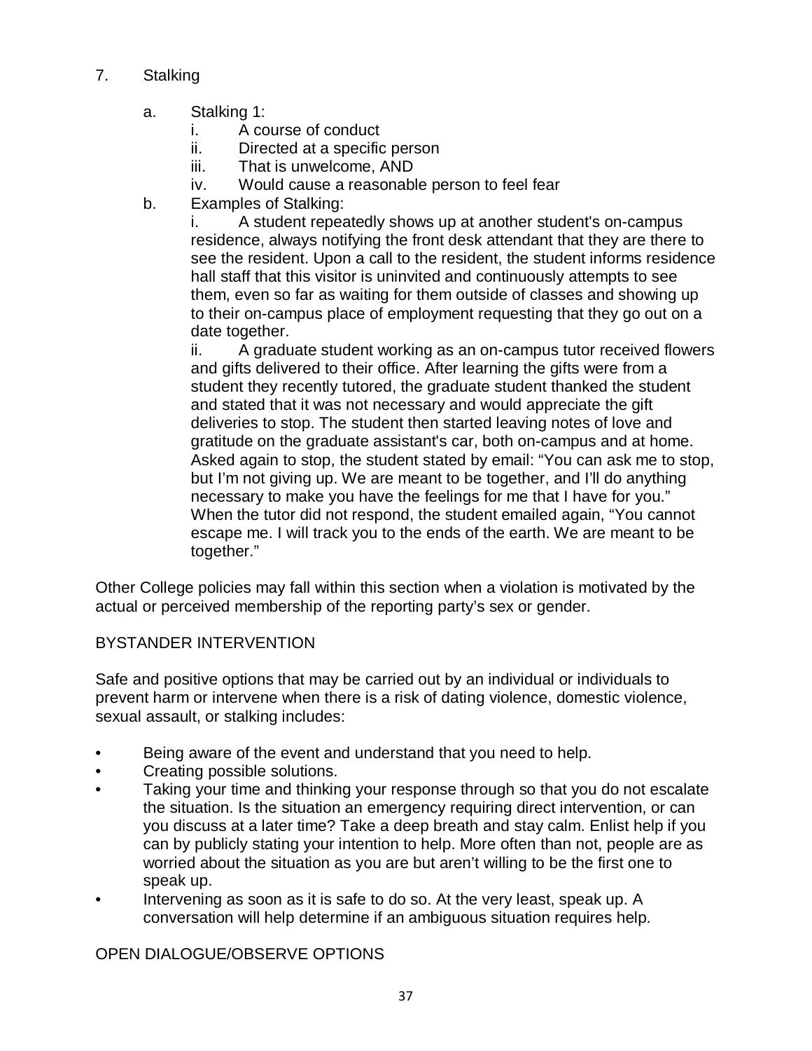7. Stalking

   a. Stalking 1:
      i. A course of conduct
      ii. Directed at a specific person
      iii. That is unwelcome, AND
      iv. Would cause a reasonable person to feel fear

   b. Examples of Stalking:

      i. A student repeatedly shows up at another student's on-campus residence, always notifying the front desk attendant that they are there to see the resident. Upon a call to the resident, the student informs residence hall staff that this visitor is uninvited and continuously attempts to see them, even so far as waiting for them outside of classes and showing up to their on-campus place of employment requesting that they go out on a date together.

      ii. A graduate student working as an on-campus tutor received flowers and gifts delivered to their office. After learning the gifts were from a student they recently tutored, the graduate student thanked the student and stated that it was not necessary and would appreciate the gift deliveries to stop. The student then started leaving notes of love and gratitude on the graduate assistant's car, both on-campus and at home. Asked again to stop, the student stated by email: "You can ask me to stop, but I'm not giving up. We are meant to be together, and I'll do anything necessary to make you have the feelings for me that I have for you." When the tutor did not respond, the student emailed again, "You cannot escape me. I will track you to the ends of the earth. We are meant to be together."

Other College policies may fall within this section when a violation is motivated by the actual or perceived membership of the reporting party's sex or gender.

## BYSTANDER INTERVENTION

Safe and positive options that may be carried out by an individual or individuals to prevent harm or intervene when there is a risk of dating violence, domestic violence, sexual assault, or stalking includes:

- Being aware of the event and understand that you need to help.
- Creating possible solutions.
- Taking your time and thinking your response through so that you do not escalate the situation. Is the situation an emergency requiring direct intervention, or can you discuss at a later time? Take a deep breath and stay calm. Enlist help if you can by publicly stating your intention to help. More often than not, people are as worried about the situation as you are but aren't willing to be the first one to speak up.
- Intervening as soon as it is safe to do so. At the very least, speak up. A conversation will help determine if an ambiguous situation requires help.

## OPEN DIALOGUE/OBSERVE OPTIONS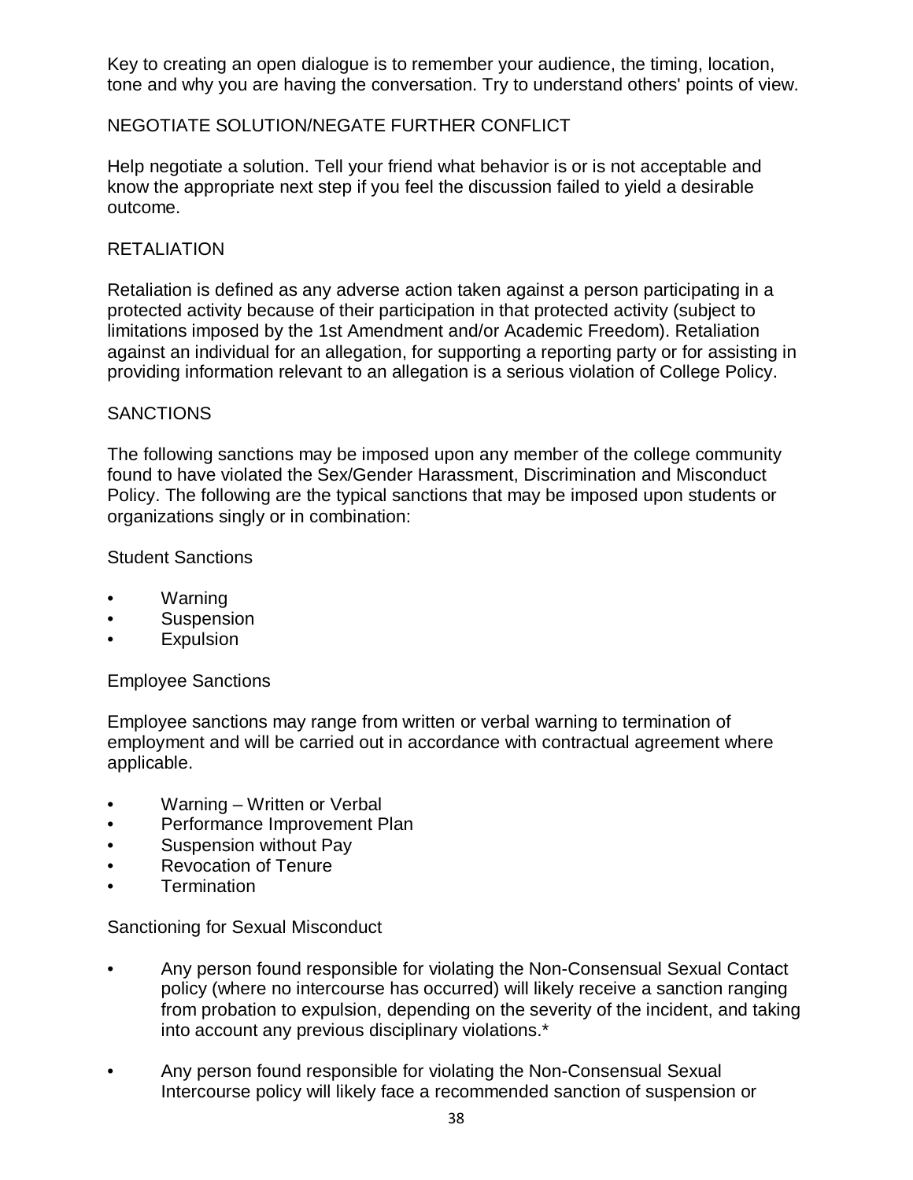Key to creating an open dialogue is to remember your audience, the timing, location, tone and why you are having the conversation. Try to understand others' points of view.

## NEGOTIATE SOLUTION/NEGATE FURTHER CONFLICT

Help negotiate a solution. Tell your friend what behavior is or is not acceptable and know the appropriate next step if you feel the discussion failed to yield a desirable outcome.

## RETALIATION

Retaliation is defined as any adverse action taken against a person participating in a protected activity because of their participation in that protected activity (subject to limitations imposed by the 1st Amendment and/or Academic Freedom). Retaliation against an individual for an allegation, for supporting a reporting party or for assisting in providing information relevant to an allegation is a serious violation of College Policy.

## SANCTIONS

The following sanctions may be imposed upon any member of the college community found to have violated the Sex/Gender Harassment, Discrimination and Misconduct Policy. The following are the typical sanctions that may be imposed upon students or organizations singly or in combination:

### Student Sanctions

- Warning
- Suspension
- Expulsion

### Employee Sanctions

Employee sanctions may range from written or verbal warning to termination of employment and will be carried out in accordance with contractual agreement where applicable.

- Warning – Written or Verbal
- Performance Improvement Plan
- Suspension without Pay
- Revocation of Tenure
- Termination

### Sanctioning for Sexual Misconduct

- Any person found responsible for violating the Non-Consensual Sexual Contact policy (where no intercourse has occurred) will likely receive a sanction ranging from probation to expulsion, depending on the severity of the incident, and taking into account any previous disciplinary violations.*
- Any person found responsible for violating the Non-Consensual Sexual Intercourse policy will likely face a recommended sanction of suspension or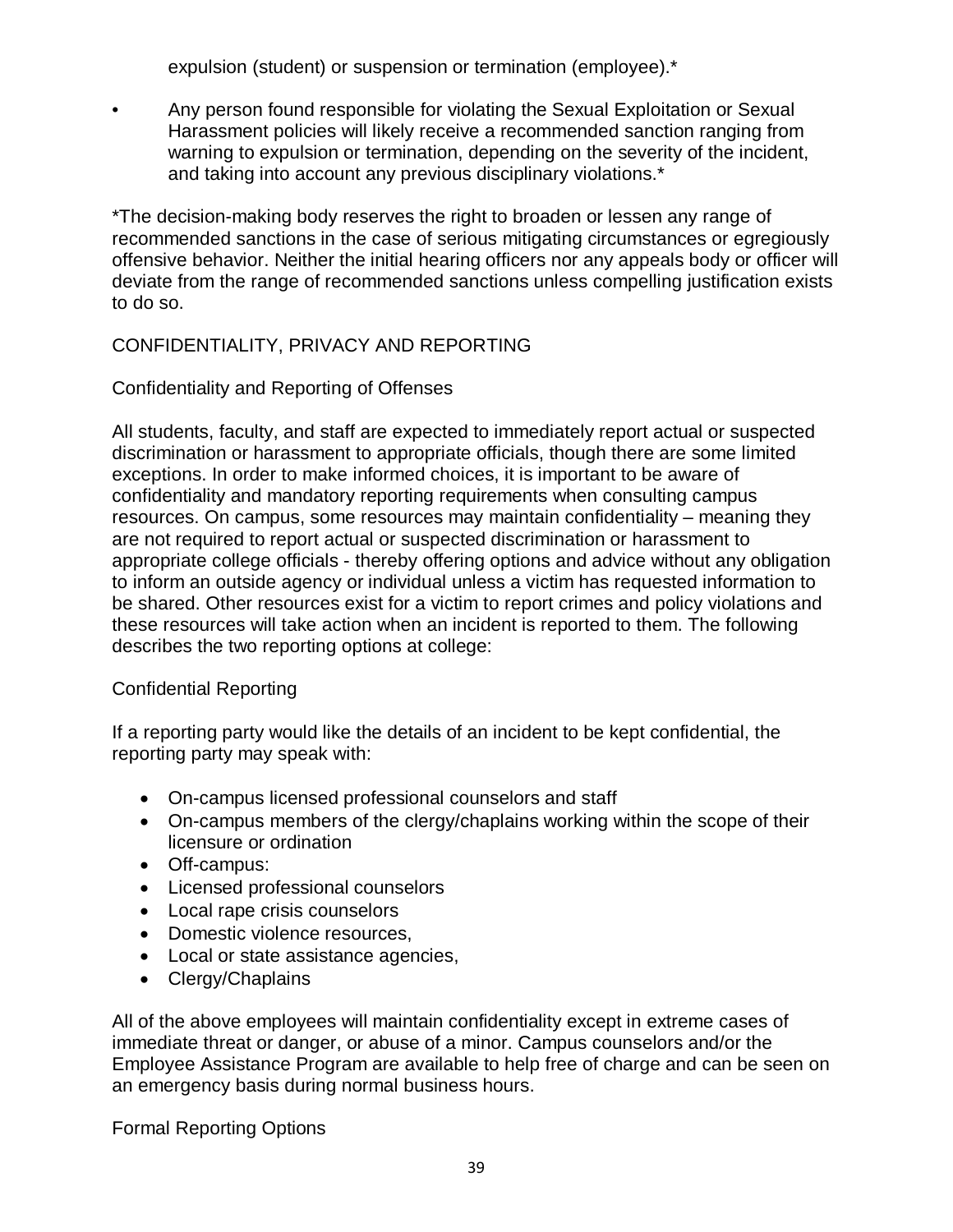expulsion (student) or suspension or termination (employee).*

- Any person found responsible for violating the Sexual Exploitation or Sexual Harassment policies will likely receive a recommended sanction ranging from warning to expulsion or termination, depending on the severity of the incident, and taking into account any previous disciplinary violations.*

*The decision-making body reserves the right to broaden or lessen any range of recommended sanctions in the case of serious mitigating circumstances or egregiously offensive behavior. Neither the initial hearing officers nor any appeals body or officer will deviate from the range of recommended sanctions unless compelling justification exists to do so.

## CONFIDENTIALITY, PRIVACY AND REPORTING

### Confidentiality and Reporting of Offenses

All students, faculty, and staff are expected to immediately report actual or suspected discrimination or harassment to appropriate officials, though there are some limited exceptions. In order to make informed choices, it is important to be aware of confidentiality and mandatory reporting requirements when consulting campus resources. On campus, some resources may maintain confidentiality – meaning they are not required to report actual or suspected discrimination or harassment to appropriate college officials - thereby offering options and advice without any obligation to inform an outside agency or individual unless a victim has requested information to be shared. Other resources exist for a victim to report crimes and policy violations and these resources will take action when an incident is reported to them. The following describes the two reporting options at college:

### Confidential Reporting

If a reporting party would like the details of an incident to be kept confidential, the reporting party may speak with:

- On-campus licensed professional counselors and staff
- On-campus members of the clergy/chaplains working within the scope of their licensure or ordination
- Off-campus:
- Licensed professional counselors
- Local rape crisis counselors
- Domestic violence resources,
- Local or state assistance agencies,
- Clergy/Chaplains

All of the above employees will maintain confidentiality except in extreme cases of immediate threat or danger, or abuse of a minor. Campus counselors and/or the Employee Assistance Program are available to help free of charge and can be seen on an emergency basis during normal business hours.

### Formal Reporting Options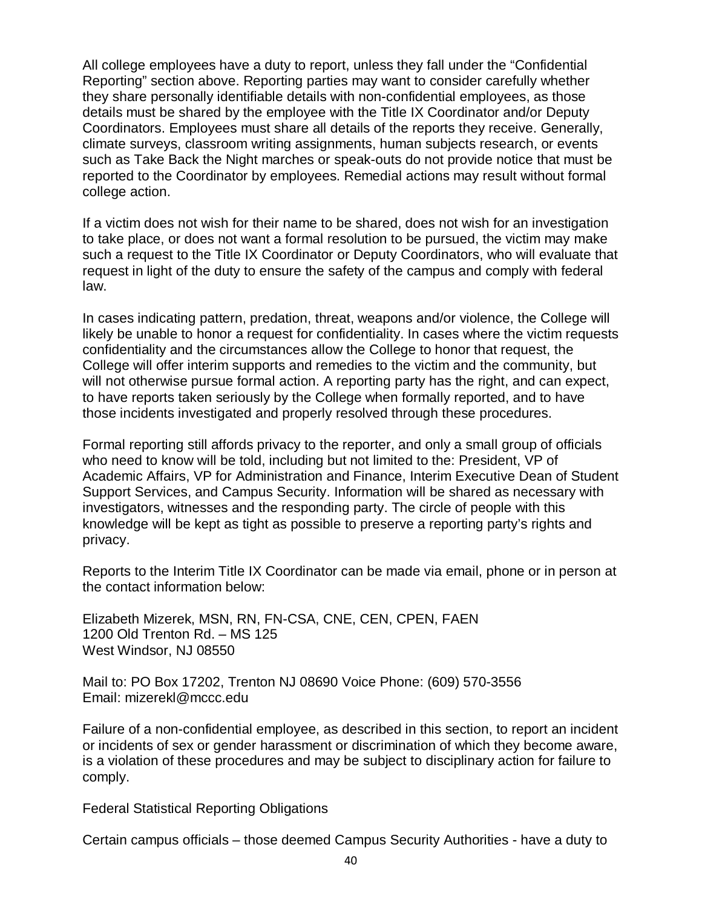All college employees have a duty to report, unless they fall under the "Confidential Reporting" section above. Reporting parties may want to consider carefully whether they share personally identifiable details with non-confidential employees, as those details must be shared by the employee with the Title IX Coordinator and/or Deputy Coordinators. Employees must share all details of the reports they receive. Generally, climate surveys, classroom writing assignments, human subjects research, or events such as Take Back the Night marches or speak-outs do not provide notice that must be reported to the Coordinator by employees. Remedial actions may result without formal college action.

If a victim does not wish for their name to be shared, does not wish for an investigation to take place, or does not want a formal resolution to be pursued, the victim may make such a request to the Title IX Coordinator or Deputy Coordinators, who will evaluate that request in light of the duty to ensure the safety of the campus and comply with federal law.

In cases indicating pattern, predation, threat, weapons and/or violence, the College will likely be unable to honor a request for confidentiality. In cases where the victim requests confidentiality and the circumstances allow the College to honor that request, the College will offer interim supports and remedies to the victim and the community, but will not otherwise pursue formal action. A reporting party has the right, and can expect, to have reports taken seriously by the College when formally reported, and to have those incidents investigated and properly resolved through these procedures.

Formal reporting still affords privacy to the reporter, and only a small group of officials who need to know will be told, including but not limited to the: President, VP of Academic Affairs, VP for Administration and Finance, Interim Executive Dean of Student Support Services, and Campus Security. Information will be shared as necessary with investigators, witnesses and the responding party. The circle of people with this knowledge will be kept as tight as possible to preserve a reporting party's rights and privacy.

Reports to the Interim Title IX Coordinator can be made via email, phone or in person at the contact information below:

Elizabeth Mizerek, MSN, RN, FN-CSA, CNE, CEN, CPEN, FAEN
1200 Old Trenton Rd. – MS 125
West Windsor, NJ 08550

Mail to: PO Box 17202, Trenton NJ 08690 Voice Phone: (609) 570-3556
Email: mizerekl@mccc.edu

Failure of a non-confidential employee, as described in this section, to report an incident or incidents of sex or gender harassment or discrimination of which they become aware, is a violation of these procedures and may be subject to disciplinary action for failure to comply.

Federal Statistical Reporting Obligations

Certain campus officials – those deemed Campus Security Authorities - have a duty to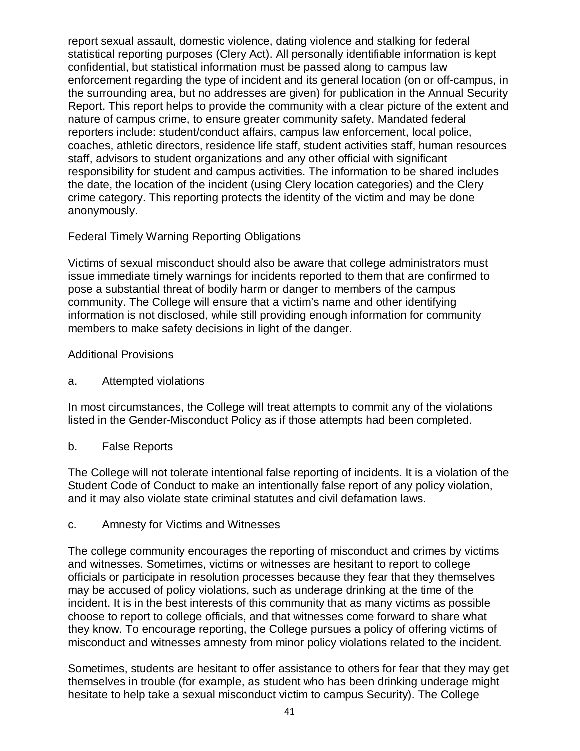report sexual assault, domestic violence, dating violence and stalking for federal statistical reporting purposes (Clery Act). All personally identifiable information is kept confidential, but statistical information must be passed along to campus law enforcement regarding the type of incident and its general location (on or off-campus, in the surrounding area, but no addresses are given) for publication in the Annual Security Report. This report helps to provide the community with a clear picture of the extent and nature of campus crime, to ensure greater community safety. Mandated federal reporters include: student/conduct affairs, campus law enforcement, local police, coaches, athletic directors, residence life staff, student activities staff, human resources staff, advisors to student organizations and any other official with significant responsibility for student and campus activities. The information to be shared includes the date, the location of the incident (using Clery location categories) and the Clery crime category. This reporting protects the identity of the victim and may be done anonymously.

Federal Timely Warning Reporting Obligations

Victims of sexual misconduct should also be aware that college administrators must issue immediate timely warnings for incidents reported to them that are confirmed to pose a substantial threat of bodily harm or danger to members of the campus community. The College will ensure that a victim's name and other identifying information is not disclosed, while still providing enough information for community members to make safety decisions in light of the danger.

Additional Provisions

a. Attempted violations

In most circumstances, the College will treat attempts to commit any of the violations listed in the Gender-Misconduct Policy as if those attempts had been completed.

b. False Reports

The College will not tolerate intentional false reporting of incidents. It is a violation of the Student Code of Conduct to make an intentionally false report of any policy violation, and it may also violate state criminal statutes and civil defamation laws.

c. Amnesty for Victims and Witnesses

The college community encourages the reporting of misconduct and crimes by victims and witnesses. Sometimes, victims or witnesses are hesitant to report to college officials or participate in resolution processes because they fear that they themselves may be accused of policy violations, such as underage drinking at the time of the incident. It is in the best interests of this community that as many victims as possible choose to report to college officials, and that witnesses come forward to share what they know. To encourage reporting, the College pursues a policy of offering victims of misconduct and witnesses amnesty from minor policy violations related to the incident.

Sometimes, students are hesitant to offer assistance to others for fear that they may get themselves in trouble (for example, as student who has been drinking underage might hesitate to help take a sexual misconduct victim to campus Security). The College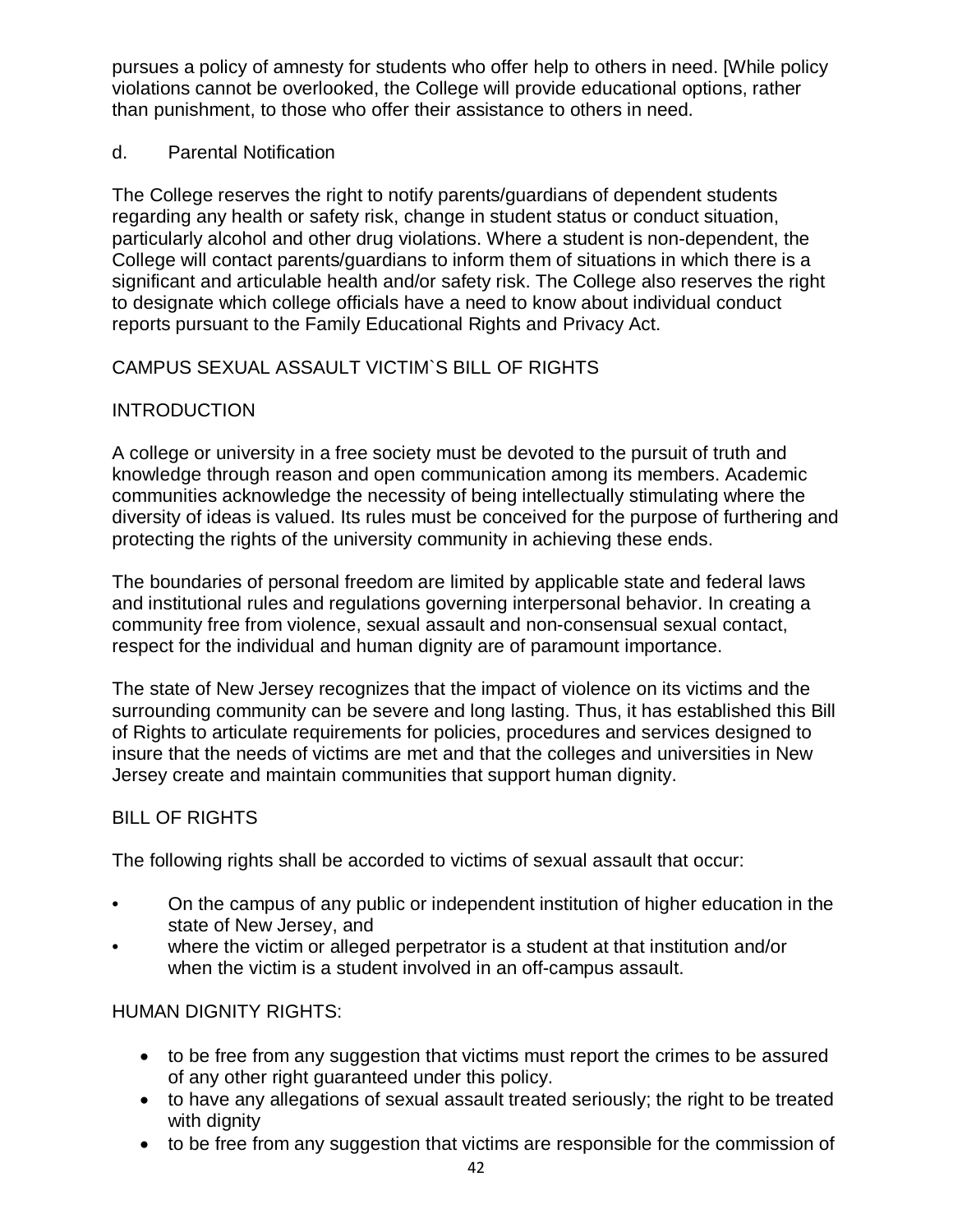pursues a policy of amnesty for students who offer help to others in need. [While policy violations cannot be overlooked, the College will provide educational options, rather than punishment, to those who offer their assistance to others in need.

d. Parental Notification

The College reserves the right to notify parents/guardians of dependent students regarding any health or safety risk, change in student status or conduct situation, particularly alcohol and other drug violations. Where a student is non-dependent, the College will contact parents/guardians to inform them of situations in which there is a significant and articulable health and/or safety risk. The College also reserves the right to designate which college officials have a need to know about individual conduct reports pursuant to the Family Educational Rights and Privacy Act.

## CAMPUS SEXUAL ASSAULT VICTIM`S BILL OF RIGHTS

### INTRODUCTION

A college or university in a free society must be devoted to the pursuit of truth and knowledge through reason and open communication among its members. Academic communities acknowledge the necessity of being intellectually stimulating where the diversity of ideas is valued. Its rules must be conceived for the purpose of furthering and protecting the rights of the university community in achieving these ends.

The boundaries of personal freedom are limited by applicable state and federal laws and institutional rules and regulations governing interpersonal behavior. In creating a community free from violence, sexual assault and non-consensual sexual contact, respect for the individual and human dignity are of paramount importance.

The state of New Jersey recognizes that the impact of violence on its victims and the surrounding community can be severe and long lasting. Thus, it has established this Bill of Rights to articulate requirements for policies, procedures and services designed to insure that the needs of victims are met and that the colleges and universities in New Jersey create and maintain communities that support human dignity.

### BILL OF RIGHTS

The following rights shall be accorded to victims of sexual assault that occur:

- On the campus of any public or independent institution of higher education in the state of New Jersey, and
- where the victim or alleged perpetrator is a student at that institution and/or when the victim is a student involved in an off-campus assault.

### HUMAN DIGNITY RIGHTS:

- to be free from any suggestion that victims must report the crimes to be assured of any other right guaranteed under this policy.
- to have any allegations of sexual assault treated seriously; the right to be treated with dignity
- to be free from any suggestion that victims are responsible for the commission of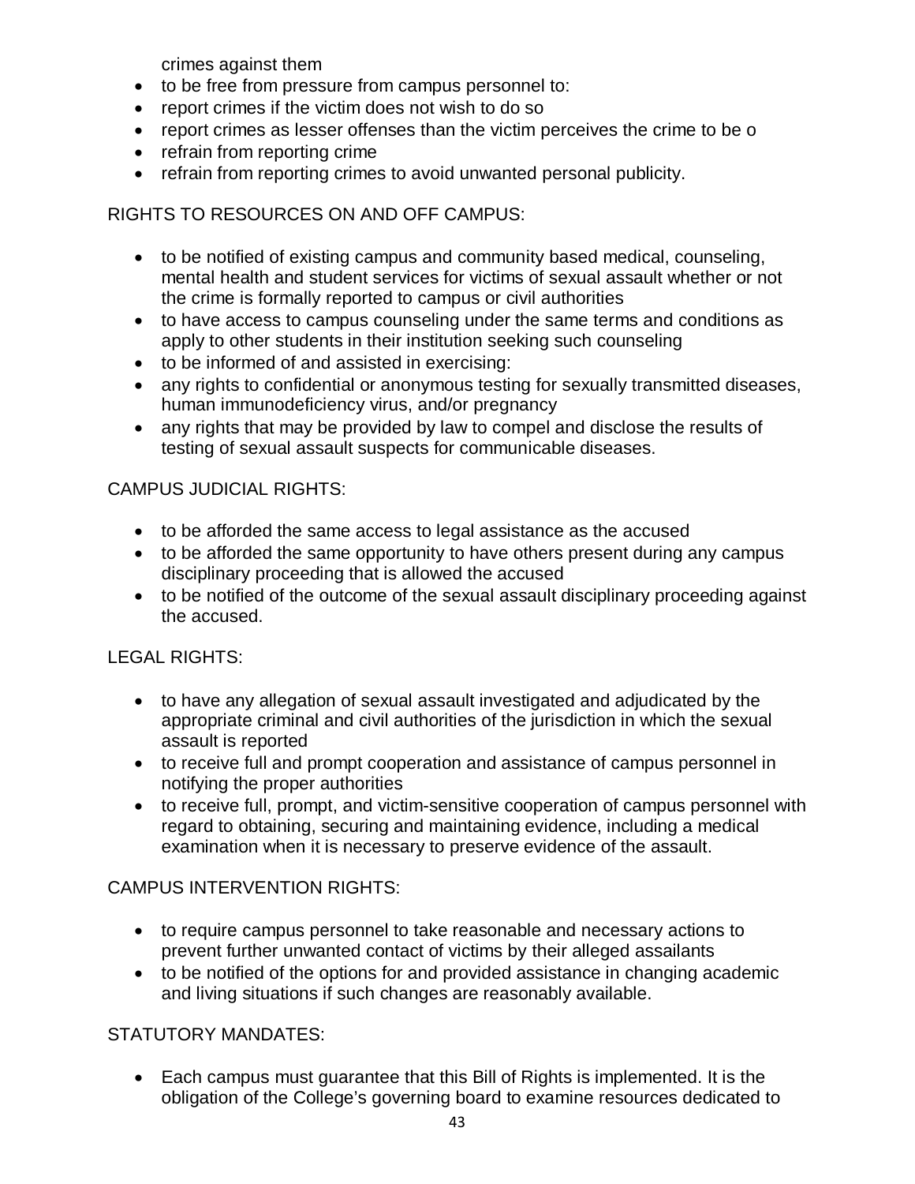crimes against them

- to be free from pressure from campus personnel to:
- report crimes if the victim does not wish to do so
- report crimes as lesser offenses than the victim perceives the crime to be o
- refrain from reporting crime
- refrain from reporting crimes to avoid unwanted personal publicity.

RIGHTS TO RESOURCES ON AND OFF CAMPUS:

- to be notified of existing campus and community based medical, counseling, mental health and student services for victims of sexual assault whether or not the crime is formally reported to campus or civil authorities
- to have access to campus counseling under the same terms and conditions as apply to other students in their institution seeking such counseling
- to be informed of and assisted in exercising:
- any rights to confidential or anonymous testing for sexually transmitted diseases, human immunodeficiency virus, and/or pregnancy
- any rights that may be provided by law to compel and disclose the results of testing of sexual assault suspects for communicable diseases.

CAMPUS JUDICIAL RIGHTS:

- to be afforded the same access to legal assistance as the accused
- to be afforded the same opportunity to have others present during any campus disciplinary proceeding that is allowed the accused
- to be notified of the outcome of the sexual assault disciplinary proceeding against the accused.

LEGAL RIGHTS:

- to have any allegation of sexual assault investigated and adjudicated by the appropriate criminal and civil authorities of the jurisdiction in which the sexual assault is reported
- to receive full and prompt cooperation and assistance of campus personnel in notifying the proper authorities
- to receive full, prompt, and victim-sensitive cooperation of campus personnel with regard to obtaining, securing and maintaining evidence, including a medical examination when it is necessary to preserve evidence of the assault.

CAMPUS INTERVENTION RIGHTS:

- to require campus personnel to take reasonable and necessary actions to prevent further unwanted contact of victims by their alleged assailants
- to be notified of the options for and provided assistance in changing academic and living situations if such changes are reasonably available.

STATUTORY MANDATES:

- Each campus must guarantee that this Bill of Rights is implemented. It is the obligation of the College's governing board to examine resources dedicated to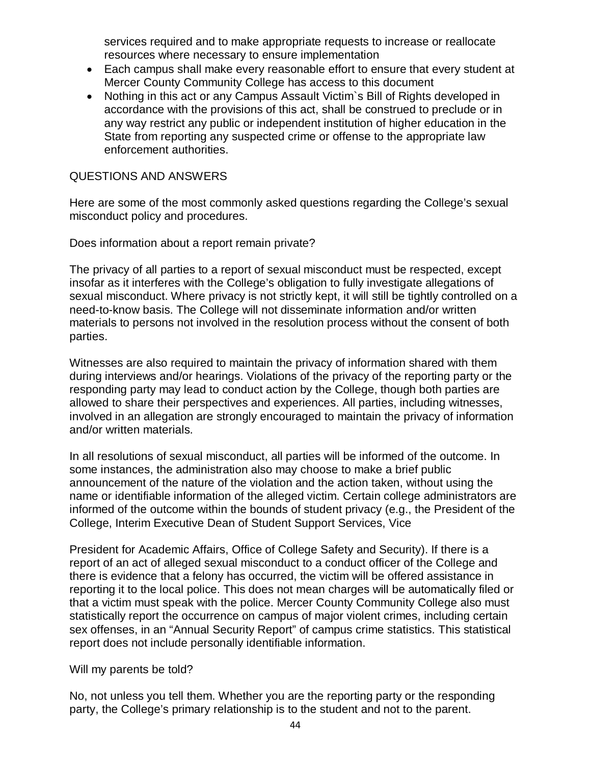services required and to make appropriate requests to increase or reallocate resources where necessary to ensure implementation

- Each campus shall make every reasonable effort to ensure that every student at Mercer County Community College has access to this document
- Nothing in this act or any Campus Assault Victim`s Bill of Rights developed in accordance with the provisions of this act, shall be construed to preclude or in any way restrict any public or independent institution of higher education in the State from reporting any suspected crime or offense to the appropriate law enforcement authorities.

QUESTIONS AND ANSWERS

Here are some of the most commonly asked questions regarding the College's sexual misconduct policy and procedures.

Does information about a report remain private?

The privacy of all parties to a report of sexual misconduct must be respected, except insofar as it interferes with the College's obligation to fully investigate allegations of sexual misconduct. Where privacy is not strictly kept, it will still be tightly controlled on a need-to-know basis. The College will not disseminate information and/or written materials to persons not involved in the resolution process without the consent of both parties.

Witnesses are also required to maintain the privacy of information shared with them during interviews and/or hearings. Violations of the privacy of the reporting party or the responding party may lead to conduct action by the College, though both parties are allowed to share their perspectives and experiences. All parties, including witnesses, involved in an allegation are strongly encouraged to maintain the privacy of information and/or written materials.

In all resolutions of sexual misconduct, all parties will be informed of the outcome. In some instances, the administration also may choose to make a brief public announcement of the nature of the violation and the action taken, without using the name or identifiable information of the alleged victim. Certain college administrators are informed of the outcome within the bounds of student privacy (e.g., the President of the College, Interim Executive Dean of Student Support Services, Vice

President for Academic Affairs, Office of College Safety and Security). If there is a report of an act of alleged sexual misconduct to a conduct officer of the College and there is evidence that a felony has occurred, the victim will be offered assistance in reporting it to the local police. This does not mean charges will be automatically filed or that a victim must speak with the police. Mercer County Community College also must statistically report the occurrence on campus of major violent crimes, including certain sex offenses, in an "Annual Security Report" of campus crime statistics. This statistical report does not include personally identifiable information.

Will my parents be told?

No, not unless you tell them. Whether you are the reporting party or the responding party, the College's primary relationship is to the student and not to the parent.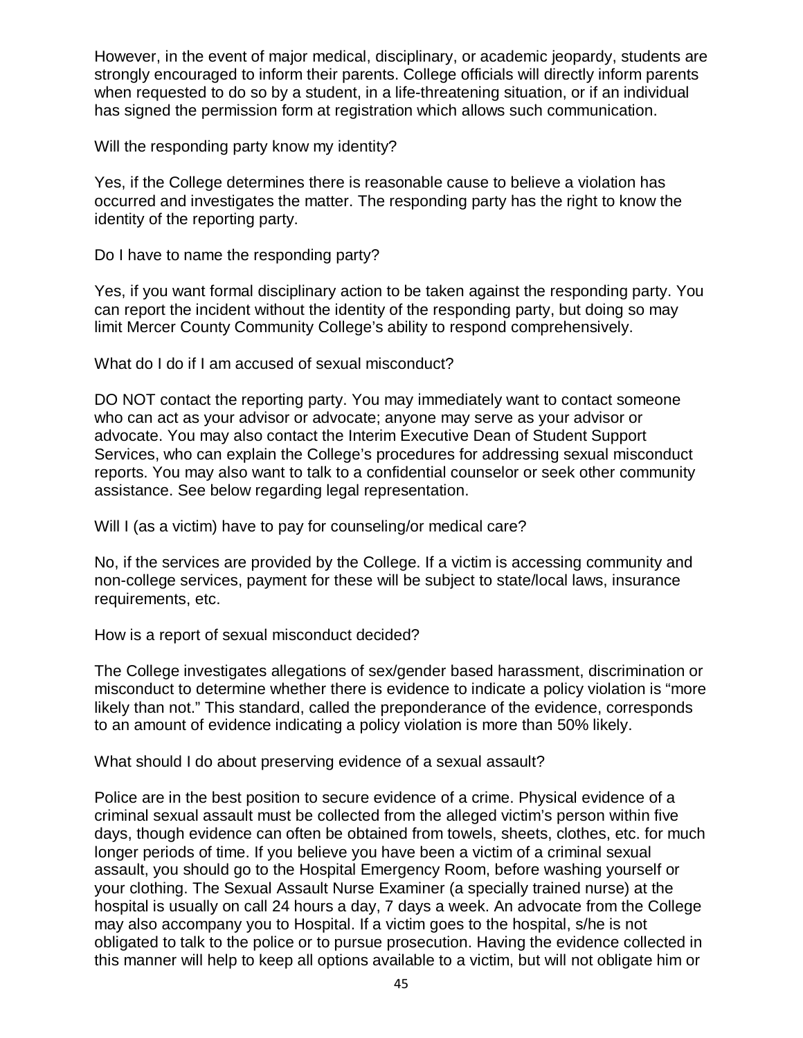However, in the event of major medical, disciplinary, or academic jeopardy, students are strongly encouraged to inform their parents. College officials will directly inform parents when requested to do so by a student, in a life-threatening situation, or if an individual has signed the permission form at registration which allows such communication.

Will the responding party know my identity?

Yes, if the College determines there is reasonable cause to believe a violation has occurred and investigates the matter. The responding party has the right to know the identity of the reporting party.

Do I have to name the responding party?

Yes, if you want formal disciplinary action to be taken against the responding party. You can report the incident without the identity of the responding party, but doing so may limit Mercer County Community College's ability to respond comprehensively.

What do I do if I am accused of sexual misconduct?

DO NOT contact the reporting party. You may immediately want to contact someone who can act as your advisor or advocate; anyone may serve as your advisor or advocate. You may also contact the Interim Executive Dean of Student Support Services, who can explain the College's procedures for addressing sexual misconduct reports. You may also want to talk to a confidential counselor or seek other community assistance. See below regarding legal representation.

Will I (as a victim) have to pay for counseling/or medical care?

No, if the services are provided by the College. If a victim is accessing community and non-college services, payment for these will be subject to state/local laws, insurance requirements, etc.

How is a report of sexual misconduct decided?

The College investigates allegations of sex/gender based harassment, discrimination or misconduct to determine whether there is evidence to indicate a policy violation is "more likely than not." This standard, called the preponderance of the evidence, corresponds to an amount of evidence indicating a policy violation is more than 50% likely.

What should I do about preserving evidence of a sexual assault?

Police are in the best position to secure evidence of a crime. Physical evidence of a criminal sexual assault must be collected from the alleged victim's person within five days, though evidence can often be obtained from towels, sheets, clothes, etc. for much longer periods of time. If you believe you have been a victim of a criminal sexual assault, you should go to the Hospital Emergency Room, before washing yourself or your clothing. The Sexual Assault Nurse Examiner (a specially trained nurse) at the hospital is usually on call 24 hours a day, 7 days a week. An advocate from the College may also accompany you to Hospital. If a victim goes to the hospital, s/he is not obligated to talk to the police or to pursue prosecution. Having the evidence collected in this manner will help to keep all options available to a victim, but will not obligate him or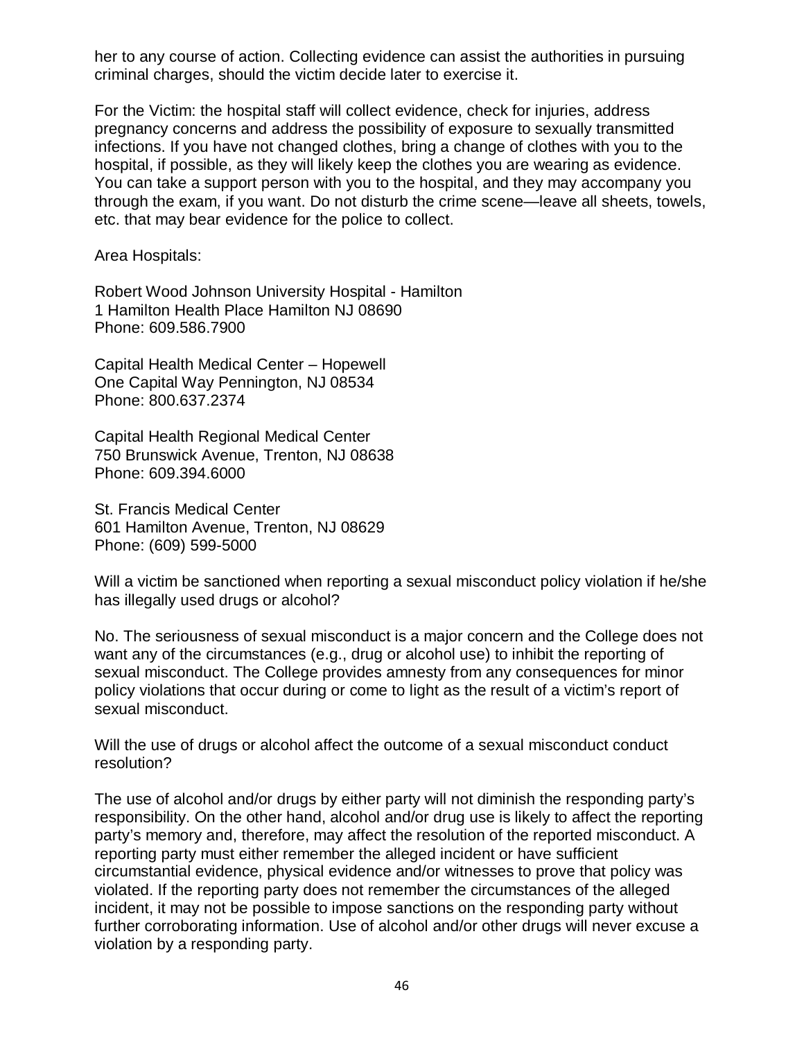her to any course of action. Collecting evidence can assist the authorities in pursuing criminal charges, should the victim decide later to exercise it.

For the Victim: the hospital staff will collect evidence, check for injuries, address pregnancy concerns and address the possibility of exposure to sexually transmitted infections. If you have not changed clothes, bring a change of clothes with you to the hospital, if possible, as they will likely keep the clothes you are wearing as evidence. You can take a support person with you to the hospital, and they may accompany you through the exam, if you want. Do not disturb the crime scene—leave all sheets, towels, etc. that may bear evidence for the police to collect.

Area Hospitals:

Robert Wood Johnson University Hospital - Hamilton
1 Hamilton Health Place Hamilton NJ 08690
Phone: 609.586.7900

Capital Health Medical Center – Hopewell
One Capital Way Pennington, NJ 08534
Phone: 800.637.2374

Capital Health Regional Medical Center
750 Brunswick Avenue, Trenton, NJ 08638
Phone: 609.394.6000

St. Francis Medical Center
601 Hamilton Avenue, Trenton, NJ 08629
Phone: (609) 599-5000

Will a victim be sanctioned when reporting a sexual misconduct policy violation if he/she has illegally used drugs or alcohol?

No. The seriousness of sexual misconduct is a major concern and the College does not want any of the circumstances (e.g., drug or alcohol use) to inhibit the reporting of sexual misconduct. The College provides amnesty from any consequences for minor policy violations that occur during or come to light as the result of a victim's report of sexual misconduct.

Will the use of drugs or alcohol affect the outcome of a sexual misconduct conduct resolution?

The use of alcohol and/or drugs by either party will not diminish the responding party's responsibility. On the other hand, alcohol and/or drug use is likely to affect the reporting party's memory and, therefore, may affect the resolution of the reported misconduct. A reporting party must either remember the alleged incident or have sufficient circumstantial evidence, physical evidence and/or witnesses to prove that policy was violated. If the reporting party does not remember the circumstances of the alleged incident, it may not be possible to impose sanctions on the responding party without further corroborating information. Use of alcohol and/or other drugs will never excuse a violation by a responding party.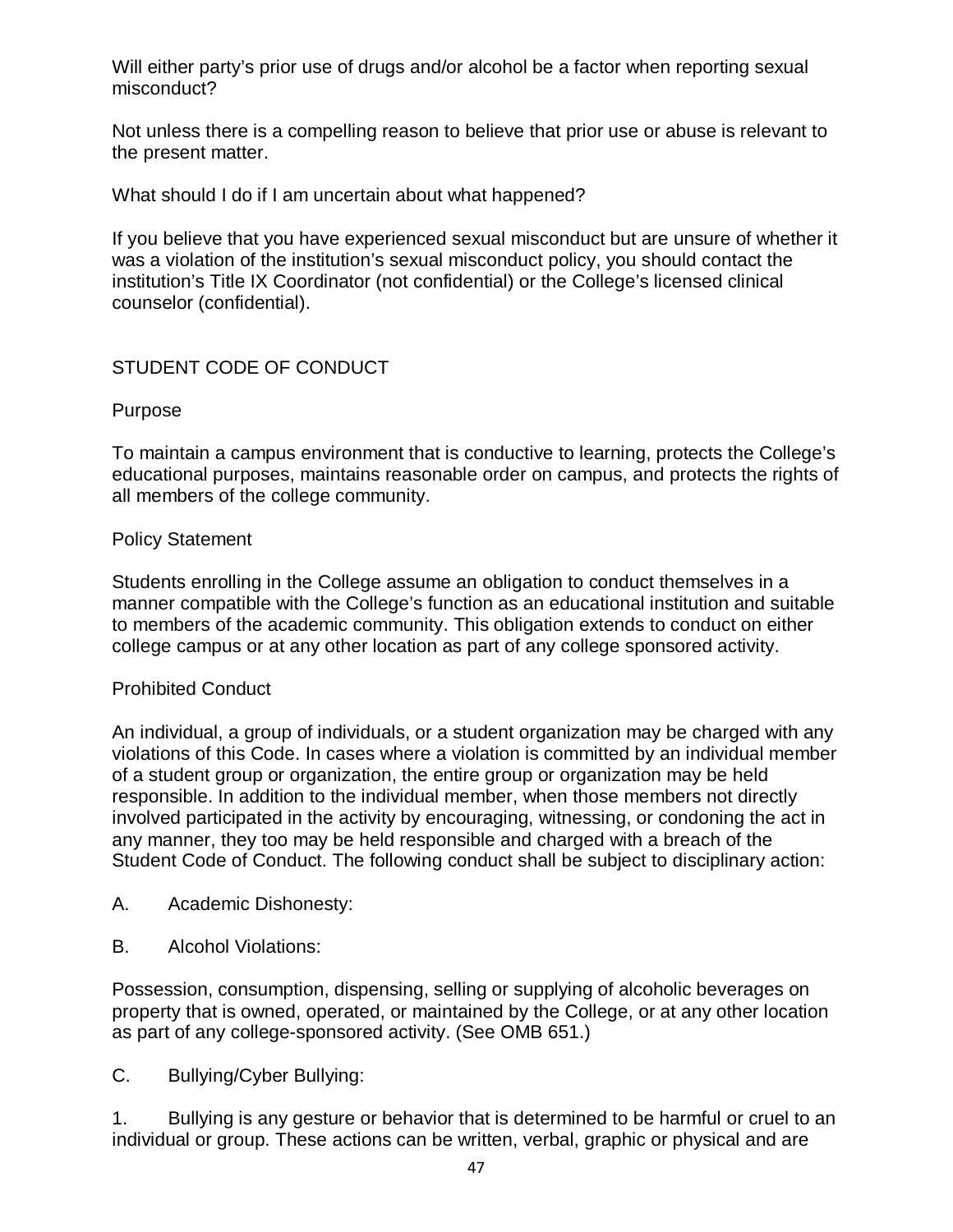Will either party's prior use of drugs and/or alcohol be a factor when reporting sexual misconduct?

Not unless there is a compelling reason to believe that prior use or abuse is relevant to the present matter.

What should I do if I am uncertain about what happened?

If you believe that you have experienced sexual misconduct but are unsure of whether it was a violation of the institution's sexual misconduct policy, you should contact the institution's Title IX Coordinator (not confidential) or the College's licensed clinical counselor (confidential).

## STUDENT CODE OF CONDUCT

### Purpose

To maintain a campus environment that is conductive to learning, protects the College's educational purposes, maintains reasonable order on campus, and protects the rights of all members of the college community.

### Policy Statement

Students enrolling in the College assume an obligation to conduct themselves in a manner compatible with the College's function as an educational institution and suitable to members of the academic community. This obligation extends to conduct on either college campus or at any other location as part of any college sponsored activity.

### Prohibited Conduct

An individual, a group of individuals, or a student organization may be charged with any violations of this Code. In cases where a violation is committed by an individual member of a student group or organization, the entire group or organization may be held responsible. In addition to the individual member, when those members not directly involved participated in the activity by encouraging, witnessing, or condoning the act in any manner, they too may be held responsible and charged with a breach of the Student Code of Conduct. The following conduct shall be subject to disciplinary action:

A. Academic Dishonesty:

B. Alcohol Violations:

Possession, consumption, dispensing, selling or supplying of alcoholic beverages on property that is owned, operated, or maintained by the College, or at any other location as part of any college-sponsored activity. (See OMB 651.)

C. Bullying/Cyber Bullying:

1. Bullying is any gesture or behavior that is determined to be harmful or cruel to an individual or group. These actions can be written, verbal, graphic or physical and are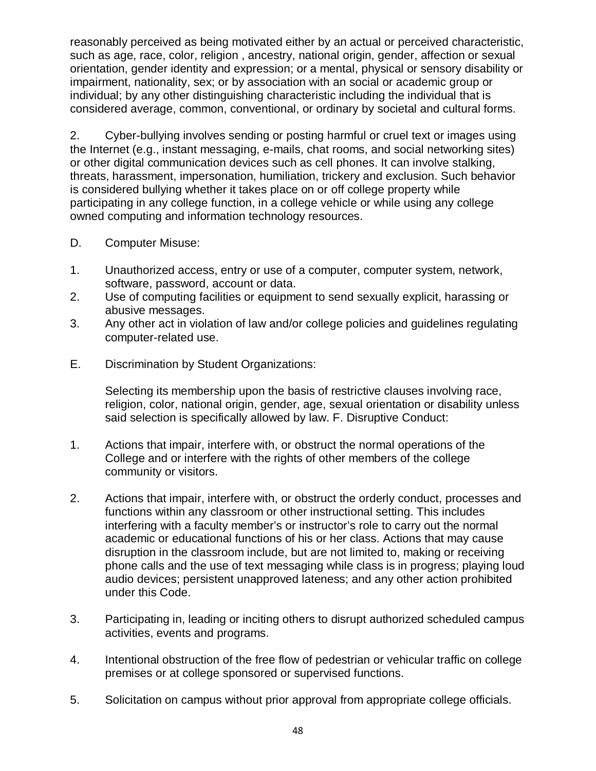reasonably perceived as being motivated either by an actual or perceived characteristic, such as age, race, color, religion , ancestry, national origin, gender, affection or sexual orientation, gender identity and expression; or a mental, physical or sensory disability or impairment, nationality, sex; or by association with an social or academic group or individual; by any other distinguishing characteristic including the individual that is considered average, common, conventional, or ordinary by societal and cultural forms.

2. Cyber-bullying involves sending or posting harmful or cruel text or images using the Internet (e.g., instant messaging, e-mails, chat rooms, and social networking sites) or other digital communication devices such as cell phones. It can involve stalking, threats, harassment, impersonation, humiliation, trickery and exclusion. Such behavior is considered bullying whether it takes place on or off college property while participating in any college function, in a college vehicle or while using any college owned computing and information technology resources.

D. Computer Misuse:

1. Unauthorized access, entry or use of a computer, computer system, network, software, password, account or data.
2. Use of computing facilities or equipment to send sexually explicit, harassing or abusive messages.
3. Any other act in violation of law and/or college policies and guidelines regulating computer-related use.

E. Discrimination by Student Organizations:

Selecting its membership upon the basis of restrictive clauses involving race, religion, color, national origin, gender, age, sexual orientation or disability unless said selection is specifically allowed by law. F. Disruptive Conduct:

1. Actions that impair, interfere with, or obstruct the normal operations of the College and or interfere with the rights of other members of the college community or visitors.

2. Actions that impair, interfere with, or obstruct the orderly conduct, processes and functions within any classroom or other instructional setting. This includes interfering with a faculty member's or instructor's role to carry out the normal academic or educational functions of his or her class. Actions that may cause disruption in the classroom include, but are not limited to, making or receiving phone calls and the use of text messaging while class is in progress; playing loud audio devices; persistent unapproved lateness; and any other action prohibited under this Code.

3. Participating in, leading or inciting others to disrupt authorized scheduled campus activities, events and programs.

4. Intentional obstruction of the free flow of pedestrian or vehicular traffic on college premises or at college sponsored or supervised functions.

5. Solicitation on campus without prior approval from appropriate college officials.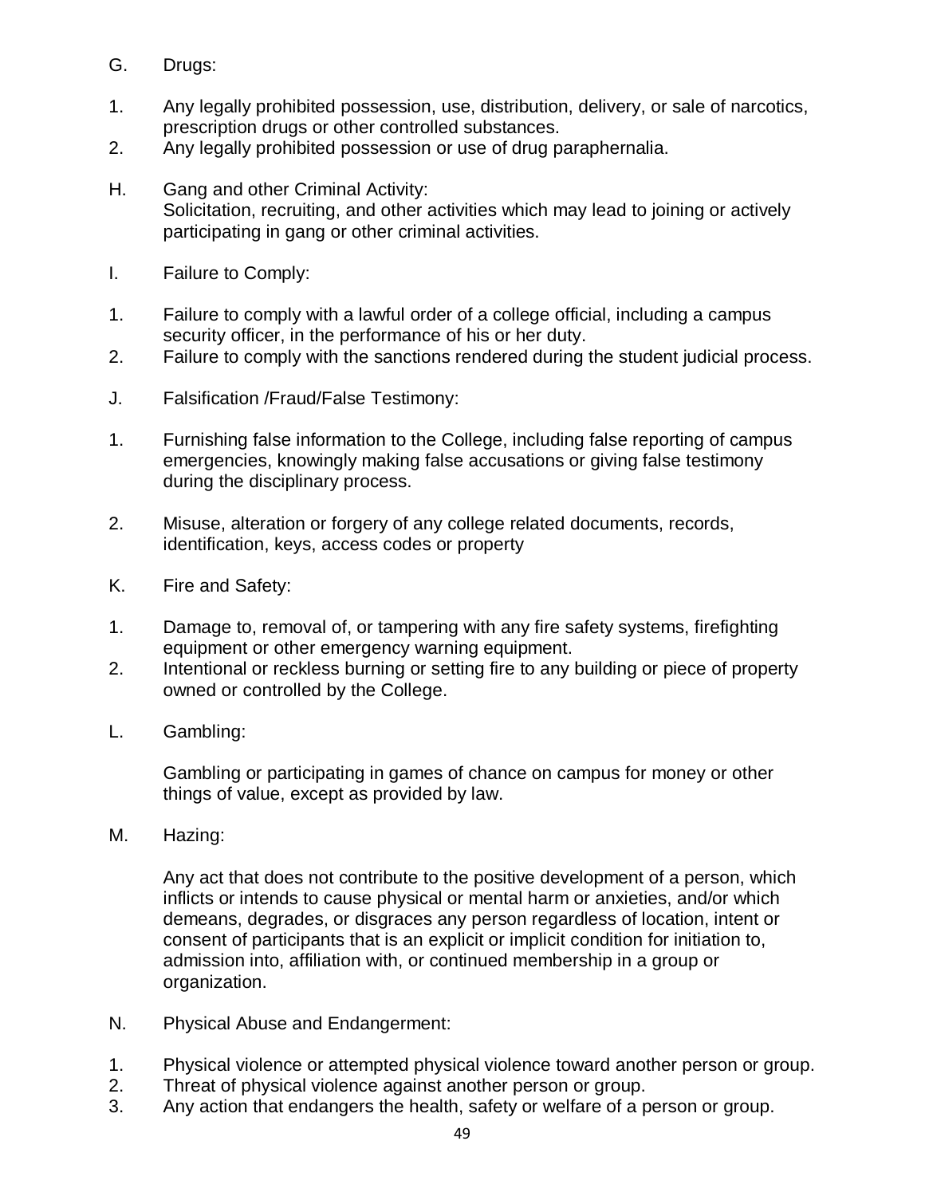G. Drugs:

1. Any legally prohibited possession, use, distribution, delivery, or sale of narcotics, prescription drugs or other controlled substances.
2. Any legally prohibited possession or use of drug paraphernalia.

H. Gang and other Criminal Activity:
Solicitation, recruiting, and other activities which may lead to joining or actively participating in gang or other criminal activities.

I. Failure to Comply:

1. Failure to comply with a lawful order of a college official, including a campus security officer, in the performance of his or her duty.
2. Failure to comply with the sanctions rendered during the student judicial process.

J. Falsification /Fraud/False Testimony:

1. Furnishing false information to the College, including false reporting of campus emergencies, knowingly making false accusations or giving false testimony during the disciplinary process.

2. Misuse, alteration or forgery of any college related documents, records, identification, keys, access codes or property

K. Fire and Safety:

1. Damage to, removal of, or tampering with any fire safety systems, firefighting equipment or other emergency warning equipment.
2. Intentional or reckless burning or setting fire to any building or piece of property owned or controlled by the College.

L. Gambling:

Gambling or participating in games of chance on campus for money or other things of value, except as provided by law.

M. Hazing:

Any act that does not contribute to the positive development of a person, which inflicts or intends to cause physical or mental harm or anxieties, and/or which demeans, degrades, or disgraces any person regardless of location, intent or consent of participants that is an explicit or implicit condition for initiation to, admission into, affiliation with, or continued membership in a group or organization.

N. Physical Abuse and Endangerment:

1. Physical violence or attempted physical violence toward another person or group.
2. Threat of physical violence against another person or group.
3. Any action that endangers the health, safety or welfare of a person or group.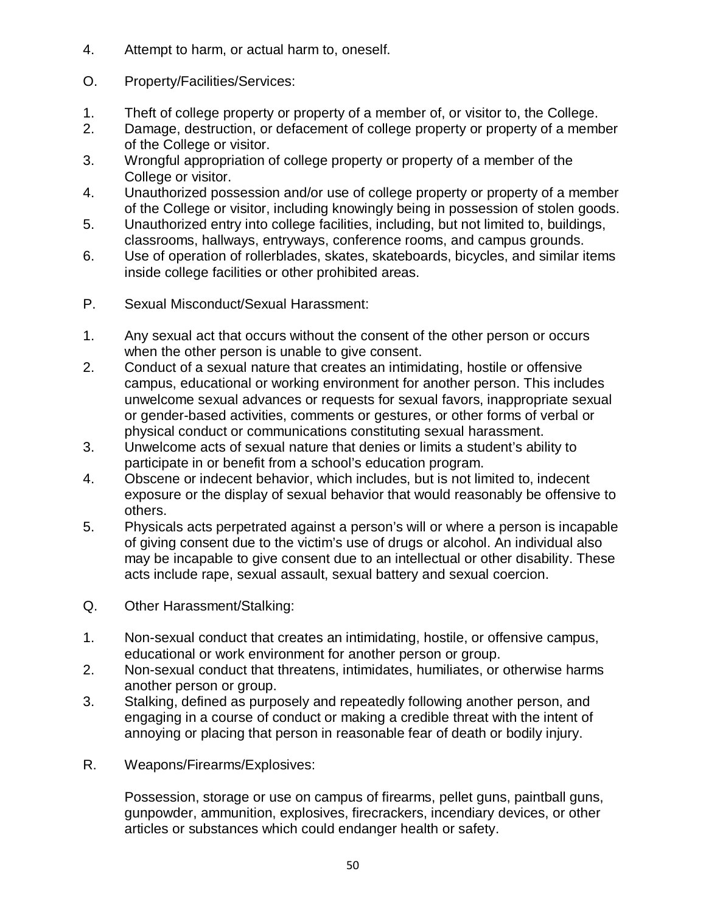4. Attempt to harm, or actual harm to, oneself.

O. Property/Facilities/Services:

1. Theft of college property or property of a member of, or visitor to, the College.
2. Damage, destruction, or defacement of college property or property of a member of the College or visitor.
3. Wrongful appropriation of college property or property of a member of the College or visitor.
4. Unauthorized possession and/or use of college property or property of a member of the College or visitor, including knowingly being in possession of stolen goods.
5. Unauthorized entry into college facilities, including, but not limited to, buildings, classrooms, hallways, entryways, conference rooms, and campus grounds.
6. Use of operation of rollerblades, skates, skateboards, bicycles, and similar items inside college facilities or other prohibited areas.

P. Sexual Misconduct/Sexual Harassment:

1. Any sexual act that occurs without the consent of the other person or occurs when the other person is unable to give consent.
2. Conduct of a sexual nature that creates an intimidating, hostile or offensive campus, educational or working environment for another person. This includes unwelcome sexual advances or requests for sexual favors, inappropriate sexual or gender-based activities, comments or gestures, or other forms of verbal or physical conduct or communications constituting sexual harassment.
3. Unwelcome acts of sexual nature that denies or limits a student's ability to participate in or benefit from a school's education program.
4. Obscene or indecent behavior, which includes, but is not limited to, indecent exposure or the display of sexual behavior that would reasonably be offensive to others.
5. Physicals acts perpetrated against a person's will or where a person is incapable of giving consent due to the victim's use of drugs or alcohol. An individual also may be incapable to give consent due to an intellectual or other disability. These acts include rape, sexual assault, sexual battery and sexual coercion.

Q. Other Harassment/Stalking:

1. Non-sexual conduct that creates an intimidating, hostile, or offensive campus, educational or work environment for another person or group.
2. Non-sexual conduct that threatens, intimidates, humiliates, or otherwise harms another person or group.
3. Stalking, defined as purposely and repeatedly following another person, and engaging in a course of conduct or making a credible threat with the intent of annoying or placing that person in reasonable fear of death or bodily injury.

R. Weapons/Firearms/Explosives:

Possession, storage or use on campus of firearms, pellet guns, paintball guns, gunpowder, ammunition, explosives, firecrackers, incendiary devices, or other articles or substances which could endanger health or safety.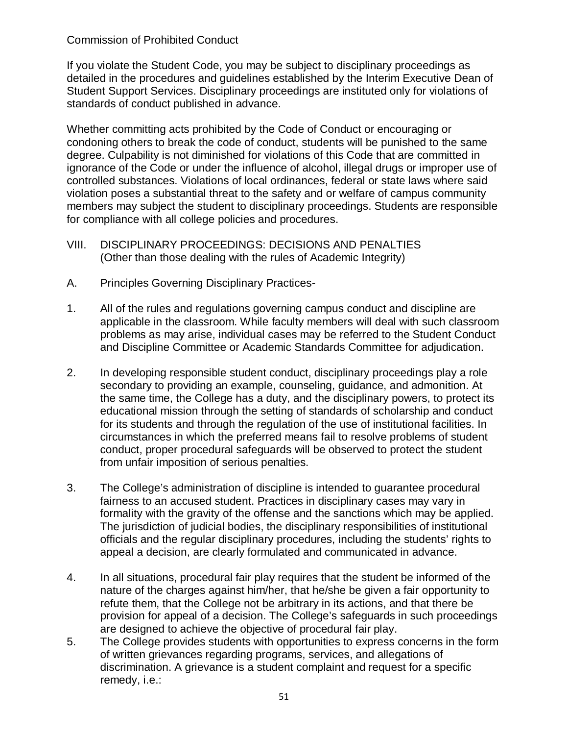Commission of Prohibited Conduct

If you violate the Student Code, you may be subject to disciplinary proceedings as detailed in the procedures and guidelines established by the Interim Executive Dean of Student Support Services. Disciplinary proceedings are instituted only for violations of standards of conduct published in advance.

Whether committing acts prohibited by the Code of Conduct or encouraging or condoning others to break the code of conduct, students will be punished to the same degree. Culpability is not diminished for violations of this Code that are committed in ignorance of the Code or under the influence of alcohol, illegal drugs or improper use of controlled substances. Violations of local ordinances, federal or state laws where said violation poses a substantial threat to the safety and or welfare of campus community members may subject the student to disciplinary proceedings. Students are responsible for compliance with all college policies and procedures.

## VIII. DISCIPLINARY PROCEEDINGS: DECISIONS AND PENALTIES (Other than those dealing with the rules of Academic Integrity)

### A. Principles Governing Disciplinary Practices-

1. All of the rules and regulations governing campus conduct and discipline are applicable in the classroom. While faculty members will deal with such classroom problems as may arise, individual cases may be referred to the Student Conduct and Discipline Committee or Academic Standards Committee for adjudication.

2. In developing responsible student conduct, disciplinary proceedings play a role secondary to providing an example, counseling, guidance, and admonition. At the same time, the College has a duty, and the disciplinary powers, to protect its educational mission through the setting of standards of scholarship and conduct for its students and through the regulation of the use of institutional facilities. In circumstances in which the preferred means fail to resolve problems of student conduct, proper procedural safeguards will be observed to protect the student from unfair imposition of serious penalties.

3. The College's administration of discipline is intended to guarantee procedural fairness to an accused student. Practices in disciplinary cases may vary in formality with the gravity of the offense and the sanctions which may be applied. The jurisdiction of judicial bodies, the disciplinary responsibilities of institutional officials and the regular disciplinary procedures, including the students' rights to appeal a decision, are clearly formulated and communicated in advance.

4. In all situations, procedural fair play requires that the student be informed of the nature of the charges against him/her, that he/she be given a fair opportunity to refute them, that the College not be arbitrary in its actions, and that there be provision for appeal of a decision. The College's safeguards in such proceedings are designed to achieve the objective of procedural fair play.

5. The College provides students with opportunities to express concerns in the form of written grievances regarding programs, services, and allegations of discrimination. A grievance is a student complaint and request for a specific remedy, i.e.: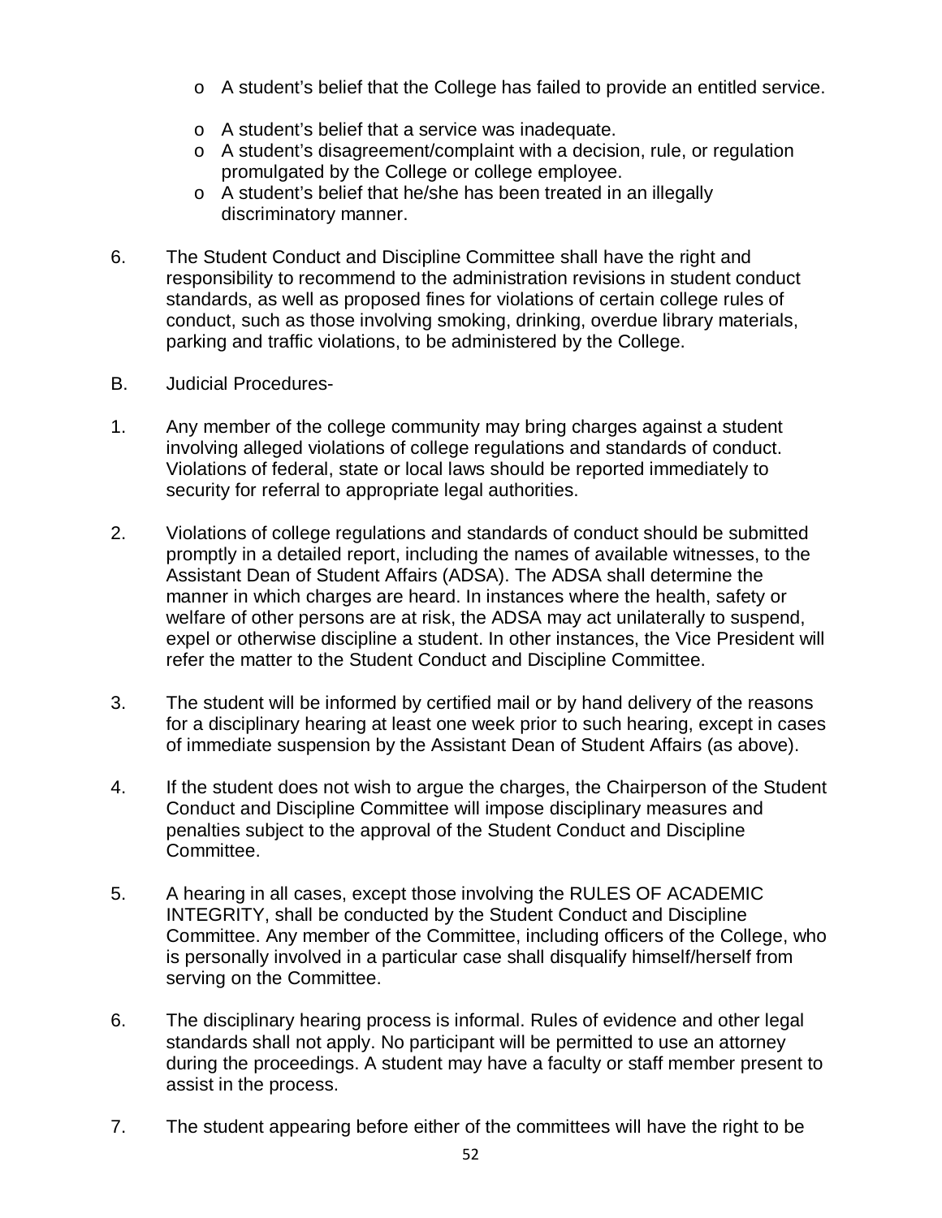- A student's belief that the College has failed to provide an entitled service.
- A student's belief that a service was inadequate.
- A student's disagreement/complaint with a decision, rule, or regulation promulgated by the College or college employee.
- A student's belief that he/she has been treated in an illegally discriminatory manner.

6. The Student Conduct and Discipline Committee shall have the right and responsibility to recommend to the administration revisions in student conduct standards, as well as proposed fines for violations of certain college rules of conduct, such as those involving smoking, drinking, overdue library materials, parking and traffic violations, to be administered by the College.

B. Judicial Procedures-

1. Any member of the college community may bring charges against a student involving alleged violations of college regulations and standards of conduct. Violations of federal, state or local laws should be reported immediately to security for referral to appropriate legal authorities.

2. Violations of college regulations and standards of conduct should be submitted promptly in a detailed report, including the names of available witnesses, to the Assistant Dean of Student Affairs (ADSA). The ADSA shall determine the manner in which charges are heard. In instances where the health, safety or welfare of other persons are at risk, the ADSA may act unilaterally to suspend, expel or otherwise discipline a student. In other instances, the Vice President will refer the matter to the Student Conduct and Discipline Committee.

3. The student will be informed by certified mail or by hand delivery of the reasons for a disciplinary hearing at least one week prior to such hearing, except in cases of immediate suspension by the Assistant Dean of Student Affairs (as above).

4. If the student does not wish to argue the charges, the Chairperson of the Student Conduct and Discipline Committee will impose disciplinary measures and penalties subject to the approval of the Student Conduct and Discipline Committee.

5. A hearing in all cases, except those involving the RULES OF ACADEMIC INTEGRITY, shall be conducted by the Student Conduct and Discipline Committee. Any member of the Committee, including officers of the College, who is personally involved in a particular case shall disqualify himself/herself from serving on the Committee.

6. The disciplinary hearing process is informal. Rules of evidence and other legal standards shall not apply. No participant will be permitted to use an attorney during the proceedings. A student may have a faculty or staff member present to assist in the process.

7. The student appearing before either of the committees will have the right to be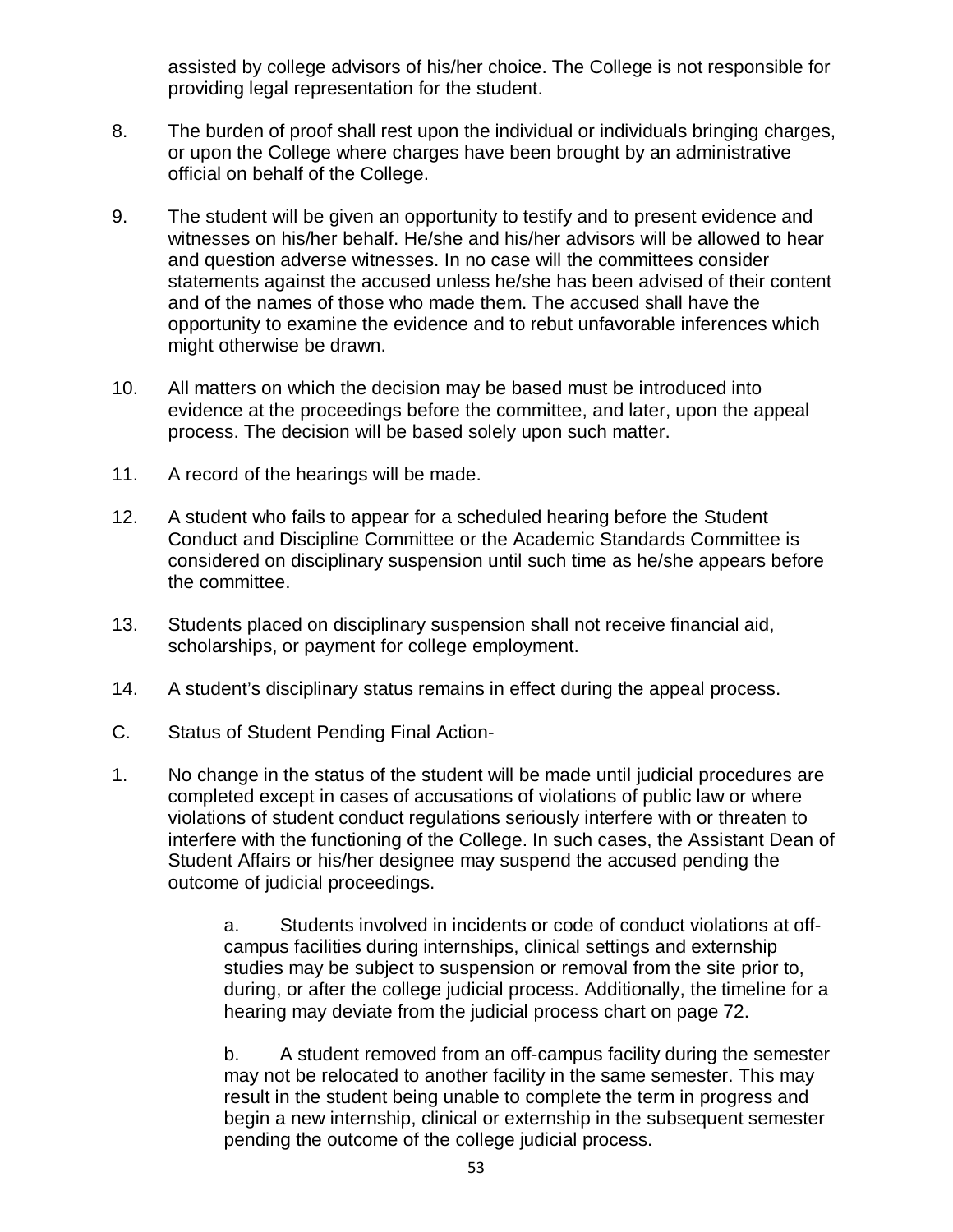assisted by college advisors of his/her choice. The College is not responsible for providing legal representation for the student.

8. The burden of proof shall rest upon the individual or individuals bringing charges, or upon the College where charges have been brought by an administrative official on behalf of the College.

9. The student will be given an opportunity to testify and to present evidence and witnesses on his/her behalf. He/she and his/her advisors will be allowed to hear and question adverse witnesses. In no case will the committees consider statements against the accused unless he/she has been advised of their content and of the names of those who made them. The accused shall have the opportunity to examine the evidence and to rebut unfavorable inferences which might otherwise be drawn.

10. All matters on which the decision may be based must be introduced into evidence at the proceedings before the committee, and later, upon the appeal process. The decision will be based solely upon such matter.

11. A record of the hearings will be made.

12. A student who fails to appear for a scheduled hearing before the Student Conduct and Discipline Committee or the Academic Standards Committee is considered on disciplinary suspension until such time as he/she appears before the committee.

13. Students placed on disciplinary suspension shall not receive financial aid, scholarships, or payment for college employment.

14. A student's disciplinary status remains in effect during the appeal process.

C. Status of Student Pending Final Action-

1. No change in the status of the student will be made until judicial procedures are completed except in cases of accusations of violations of public law or where violations of student conduct regulations seriously interfere with or threaten to interfere with the functioning of the College. In such cases, the Assistant Dean of Student Affairs or his/her designee may suspend the accused pending the outcome of judicial proceedings.

    a. Students involved in incidents or code of conduct violations at off-campus facilities during internships, clinical settings and externship studies may be subject to suspension or removal from the site prior to, during, or after the college judicial process. Additionally, the timeline for a hearing may deviate from the judicial process chart on page 72.

    b. A student removed from an off-campus facility during the semester may not be relocated to another facility in the same semester. This may result in the student being unable to complete the term in progress and begin a new internship, clinical or externship in the subsequent semester pending the outcome of the college judicial process.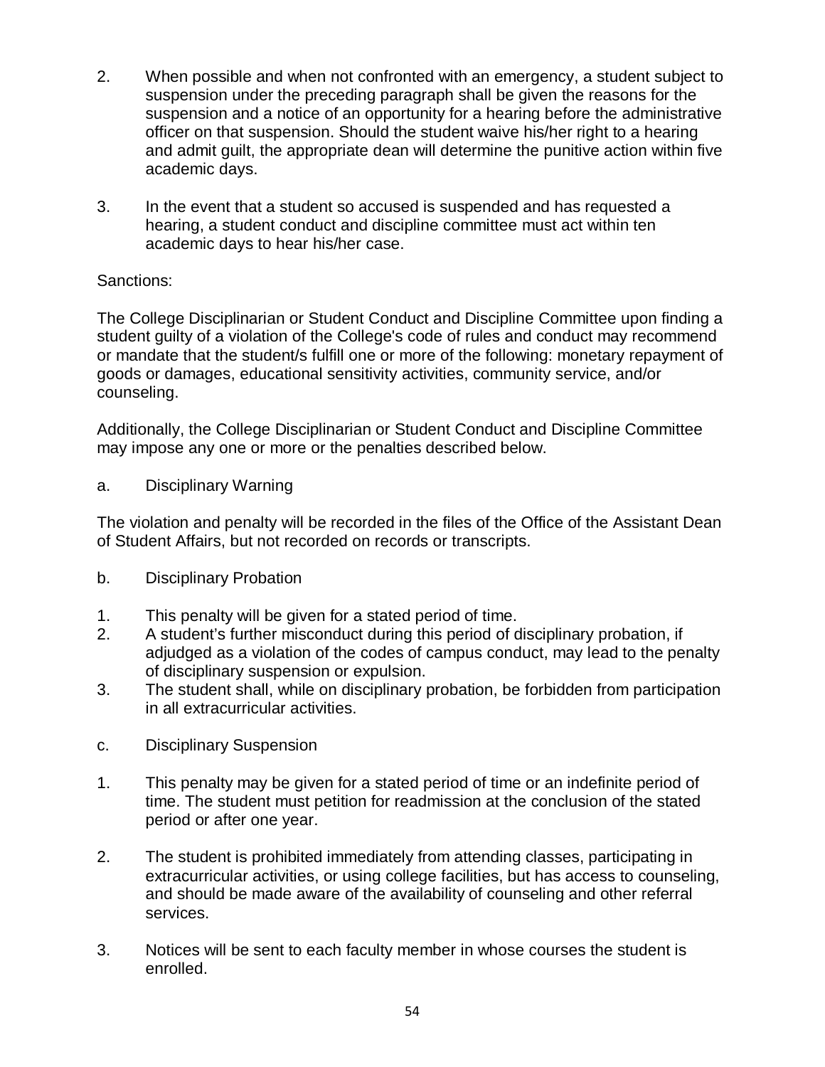2. When possible and when not confronted with an emergency, a student subject to suspension under the preceding paragraph shall be given the reasons for the suspension and a notice of an opportunity for a hearing before the administrative officer on that suspension. Should the student waive his/her right to a hearing and admit guilt, the appropriate dean will determine the punitive action within five academic days.

3. In the event that a student so accused is suspended and has requested a hearing, a student conduct and discipline committee must act within ten academic days to hear his/her case.

Sanctions:

The College Disciplinarian or Student Conduct and Discipline Committee upon finding a student guilty of a violation of the College's code of rules and conduct may recommend or mandate that the student/s fulfill one or more of the following: monetary repayment of goods or damages, educational sensitivity activities, community service, and/or counseling.

Additionally, the College Disciplinarian or Student Conduct and Discipline Committee may impose any one or more or the penalties described below.

a. Disciplinary Warning

The violation and penalty will be recorded in the files of the Office of the Assistant Dean of Student Affairs, but not recorded on records or transcripts.

b. Disciplinary Probation

1. This penalty will be given for a stated period of time.
2. A student's further misconduct during this period of disciplinary probation, if adjudged as a violation of the codes of campus conduct, may lead to the penalty of disciplinary suspension or expulsion.
3. The student shall, while on disciplinary probation, be forbidden from participation in all extracurricular activities.

c. Disciplinary Suspension

1. This penalty may be given for a stated period of time or an indefinite period of time. The student must petition for readmission at the conclusion of the stated period or after one year.

2. The student is prohibited immediately from attending classes, participating in extracurricular activities, or using college facilities, but has access to counseling, and should be made aware of the availability of counseling and other referral services.

3. Notices will be sent to each faculty member in whose courses the student is enrolled.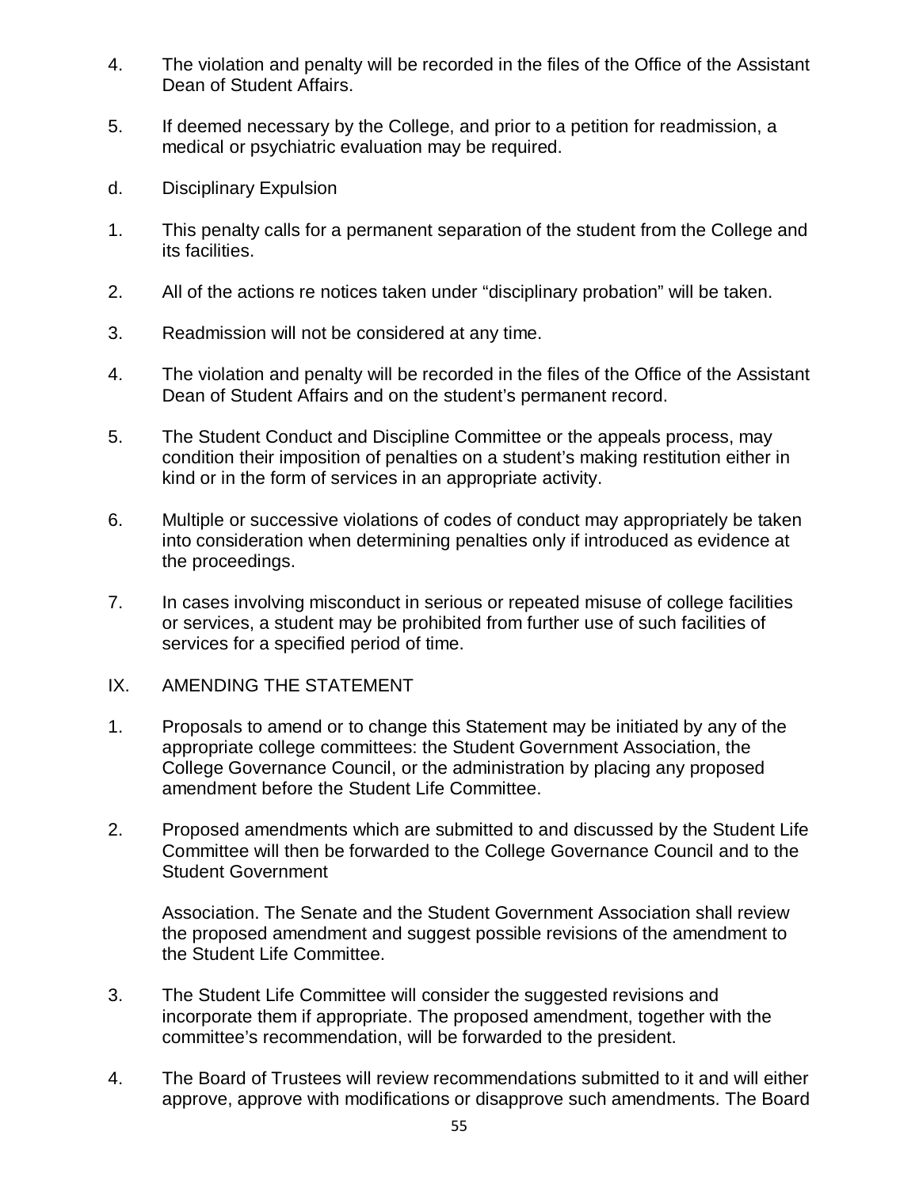4. The violation and penalty will be recorded in the files of the Office of the Assistant Dean of Student Affairs.

5. If deemed necessary by the College, and prior to a petition for readmission, a medical or psychiatric evaluation may be required.

d. Disciplinary Expulsion

1. This penalty calls for a permanent separation of the student from the College and its facilities.

2. All of the actions re notices taken under "disciplinary probation" will be taken.

3. Readmission will not be considered at any time.

4. The violation and penalty will be recorded in the files of the Office of the Assistant Dean of Student Affairs and on the student's permanent record.

5. The Student Conduct and Discipline Committee or the appeals process, may condition their imposition of penalties on a student's making restitution either in kind or in the form of services in an appropriate activity.

6. Multiple or successive violations of codes of conduct may appropriately be taken into consideration when determining penalties only if introduced as evidence at the proceedings.

7. In cases involving misconduct in serious or repeated misuse of college facilities or services, a student may be prohibited from further use of such facilities of services for a specified period of time.

## IX. AMENDING THE STATEMENT

1. Proposals to amend or to change this Statement may be initiated by any of the appropriate college committees: the Student Government Association, the College Governance Council, or the administration by placing any proposed amendment before the Student Life Committee.

2. Proposed amendments which are submitted to and discussed by the Student Life Committee will then be forwarded to the College Governance Council and to the Student Government

   Association. The Senate and the Student Government Association shall review the proposed amendment and suggest possible revisions of the amendment to the Student Life Committee.

3. The Student Life Committee will consider the suggested revisions and incorporate them if appropriate. The proposed amendment, together with the committee's recommendation, will be forwarded to the president.

4. The Board of Trustees will review recommendations submitted to it and will either approve, approve with modifications or disapprove such amendments. The Board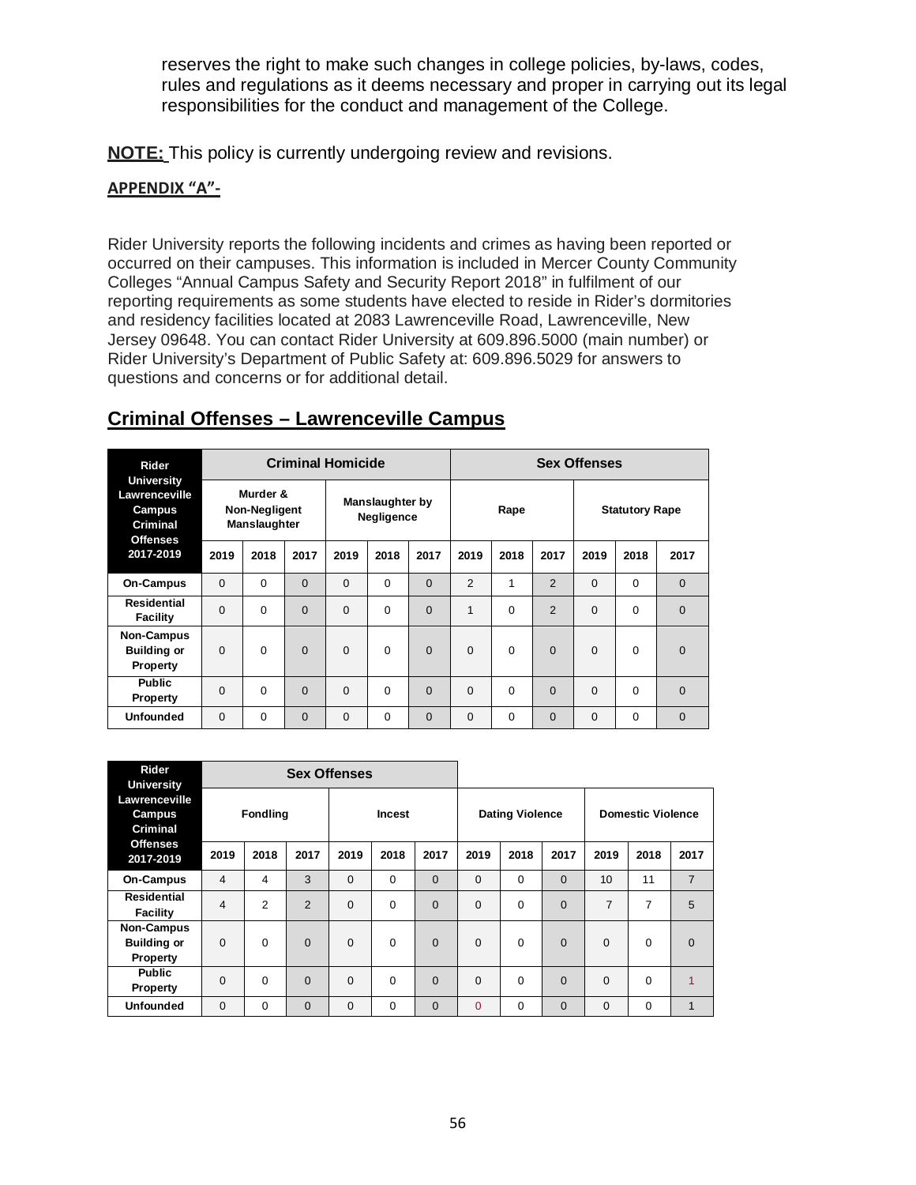reserves the right to make such changes in college policies, by-laws, codes, rules and regulations as it deems necessary and proper in carrying out its legal responsibilities for the conduct and management of the College.

**NOTE:** This policy is currently undergoing review and revisions.

**APPENDIX "A"-**

Rider University reports the following incidents and crimes as having been reported or occurred on their campuses. This information is included in Mercer County Community Colleges "Annual Campus Safety and Security Report 2018" in fulfilment of our reporting requirements as some students have elected to reside in Rider's dormitories and residency facilities located at 2083 Lawrenceville Road, Lawrenceville, New Jersey 09648. You can contact Rider University at 609.896.5000 (main number) or Rider University's Department of Public Safety at: 609.896.5029 for answers to questions and concerns or for additional detail.

## Criminal Offenses – Lawrenceville Campus

| Rider University Lawrenceville Campus Criminal Offenses 2017-2019 | Criminal Homicide | | | | | | Sex Offenses | | | | | |
|---|---|---|---|---|---|---|---|---|---|---|---|---|
| | Murder & Non-Negligent Manslaughter | | | Manslaughter by Negligence | | | Rape | | | Statutory Rape | | |
| | 2019 | 2018 | 2017 | 2019 | 2018 | 2017 | 2019 | 2018 | 2017 | 2019 | 2018 | 2017 |
| **On-Campus** | 0 | 0 | 0 | 0 | 0 | 0 | 2 | 1 | 2 | 0 | 0 | 0 |
| **Residential Facility** | 0 | 0 | 0 | 0 | 0 | 0 | 1 | 0 | 2 | 0 | 0 | 0 |
| **Non-Campus Building or Property** | 0 | 0 | 0 | 0 | 0 | 0 | 0 | 0 | 0 | 0 | 0 | 0 |
| **Public Property** | 0 | 0 | 0 | 0 | 0 | 0 | 0 | 0 | 0 | 0 | 0 | 0 |
| **Unfounded** | 0 | 0 | 0 | 0 | 0 | 0 | 0 | 0 | 0 | 0 | 0 | 0 |

| Rider University Lawrenceville Campus Criminal Offenses 2017-2019 | Sex Offenses | | | | | | | | | | | |
|---|---|---|---|---|---|---|---|---|---|---|---|---|
| | Fondling | | | Incest | | | Dating Violence | | | Domestic Violence | | |
| | 2019 | 2018 | 2017 | 2019 | 2018 | 2017 | 2019 | 2018 | 2017 | 2019 | 2018 | 2017 |
| **On-Campus** | 4 | 4 | 3 | 0 | 0 | 0 | 0 | 0 | 0 | 10 | 11 | 7 |
| **Residential Facility** | 4 | 2 | 2 | 0 | 0 | 0 | 0 | 0 | 0 | 7 | 7 | 5 |
| **Non-Campus Building or Property** | 0 | 0 | 0 | 0 | 0 | 0 | 0 | 0 | 0 | 0 | 0 | 0 |
| **Public Property** | 0 | 0 | 0 | 0 | 0 | 0 | 0 | 0 | 0 | 0 | 0 | 1 |
| **Unfounded** | 0 | 0 | 0 | 0 | 0 | 0 | 0 | 0 | 0 | 0 | 0 | 1 |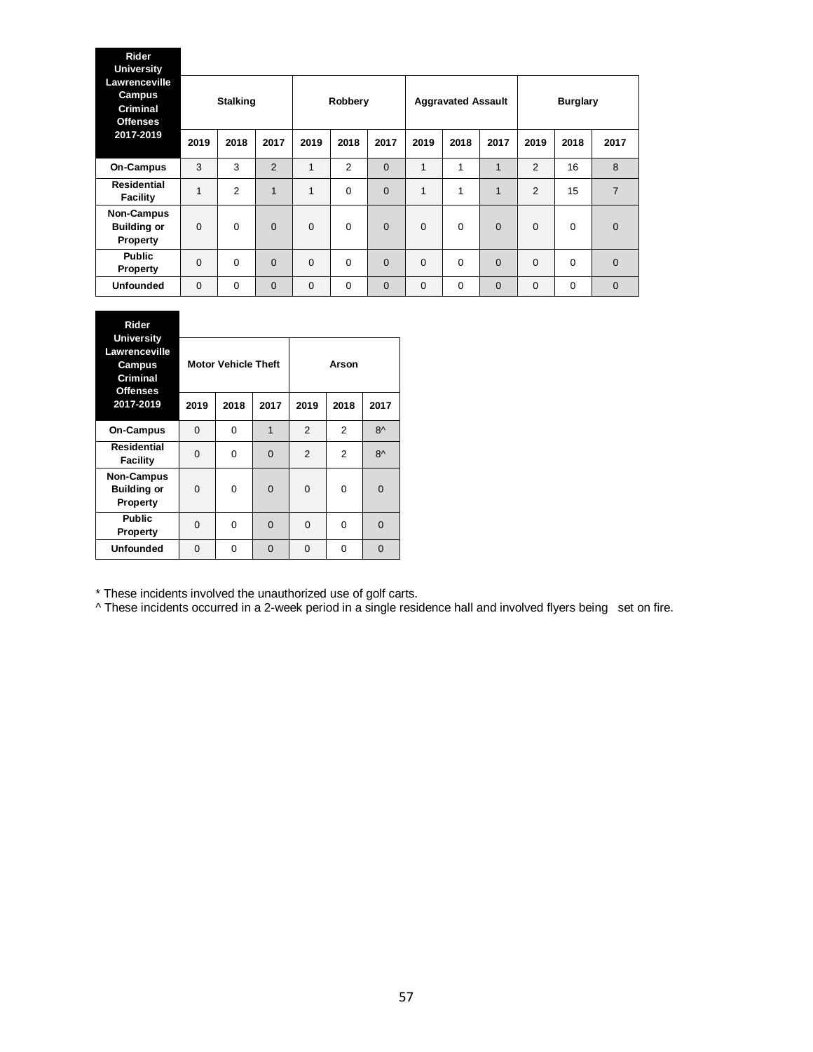| Rider University Lawrenceville Campus Criminal Offenses 2017-2019 | Stalking | | | Robbery | | | Aggravated Assault | | | Burglary | | |
|---|---|---|---|---|---|---|---|---|---|---|---|---|
| | 2019 | 2018 | 2017 | 2019 | 2018 | 2017 | 2019 | 2018 | 2017 | 2019 | 2018 | 2017 |
| On-Campus | 3 | 3 | 2 | 1 | 2 | 0 | 1 | 1 | 1 | 2 | 16 | 8 |
| Residential Facility | 1 | 2 | 1 | 1 | 0 | 0 | 1 | 1 | 1 | 2 | 15 | 7 |
| Non-Campus Building or Property | 0 | 0 | 0 | 0 | 0 | 0 | 0 | 0 | 0 | 0 | 0 | 0 |
| Public Property | 0 | 0 | 0 | 0 | 0 | 0 | 0 | 0 | 0 | 0 | 0 | 0 |
| Unfounded | 0 | 0 | 0 | 0 | 0 | 0 | 0 | 0 | 0 | 0 | 0 | 0 |

| Rider University Lawrenceville Campus Criminal Offenses 2017-2019 | Motor Vehicle Theft | | | Arson | | |
|---|---|---|---|---|---|---|
| | 2019 | 2018 | 2017 | 2019 | 2018 | 2017 |
| On-Campus | 0 | 0 | 1 | 2 | 2 | 8^ |
| Residential Facility | 0 | 0 | 0 | 2 | 2 | 8^ |
| Non-Campus Building or Property | 0 | 0 | 0 | 0 | 0 | 0 |
| Public Property | 0 | 0 | 0 | 0 | 0 | 0 |
| Unfounded | 0 | 0 | 0 | 0 | 0 | 0 |

* These incidents involved the unauthorized use of golf carts.

^ These incidents occurred in a 2-week period in a single residence hall and involved flyers being set on fire.